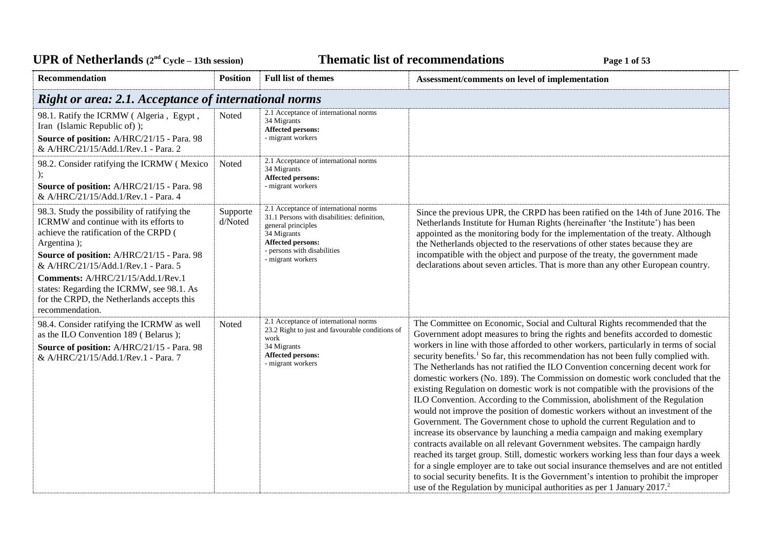# UPR of Netherlands (2nd Cycle – 13th session) Thematic list of recommendations

| Recommendation | Position | Full list of themes | Assessment/comments on level of implementation |
|---|---|---|---|
| ***Right or area: 2.1. Acceptance of international norms*** | | | |
| 98.1. Ratify the ICRMW ( Algeria , Egypt , Iran (Islamic Republic of) );<br>**Source of position:** A/HRC/21/15 - Para. 98 & A/HRC/21/15/Add.1/Rev.1 - Para. 2 | Noted | 2.1 Acceptance of international norms<br>34 Migrants<br>**Affected persons:**<br>- migrant workers | |
| 98.2. Consider ratifying the ICRMW ( Mexico );<br>**Source of position:** A/HRC/21/15 - Para. 98 & A/HRC/21/15/Add.1/Rev.1 - Para. 4 | Noted | 2.1 Acceptance of international norms<br>34 Migrants<br>**Affected persons:**<br>- migrant workers | |
| 98.3. Study the possibility of ratifying the ICRMW and continue with its efforts to achieve the ratification of the CRPD ( Argentina );<br>**Source of position:** A/HRC/21/15 - Para. 98 & A/HRC/21/15/Add.1/Rev.1 - Para. 5<br>**Comments:** A/HRC/21/15/Add.1/Rev.1 states: Regarding the ICRMW, see 98.1. As for the CRPD, the Netherlands accepts this recommendation. | Supported/Noted | 2.1 Acceptance of international norms<br>31.1 Persons with disabilities: definition, general principles<br>34 Migrants<br>**Affected persons:**<br>- persons with disabilities<br>- migrant workers | Since the previous UPR, the CRPD has been ratified on the 14th of June 2016. The Netherlands Institute for Human Rights (hereinafter 'the Institute') has been appointed as the monitoring body for the implementation of the treaty. Although the Netherlands objected to the reservations of other states because they are incompatible with the object and purpose of the treaty, the government made declarations about seven articles. That is more than any other European country. |
| 98.4. Consider ratifying the ICRMW as well as the ILO Convention 189 ( Belarus );<br>**Source of position:** A/HRC/21/15 - Para. 98 & A/HRC/21/15/Add.1/Rev.1 - Para. 7 | Noted | 2.1 Acceptance of international norms<br>23.2 Right to just and favourable conditions of work<br>34 Migrants<br>**Affected persons:**<br>- migrant workers | The Committee on Economic, Social and Cultural Rights recommended that the Government adopt measures to bring the rights and benefits accorded to domestic workers in line with those afforded to other workers, particularly in terms of social security benefits.[1] So far, this recommendation has not been fully complied with. The Netherlands has not ratified the ILO Convention concerning decent work for domestic workers (No. 189). The Commission on domestic work concluded that the existing Regulation on domestic work is not compatible with the provisions of the ILO Convention. According to the Commission, abolishment of the Regulation would not improve the position of domestic workers without an investment of the Government. The Government chose to uphold the current Regulation and to increase its observance by launching a media campaign and making exemplary contracts available on all relevant Government websites. The campaign hardly reached its target group. Still, domestic workers working less than four days a week for a single employer are to take out social insurance themselves and are not entitled to social security benefits. It is the Government's intention to prohibit the improper use of the Regulation by municipal authorities as per 1 January 2017.[2] |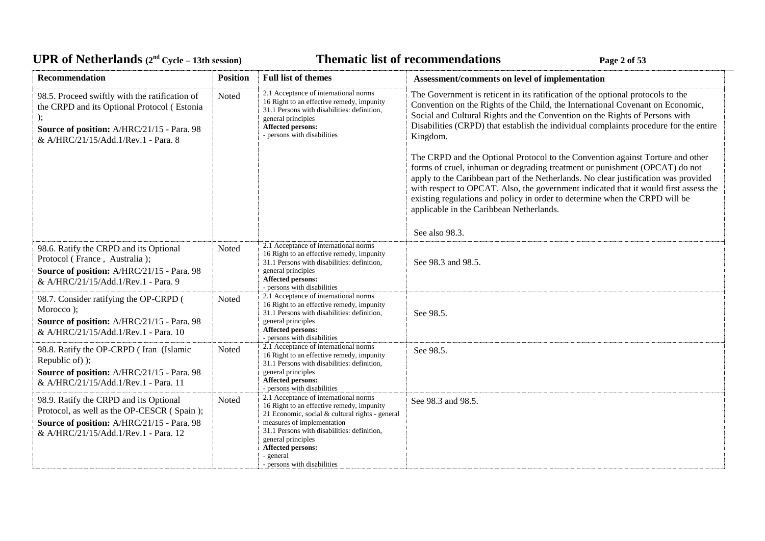| Recommendation | Position | Full list of themes | Assessment/comments on level of implementation |
|---|---|---|---|
| 98.5. Proceed swiftly with the ratification of the CRPD and its Optional Protocol ( Estonia ); **Source of position:** A/HRC/21/15 - Para. 98 & A/HRC/21/15/Add.1/Rev.1 - Para. 8 | Noted | 2.1 Acceptance of international norms<br>16 Right to an effective remedy, impunity<br>31.1 Persons with disabilities: definition, general principles<br>**Affected persons:**<br>- persons with disabilities | The Government is reticent in its ratification of the optional protocols to the Convention on the Rights of the Child, the International Covenant on Economic, Social and Cultural Rights and the Convention on the Rights of Persons with Disabilities (CRPD) that establish the individual complaints procedure for the entire Kingdom.<br><br>The CRPD and the Optional Protocol to the Convention against Torture and other forms of cruel, inhuman or degrading treatment or punishment (OPCAT) do not apply to the Caribbean part of the Netherlands. No clear justification was provided with respect to OPCAT. Also, the government indicated that it would first assess the existing regulations and policy in order to determine when the CRPD will be applicable in the Caribbean Netherlands.<br><br>See also 98.3. |
| 98.6. Ratify the CRPD and its Optional Protocol ( France , Australia ); **Source of position:** A/HRC/21/15 - Para. 98 & A/HRC/21/15/Add.1/Rev.1 - Para. 9 | Noted | 2.1 Acceptance of international norms<br>16 Right to an effective remedy, impunity<br>31.1 Persons with disabilities: definition, general principles<br>**Affected persons:**<br>- persons with disabilities | See 98.3 and 98.5. |
| 98.7. Consider ratifying the OP-CRPD ( Morocco ); **Source of position:** A/HRC/21/15 - Para. 98 & A/HRC/21/15/Add.1/Rev.1 - Para. 10 | Noted | 2.1 Acceptance of international norms<br>16 Right to an effective remedy, impunity<br>31.1 Persons with disabilities: definition, general principles<br>**Affected persons:**<br>- persons with disabilities | See 98.5. |
| 98.8. Ratify the OP-CRPD ( Iran (Islamic Republic of) ); **Source of position:** A/HRC/21/15 - Para. 98 & A/HRC/21/15/Add.1/Rev.1 - Para. 11 | Noted | 2.1 Acceptance of international norms<br>16 Right to an effective remedy, impunity<br>31.1 Persons with disabilities: definition, general principles<br>**Affected persons:**<br>- persons with disabilities | See 98.5. |
| 98.9. Ratify the CRPD and its Optional Protocol, as well as the OP-CESCR ( Spain ); **Source of position:** A/HRC/21/15 - Para. 98 & A/HRC/21/15/Add.1/Rev.1 - Para. 12 | Noted | 2.1 Acceptance of international norms<br>16 Right to an effective remedy, impunity<br>21 Economic, social & cultural rights - general measures of implementation<br>31.1 Persons with disabilities: definition, general principles<br>**Affected persons:**<br>- general<br>- persons with disabilities | See 98.3 and 98.5. |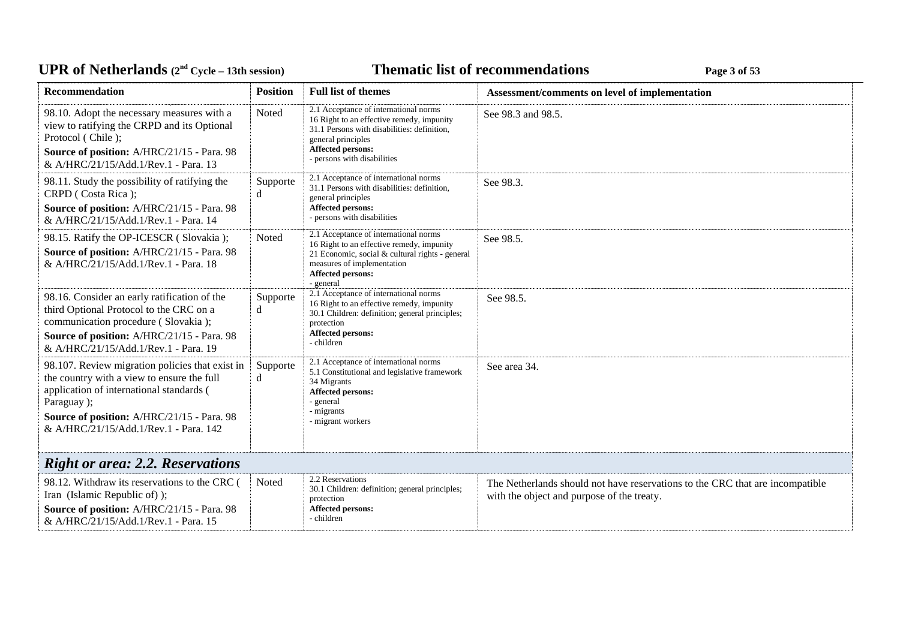| Recommendation | Position | Full list of themes | Assessment/comments on level of implementation |
|---|---|---|---|
| 98.10. Adopt the necessary measures with a view to ratifying the CRPD and its Optional Protocol ( Chile ); **Source of position:** A/HRC/21/15 - Para. 98 & A/HRC/21/15/Add.1/Rev.1 - Para. 13 | Noted | 2.1 Acceptance of international norms 16 Right to an effective remedy, impunity 31.1 Persons with disabilities: definition, general principles **Affected persons:** - persons with disabilities | See 98.3 and 98.5. |
| 98.11. Study the possibility of ratifying the CRPD ( Costa Rica ); **Source of position:** A/HRC/21/15 - Para. 98 & A/HRC/21/15/Add.1/Rev.1 - Para. 14 | Supported | 2.1 Acceptance of international norms 31.1 Persons with disabilities: definition, general principles **Affected persons:** - persons with disabilities | See 98.3. |
| 98.15. Ratify the OP-ICESCR ( Slovakia ); **Source of position:** A/HRC/21/15 - Para. 98 & A/HRC/21/15/Add.1/Rev.1 - Para. 18 | Noted | 2.1 Acceptance of international norms 16 Right to an effective remedy, impunity 21 Economic, social & cultural rights - general measures of implementation **Affected persons:** - general | See 98.5. |
| 98.16. Consider an early ratification of the third Optional Protocol to the CRC on a communication procedure ( Slovakia ); **Source of position:** A/HRC/21/15 - Para. 98 & A/HRC/21/15/Add.1/Rev.1 - Para. 19 | Supported | 2.1 Acceptance of international norms 16 Right to an effective remedy, impunity 30.1 Children: definition; general principles; protection **Affected persons:** - children | See 98.5. |
| 98.107. Review migration policies that exist in the country with a view to ensure the full application of international standards ( Paraguay ); **Source of position:** A/HRC/21/15 - Para. 98 & A/HRC/21/15/Add.1/Rev.1 - Para. 142 | Supported | 2.1 Acceptance of international norms 5.1 Constitutional and legislative framework 34 Migrants **Affected persons:** - general - migrants - migrant workers | See area 34. |
| ***Right or area: 2.2. Reservations*** | | | |
| 98.12. Withdraw its reservations to the CRC ( Iran (Islamic Republic of) ); **Source of position:** A/HRC/21/15 - Para. 98 & A/HRC/21/15/Add.1/Rev.1 - Para. 15 | Noted | 2.2 Reservations 30.1 Children: definition; general principles; protection **Affected persons:** - children | The Netherlands should not have reservations to the CRC that are incompatible with the object and purpose of the treaty. |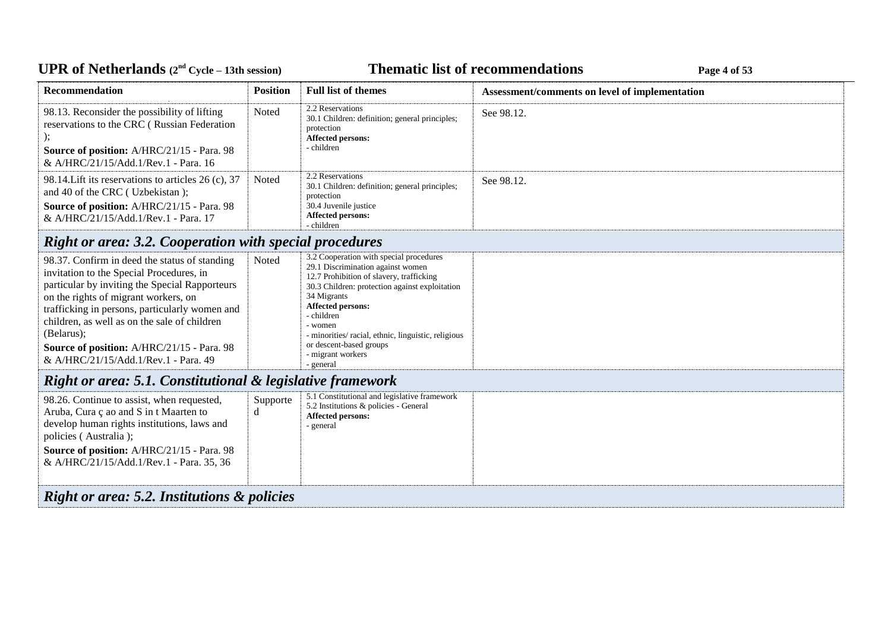| Recommendation | Position | Full list of themes | Assessment/comments on level of implementation |
|---|---|---|---|
| 98.13. Reconsider the possibility of lifting reservations to the CRC ( Russian Federation ); **Source of position:** A/HRC/21/15 - Para. 98 & A/HRC/21/15/Add.1/Rev.1 - Para. 16 | Noted | 2.2 Reservations<br>30.1 Children: definition; general principles; protection<br>**Affected persons:**<br>- children | See 98.12. |
| 98.14.Lift its reservations to articles 26 (c), 37 and 40 of the CRC ( Uzbekistan ); **Source of position:** A/HRC/21/15 - Para. 98 & A/HRC/21/15/Add.1/Rev.1 - Para. 17 | Noted | 2.2 Reservations<br>30.1 Children: definition; general principles; protection<br>30.4 Juvenile justice<br>**Affected persons:**<br>- children | See 98.12. |
| ***Right or area: 3.2. Cooperation with special procedures*** | | | |
| 98.37. Confirm in deed the status of standing invitation to the Special Procedures, in particular by inviting the Special Rapporteurs on the rights of migrant workers, on trafficking in persons, particularly women and children, as well as on the sale of children (Belarus); **Source of position:** A/HRC/21/15 - Para. 98 & A/HRC/21/15/Add.1/Rev.1 - Para. 49 | Noted | 3.2 Cooperation with special procedures<br>29.1 Discrimination against women<br>12.7 Prohibition of slavery, trafficking<br>30.3 Children: protection against exploitation<br>34 Migrants<br>**Affected persons:**<br>- children<br>- women<br>- minorities/ racial, ethnic, linguistic, religious or descent-based groups<br>- migrant workers<br>- general | |
| ***Right or area: 5.1. Constitutional & legislative framework*** | | | |
| 98.26. Continue to assist, when requested, Aruba, Cura ç ao and S in t Maarten to develop human rights institutions, laws and policies ( Australia ); **Source of position:** A/HRC/21/15 - Para. 98 & A/HRC/21/15/Add.1/Rev.1 - Para. 35, 36 | Supported | 5.1 Constitutional and legislative framework<br>5.2 Institutions & policies - General<br>**Affected persons:**<br>- general | |
| ***Right or area: 5.2. Institutions & policies*** | | | |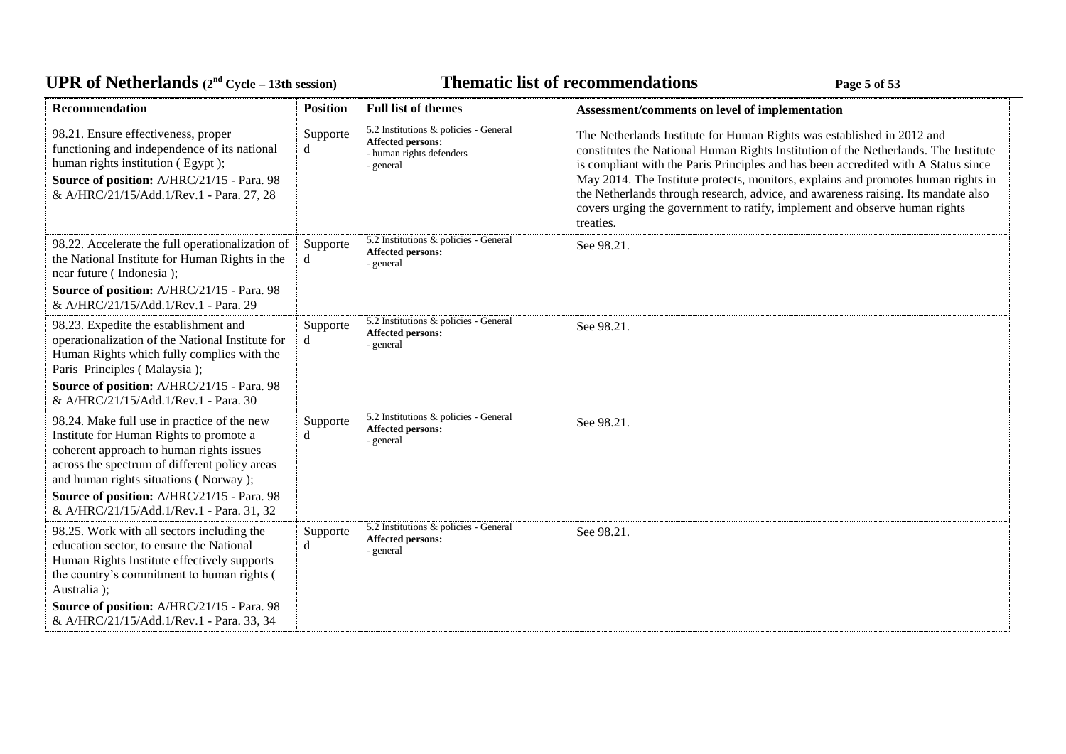| Recommendation | Position | Full list of themes | Assessment/comments on level of implementation |
|---|---|---|---|
| 98.21. Ensure effectiveness, proper functioning and independence of its national human rights institution ( Egypt );<br>**Source of position:** A/HRC/21/15 - Para. 98 & A/HRC/21/15/Add.1/Rev.1 - Para. 27, 28 | Supported | 5.2 Institutions & policies - General<br>**Affected persons:**<br>- human rights defenders<br>- general | The Netherlands Institute for Human Rights was established in 2012 and constitutes the National Human Rights Institution of the Netherlands. The Institute is compliant with the Paris Principles and has been accredited with A Status since May 2014. The Institute protects, monitors, explains and promotes human rights in the Netherlands through research, advice, and awareness raising. Its mandate also covers urging the government to ratify, implement and observe human rights treaties. |
| 98.22. Accelerate the full operationalization of the National Institute for Human Rights in the near future ( Indonesia );<br>**Source of position:** A/HRC/21/15 - Para. 98 & A/HRC/21/15/Add.1/Rev.1 - Para. 29 | Supported | 5.2 Institutions & policies - General<br>**Affected persons:**<br>- general | See 98.21. |
| 98.23. Expedite the establishment and operationalization of the National Institute for Human Rights which fully complies with the Paris Principles ( Malaysia );<br>**Source of position:** A/HRC/21/15 - Para. 98 & A/HRC/21/15/Add.1/Rev.1 - Para. 30 | Supported | 5.2 Institutions & policies - General<br>**Affected persons:**<br>- general | See 98.21. |
| 98.24. Make full use in practice of the new Institute for Human Rights to promote a coherent approach to human rights issues across the spectrum of different policy areas and human rights situations ( Norway );<br>**Source of position:** A/HRC/21/15 - Para. 98 & A/HRC/21/15/Add.1/Rev.1 - Para. 31, 32 | Supported | 5.2 Institutions & policies - General<br>**Affected persons:**<br>- general | See 98.21. |
| 98.25. Work with all sectors including the education sector, to ensure the National Human Rights Institute effectively supports the country's commitment to human rights ( Australia );<br>**Source of position:** A/HRC/21/15 - Para. 98 & A/HRC/21/15/Add.1/Rev.1 - Para. 33, 34 | Supported | 5.2 Institutions & policies - General<br>**Affected persons:**<br>- general | See 98.21. |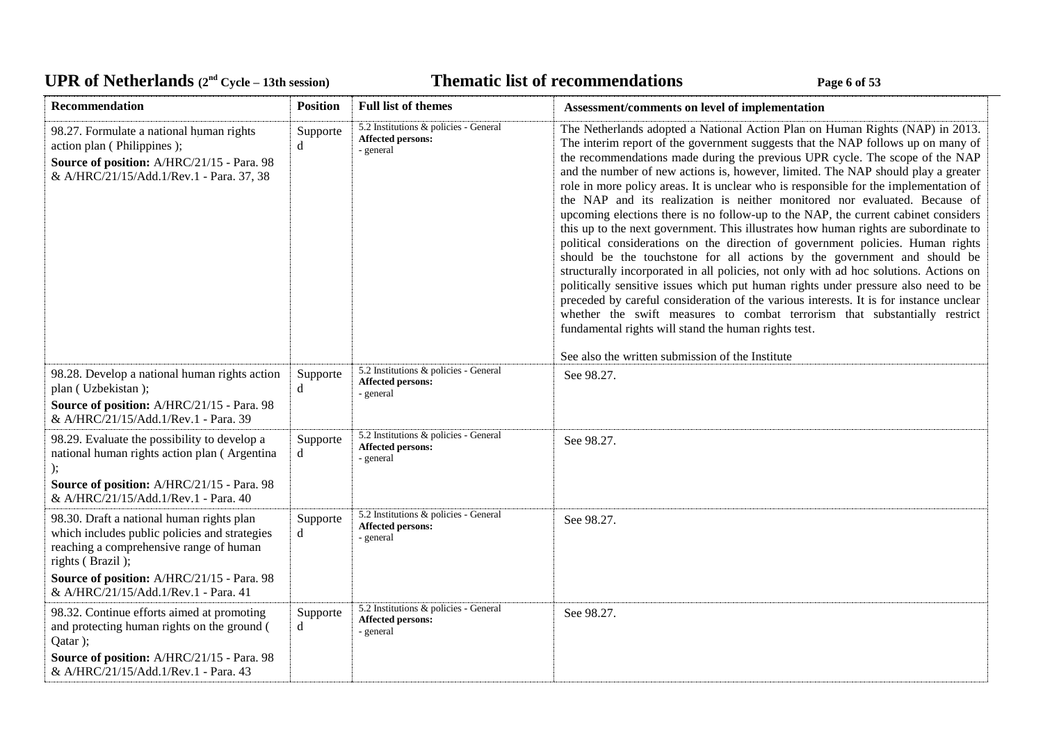| Recommendation | Position | Full list of themes | Assessment/comments on level of implementation |
|---|---|---|---|
| 98.27. Formulate a national human rights action plan ( Philippines );<br>**Source of position:** A/HRC/21/15 - Para. 98 & A/HRC/21/15/Add.1/Rev.1 - Para. 37, 38 | Supported | 5.2 Institutions & policies - General<br>**Affected persons:**<br>- general | The Netherlands adopted a National Action Plan on Human Rights (NAP) in 2013. The interim report of the government suggests that the NAP follows up on many of the recommendations made during the previous UPR cycle. The scope of the NAP and the number of new actions is, however, limited. The NAP should play a greater role in more policy areas. It is unclear who is responsible for the implementation of the NAP and its realization is neither monitored nor evaluated. Because of upcoming elections there is no follow-up to the NAP, the current cabinet considers this up to the next government. This illustrates how human rights are subordinate to political considerations on the direction of government policies. Human rights should be the touchstone for all actions by the government and should be structurally incorporated in all policies, not only with ad hoc solutions. Actions on politically sensitive issues which put human rights under pressure also need to be preceded by careful consideration of the various interests. It is for instance unclear whether the swift measures to combat terrorism that substantially restrict fundamental rights will stand the human rights test.<br><br>See also the written submission of the Institute |
| 98.28. Develop a national human rights action plan ( Uzbekistan );<br>**Source of position:** A/HRC/21/15 - Para. 98 & A/HRC/21/15/Add.1/Rev.1 - Para. 39 | Supported | 5.2 Institutions & policies - General<br>**Affected persons:**<br>- general | See 98.27. |
| 98.29. Evaluate the possibility to develop a national human rights action plan ( Argentina );<br>**Source of position:** A/HRC/21/15 - Para. 98 & A/HRC/21/15/Add.1/Rev.1 - Para. 40 | Supported | 5.2 Institutions & policies - General<br>**Affected persons:**<br>- general | See 98.27. |
| 98.30. Draft a national human rights plan which includes public policies and strategies reaching a comprehensive range of human rights ( Brazil );<br>**Source of position:** A/HRC/21/15 - Para. 98 & A/HRC/21/15/Add.1/Rev.1 - Para. 41 | Supported | 5.2 Institutions & policies - General<br>**Affected persons:**<br>- general | See 98.27. |
| 98.32. Continue efforts aimed at promoting and protecting human rights on the ground ( Qatar );<br>**Source of position:** A/HRC/21/15 - Para. 98 & A/HRC/21/15/Add.1/Rev.1 - Para. 43 | Supported | 5.2 Institutions & policies - General<br>**Affected persons:**<br>- general | See 98.27. |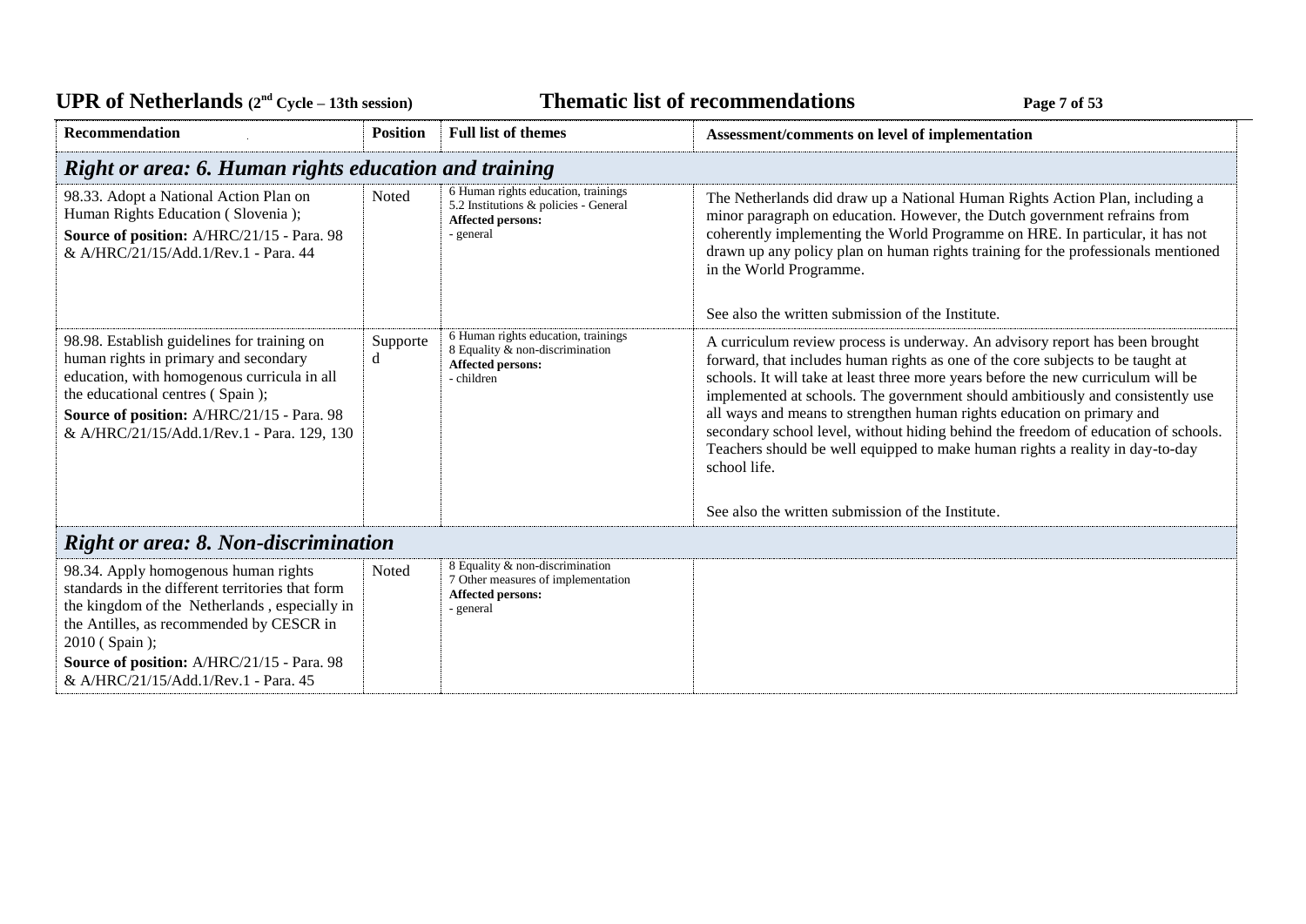| Recommendation | Position | Full list of themes | Assessment/comments on level of implementation |
|---|---|---|---|
| ***Right or area: 6. Human rights education and training*** | | | |
| 98.33. Adopt a National Action Plan on Human Rights Education ( Slovenia );<br>**Source of position:** A/HRC/21/15 - Para. 98 & A/HRC/21/15/Add.1/Rev.1 - Para. 44 | Noted | 6 Human rights education, trainings<br>5.2 Institutions & policies - General<br>**Affected persons:**<br>- general | The Netherlands did draw up a National Human Rights Action Plan, including a minor paragraph on education. However, the Dutch government refrains from coherently implementing the World Programme on HRE. In particular, it has not drawn up any policy plan on human rights training for the professionals mentioned in the World Programme.<br><br>See also the written submission of the Institute. |
| 98.98. Establish guidelines for training on human rights in primary and secondary education, with homogenous curricula in all the educational centres ( Spain );<br>**Source of position:** A/HRC/21/15 - Para. 98 & A/HRC/21/15/Add.1/Rev.1 - Para. 129, 130 | Supported | 6 Human rights education, trainings<br>8 Equality & non-discrimination<br>**Affected persons:**<br>- children | A curriculum review process is underway. An advisory report has been brought forward, that includes human rights as one of the core subjects to be taught at schools. It will take at least three more years before the new curriculum will be implemented at schools. The government should ambitiously and consistently use all ways and means to strengthen human rights education on primary and secondary school level, without hiding behind the freedom of education of schools. Teachers should be well equipped to make human rights a reality in day-to-day school life.<br><br>See also the written submission of the Institute. |
| ***Right or area: 8. Non-discrimination*** | | | |
| 98.34. Apply homogenous human rights standards in the different territories that form the kingdom of the Netherlands , especially in the Antilles, as recommended by CESCR in 2010 ( Spain );<br>**Source of position:** A/HRC/21/15 - Para. 98 & A/HRC/21/15/Add.1/Rev.1 - Para. 45 | Noted | 8 Equality & non-discrimination<br>7 Other measures of implementation<br>**Affected persons:**<br>- general | |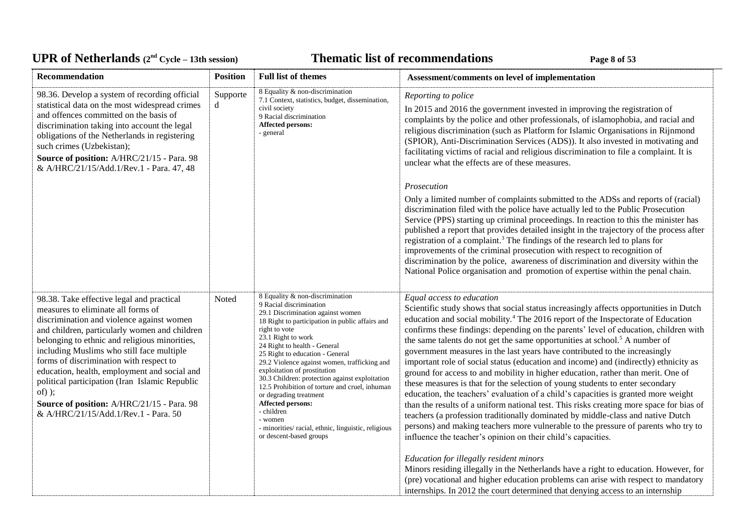| Recommendation | Position | Full list of themes | Assessment/comments on level of implementation |
|---|---|---|---|
| 98.36. Develop a system of recording official statistical data on the most widespread crimes and offences committed on the basis of discrimination taking into account the legal obligations of the Netherlands in registering such crimes (Uzbekistan);<br>**Source of position:** A/HRC/21/15 - Para. 98 & A/HRC/21/15/Add.1/Rev.1 - Para. 47, 48 | Supported | 8 Equality & non-discrimination<br>7.1 Context, statistics, budget, dissemination, civil society<br>9 Racial discrimination<br>**Affected persons:**<br>- general | *Reporting to police*<br>In 2015 and 2016 the government invested in improving the registration of complaints by the police and other professionals, of islamophobia, and racial and religious discrimination (such as Platform for Islamic Organisations in Rijnmond (SPIOR), Anti-Discrimination Services (ADS)). It also invested in motivating and facilitating victims of racial and religious discrimination to file a complaint. It is unclear what the effects are of these measures.<br><br>*Prosecution*<br>Only a limited number of complaints submitted to the ADSs and reports of (racial) discrimination filed with the police have actually led to the Public Prosecution Service (PPS) starting up criminal proceedings. In reaction to this the minister has published a report that provides detailed insight in the trajectory of the process after registration of a complaint.[3] The findings of the research led to plans for improvements of the criminal prosecution with respect to recognition of discrimination by the police, awareness of discrimination and diversity within the National Police organisation and promotion of expertise within the penal chain. |
| 98.38. Take effective legal and practical measures to eliminate all forms of discrimination and violence against women and children, particularly women and children belonging to ethnic and religious minorities, including Muslims who still face multiple forms of discrimination with respect to education, health, employment and social and political participation (Iran Islamic Republic of) );<br>**Source of position:** A/HRC/21/15 - Para. 98 & A/HRC/21/15/Add.1/Rev.1 - Para. 50 | Noted | 8 Equality & non-discrimination<br>9 Racial discrimination<br>29.1 Discrimination against women<br>18 Right to participation in public affairs and right to vote<br>23.1 Right to work<br>24 Right to health - General<br>25 Right to education - General<br>29.2 Violence against women, trafficking and exploitation of prostitution<br>30.3 Children: protection against exploitation<br>12.5 Prohibition of torture and cruel, inhuman or degrading treatment<br>**Affected persons:**<br>- children<br>- women<br>- minorities/ racial, ethnic, linguistic, religious or descent-based groups | *Equal access to education*<br>Scientific study shows that social status increasingly affects opportunities in Dutch education and social mobility.[4] The 2016 report of the Inspectorate of Education confirms these findings: depending on the parents' level of education, children with the same talents do not get the same opportunities at school.[5] A number of government measures in the last years have contributed to the increasingly important role of social status (education and income) and (indirectly) ethnicity as ground for access to and mobility in higher education, rather than merit. One of these measures is that for the selection of young students to enter secondary education, the teachers' evaluation of a child's capacities is granted more weight than the results of a uniform national test. This risks creating more space for bias of teachers (a profession traditionally dominated by middle-class and native Dutch persons) and making teachers more vulnerable to the pressure of parents who try to influence the teacher's opinion on their child's capacities.<br><br>*Education for illegally resident minors*<br>Minors residing illegally in the Netherlands have a right to education. However, for (pre) vocational and higher education problems can arise with respect to mandatory internships. In 2012 the court determined that denying access to an internship |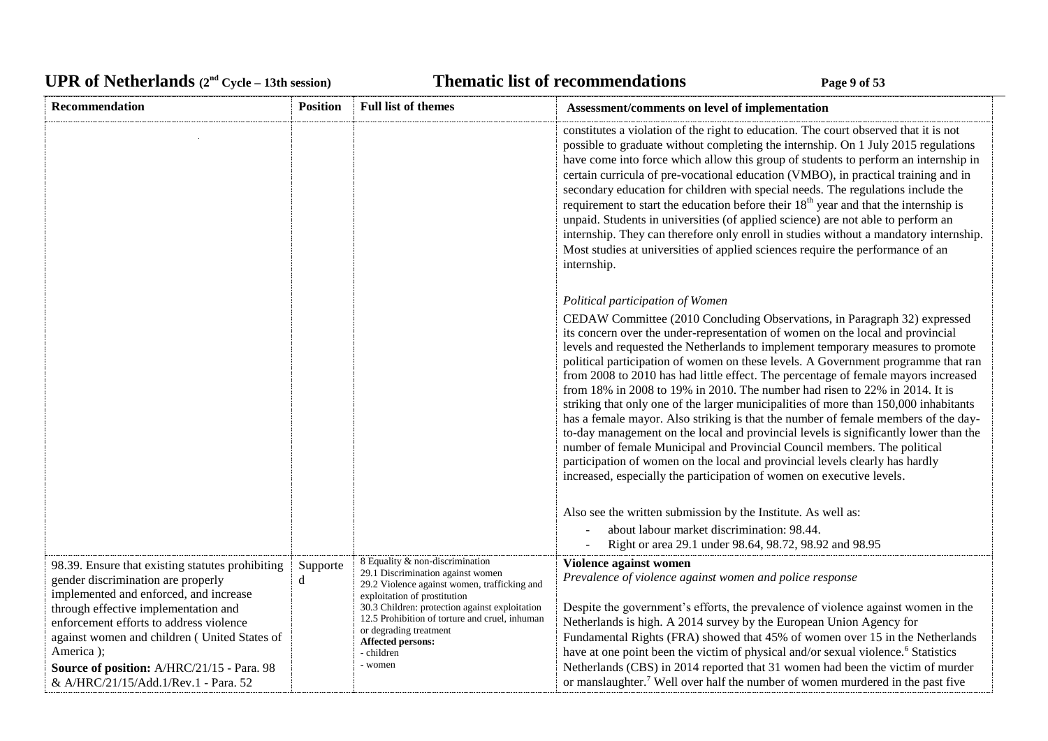| Recommendation | Position | Full list of themes | Assessment/comments on level of implementation |
|---|---|---|---|
| | | | constitutes a violation of the right to education. The court observed that it is not possible to graduate without completing the internship. On 1 July 2015 regulations have come into force which allow this group of students to perform an internship in certain curricula of pre-vocational education (VMBO), in practical training and in secondary education for children with special needs. The regulations include the requirement to start the education before their 18th year and that the internship is unpaid. Students in universities (of applied science) are not able to perform an internship. They can therefore only enroll in studies without a mandatory internship. Most studies at universities of applied sciences require the performance of an internship.<br><br>*Political participation of Women*<br><br>CEDAW Committee (2010 Concluding Observations, in Paragraph 32) expressed its concern over the under-representation of women on the local and provincial levels and requested the Netherlands to implement temporary measures to promote political participation of women on these levels. A Government programme that ran from 2008 to 2010 has had little effect. The percentage of female mayors increased from 18% in 2008 to 19% in 2010. The number had risen to 22% in 2014. It is striking that only one of the larger municipalities of more than 150,000 inhabitants has a female mayor. Also striking is that the number of female members of the day-to-day management on the local and provincial levels is significantly lower than the number of female Municipal and Provincial Council members. The political participation of women on the local and provincial levels clearly has hardly increased, especially the participation of women on executive levels.<br><br>Also see the written submission by the Institute. As well as:<br>- about labour market discrimination: 98.44.<br>- Right or area 29.1 under 98.64, 98.72, 98.92 and 98.95 |
| 98.39. Ensure that existing statutes prohibiting gender discrimination are properly implemented and enforced, and increase through effective implementation and enforcement efforts to address violence against women and children ( United States of America );<br>**Source of position:** A/HRC/21/15 - Para. 98 & A/HRC/21/15/Add.1/Rev.1 - Para. 52 | Supported | 8 Equality & non-discrimination<br>29.1 Discrimination against women<br>29.2 Violence against women, trafficking and exploitation of prostitution<br>30.3 Children: protection against exploitation<br>12.5 Prohibition of torture and cruel, inhuman or degrading treatment<br>**Affected persons:**<br>- children<br>- women | **Violence against women**<br>*Prevalence of violence against women and police response*<br><br>Despite the government's efforts, the prevalence of violence against women in the Netherlands is high. A 2014 survey by the European Union Agency for Fundamental Rights (FRA) showed that 45% of women over 15 in the Netherlands have at one point been the victim of physical and/or sexual violence.[6] Statistics Netherlands (CBS) in 2014 reported that 31 women had been the victim of murder or manslaughter.[7] Well over half the number of women murdered in the past five |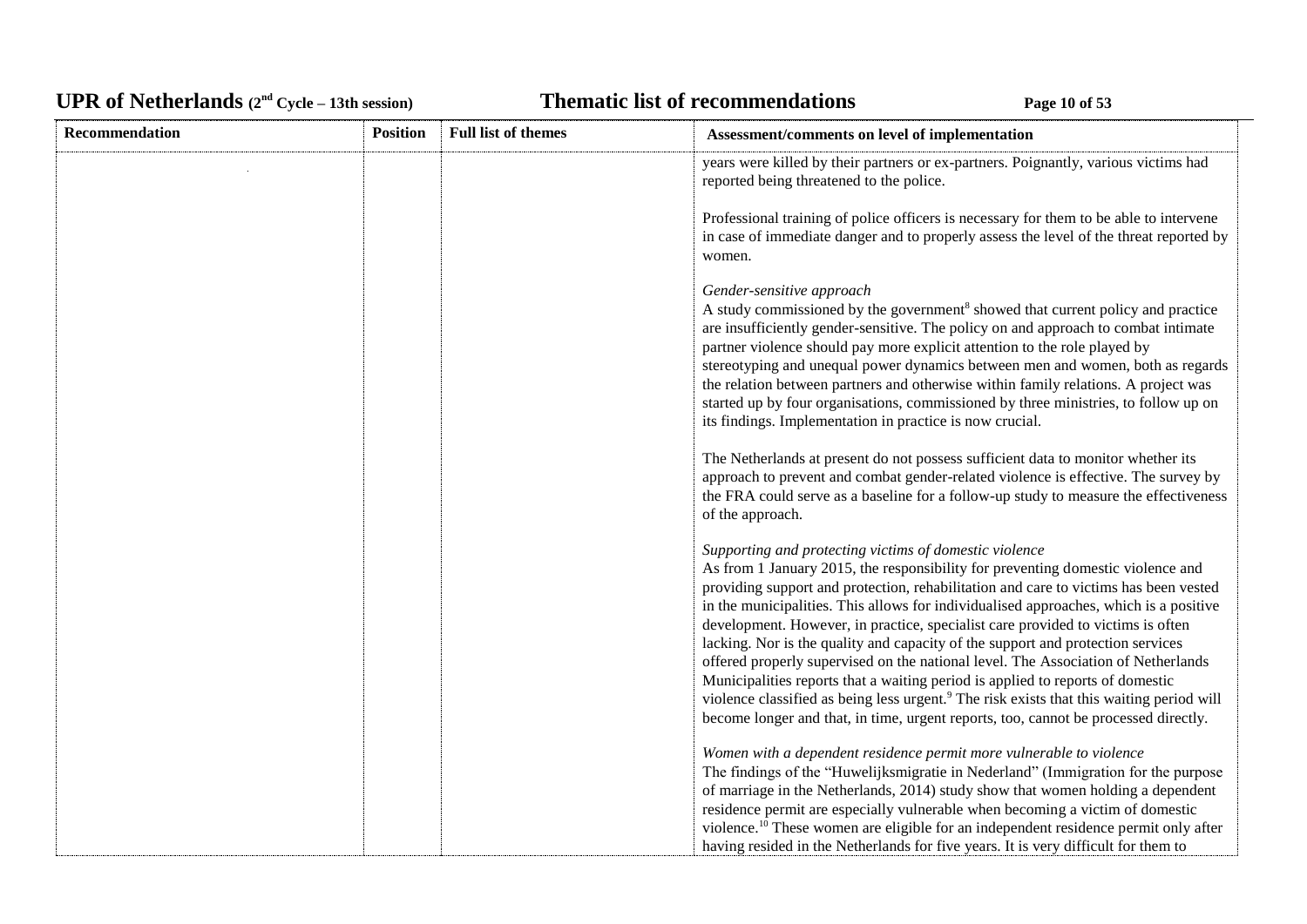| Recommendation | Position | Full list of themes | Assessment/comments on level of implementation |
|---|---|---|---|
| | | | years were killed by their partners or ex-partners. Poignantly, various victims had reported being threatened to the police.<br><br>Professional training of police officers is necessary for them to be able to intervene in case of immediate danger and to properly assess the level of the threat reported by women.<br><br>*Gender-sensitive approach*<br>A study commissioned by the government[8] showed that current policy and practice are insufficiently gender-sensitive. The policy on and approach to combat intimate partner violence should pay more explicit attention to the role played by stereotyping and unequal power dynamics between men and women, both as regards the relation between partners and otherwise within family relations. A project was started up by four organisations, commissioned by three ministries, to follow up on its findings. Implementation in practice is now crucial.<br><br>The Netherlands at present do not possess sufficient data to monitor whether its approach to prevent and combat gender-related violence is effective. The survey by the FRA could serve as a baseline for a follow-up study to measure the effectiveness of the approach.<br><br>*Supporting and protecting victims of domestic violence*<br>As from 1 January 2015, the responsibility for preventing domestic violence and providing support and protection, rehabilitation and care to victims has been vested in the municipalities. This allows for individualised approaches, which is a positive development. However, in practice, specialist care provided to victims is often lacking. Nor is the quality and capacity of the support and protection services offered properly supervised on the national level. The Association of Netherlands Municipalities reports that a waiting period is applied to reports of domestic violence classified as being less urgent.[9] The risk exists that this waiting period will become longer and that, in time, urgent reports, too, cannot be processed directly.<br><br>*Women with a dependent residence permit more vulnerable to violence*<br>The findings of the "Huwelijksmigratie in Nederland" (Immigration for the purpose of marriage in the Netherlands, 2014) study show that women holding a dependent residence permit are especially vulnerable when becoming a victim of domestic violence.[10] These women are eligible for an independent residence permit only after having resided in the Netherlands for five years. It is very difficult for them to |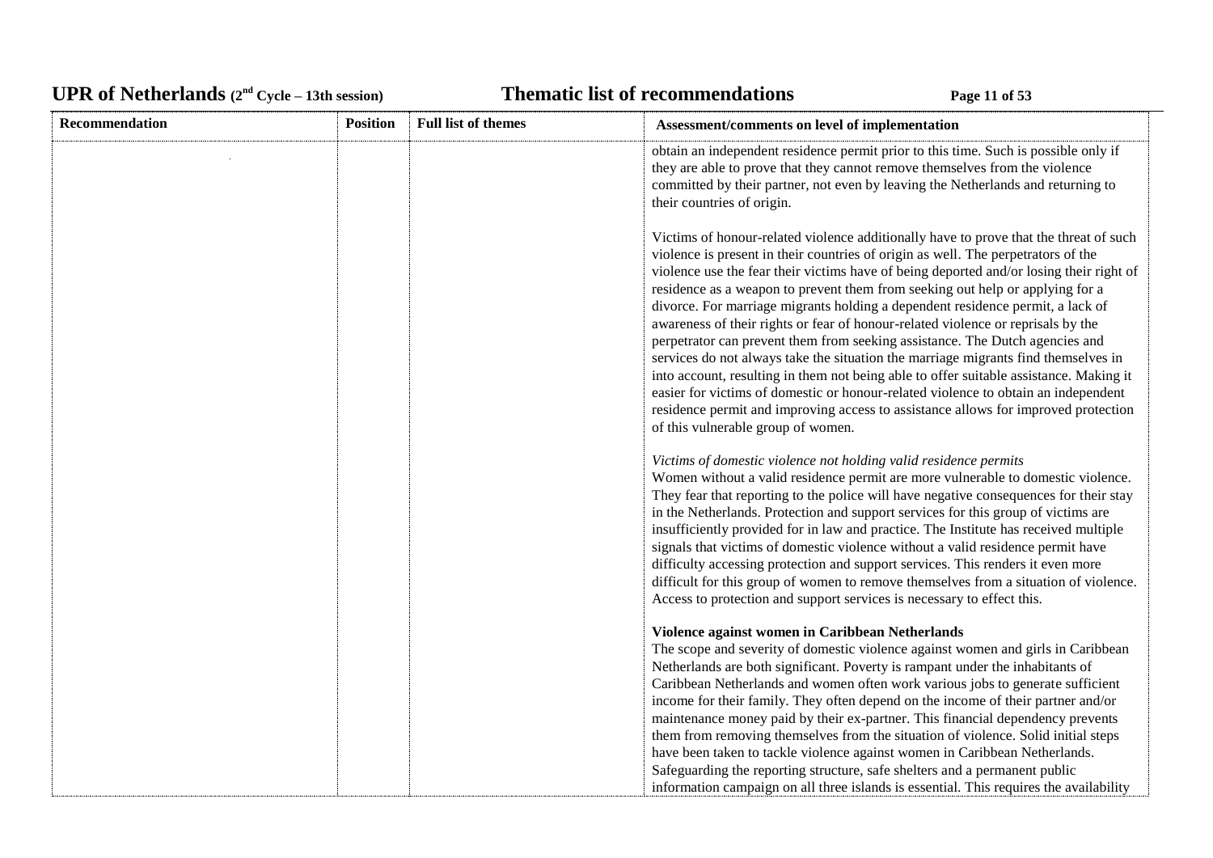| Recommendation | Position | Full list of themes | Assessment/comments on level of implementation |
|---|---|---|---|
| | | | obtain an independent residence permit prior to this time. Such is possible only if they are able to prove that they cannot remove themselves from the violence committed by their partner, not even by leaving the Netherlands and returning to their countries of origin.<br><br>Victims of honour-related violence additionally have to prove that the threat of such violence is present in their countries of origin as well. The perpetrators of the violence use the fear their victims have of being deported and/or losing their right of residence as a weapon to prevent them from seeking out help or applying for a divorce. For marriage migrants holding a dependent residence permit, a lack of awareness of their rights or fear of honour-related violence or reprisals by the perpetrator can prevent them from seeking assistance. The Dutch agencies and services do not always take the situation the marriage migrants find themselves in into account, resulting in them not being able to offer suitable assistance. Making it easier for victims of domestic or honour-related violence to obtain an independent residence permit and improving access to assistance allows for improved protection of this vulnerable group of women.<br><br>*Victims of domestic violence not holding valid residence permits*<br>Women without a valid residence permit are more vulnerable to domestic violence. They fear that reporting to the police will have negative consequences for their stay in the Netherlands. Protection and support services for this group of victims are insufficiently provided for in law and practice. The Institute has received multiple signals that victims of domestic violence without a valid residence permit have difficulty accessing protection and support services. This renders it even more difficult for this group of women to remove themselves from a situation of violence. Access to protection and support services is necessary to effect this.<br><br>**Violence against women in Caribbean Netherlands**<br>The scope and severity of domestic violence against women and girls in Caribbean Netherlands are both significant. Poverty is rampant under the inhabitants of Caribbean Netherlands and women often work various jobs to generate sufficient income for their family. They often depend on the income of their partner and/or maintenance money paid by their ex-partner. This financial dependency prevents them from removing themselves from the situation of violence. Solid initial steps have been taken to tackle violence against women in Caribbean Netherlands. Safeguarding the reporting structure, safe shelters and a permanent public information campaign on all three islands is essential. This requires the availability |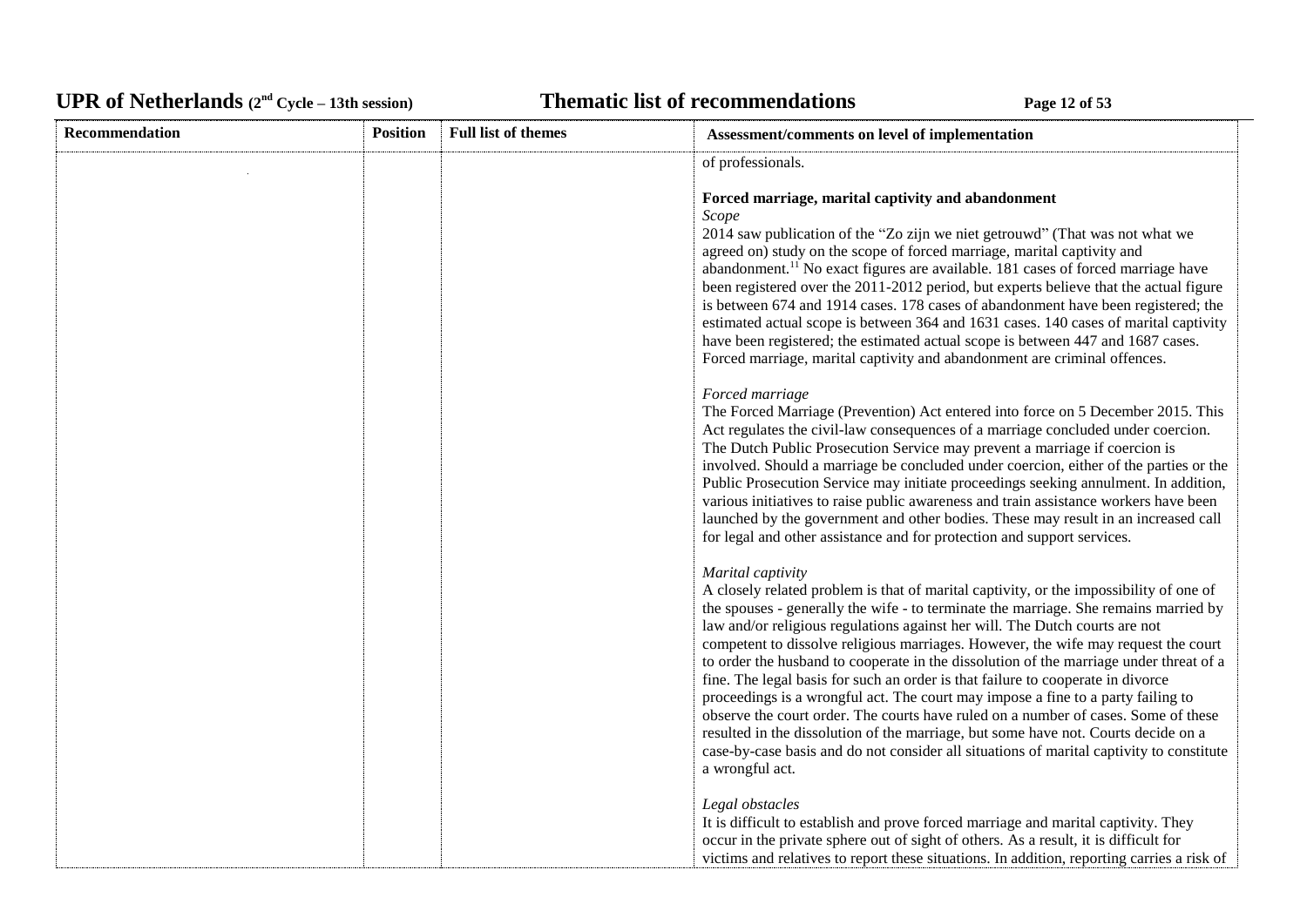| Recommendation | Position | Full list of themes | Assessment/comments on level of implementation |
|---|---|---|---|
| | | | of professionals.<br><br>**Forced marriage, marital captivity and abandonment**<br>*Scope*<br>2014 saw publication of the "Zo zijn we niet getrouwd" (That was not what we agreed on) study on the scope of forced marriage, marital captivity and abandonment.[11] No exact figures are available. 181 cases of forced marriage have been registered over the 2011-2012 period, but experts believe that the actual figure is between 674 and 1914 cases. 178 cases of abandonment have been registered; the estimated actual scope is between 364 and 1631 cases. 140 cases of marital captivity have been registered; the estimated actual scope is between 447 and 1687 cases. Forced marriage, marital captivity and abandonment are criminal offences.<br><br>*Forced marriage*<br>The Forced Marriage (Prevention) Act entered into force on 5 December 2015. This Act regulates the civil-law consequences of a marriage concluded under coercion. The Dutch Public Prosecution Service may prevent a marriage if coercion is involved. Should a marriage be concluded under coercion, either of the parties or the Public Prosecution Service may initiate proceedings seeking annulment. In addition, various initiatives to raise public awareness and train assistance workers have been launched by the government and other bodies. These may result in an increased call for legal and other assistance and for protection and support services.<br><br>*Marital captivity*<br>A closely related problem is that of marital captivity, or the impossibility of one of the spouses - generally the wife - to terminate the marriage. She remains married by law and/or religious regulations against her will. The Dutch courts are not competent to dissolve religious marriages. However, the wife may request the court to order the husband to cooperate in the dissolution of the marriage under threat of a fine. The legal basis for such an order is that failure to cooperate in divorce proceedings is a wrongful act. The court may impose a fine to a party failing to observe the court order. The courts have ruled on a number of cases. Some of these resulted in the dissolution of the marriage, but some have not. Courts decide on a case-by-case basis and do not consider all situations of marital captivity to constitute a wrongful act.<br><br>*Legal obstacles*<br>It is difficult to establish and prove forced marriage and marital captivity. They occur in the private sphere out of sight of others. As a result, it is difficult for victims and relatives to report these situations. In addition, reporting carries a risk of |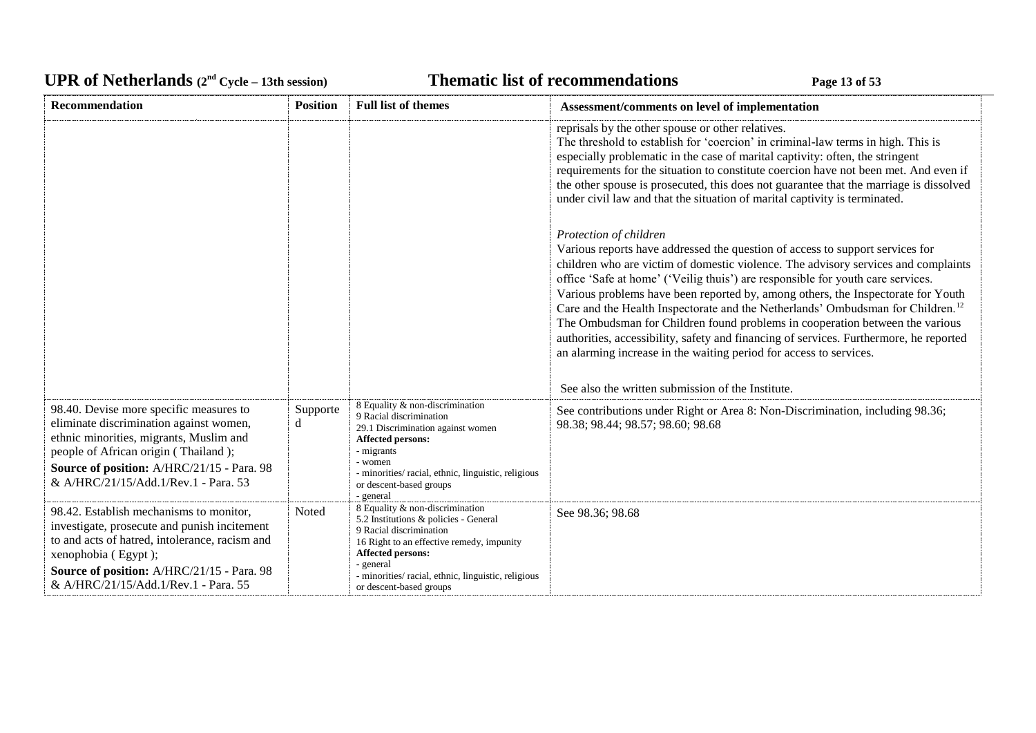| Recommendation | Position | Full list of themes | Assessment/comments on level of implementation |
|---|---|---|---|
| | | | reprisals by the other spouse or other relatives.<br>The threshold to establish for 'coercion' in criminal-law terms in high. This is especially problematic in the case of marital captivity: often, the stringent requirements for the situation to constitute coercion have not been met. And even if the other spouse is prosecuted, this does not guarantee that the marriage is dissolved under civil law and that the situation of marital captivity is terminated.<br><br>*Protection of children*<br>Various reports have addressed the question of access to support services for children who are victim of domestic violence. The advisory services and complaints office 'Safe at home' ('Veilig thuis') are responsible for youth care services. Various problems have been reported by, among others, the Inspectorate for Youth Care and the Health Inspectorate and the Netherlands' Ombudsman for Children.[12] The Ombudsman for Children found problems in cooperation between the various authorities, accessibility, safety and financing of services. Furthermore, he reported an alarming increase in the waiting period for access to services.<br><br>See also the written submission of the Institute. |
| 98.40. Devise more specific measures to eliminate discrimination against women, ethnic minorities, migrants, Muslim and people of African origin ( Thailand );<br>**Source of position:** A/HRC/21/15 - Para. 98 & A/HRC/21/15/Add.1/Rev.1 - Para. 53 | Supported | 8 Equality & non-discrimination<br>9 Racial discrimination<br>29.1 Discrimination against women<br>**Affected persons:**<br>- migrants<br>- women<br>- minorities/ racial, ethnic, linguistic, religious or descent-based groups<br>- general | See contributions under Right or Area 8: Non-Discrimination, including 98.36; 98.38; 98.44; 98.57; 98.60; 98.68 |
| 98.42. Establish mechanisms to monitor, investigate, prosecute and punish incitement to and acts of hatred, intolerance, racism and xenophobia ( Egypt );<br>**Source of position:** A/HRC/21/15 - Para. 98 & A/HRC/21/15/Add.1/Rev.1 - Para. 55 | Noted | 8 Equality & non-discrimination<br>5.2 Institutions & policies - General<br>9 Racial discrimination<br>16 Right to an effective remedy, impunity<br>**Affected persons:**<br>- general<br>- minorities/ racial, ethnic, linguistic, religious or descent-based groups | See 98.36; 98.68 |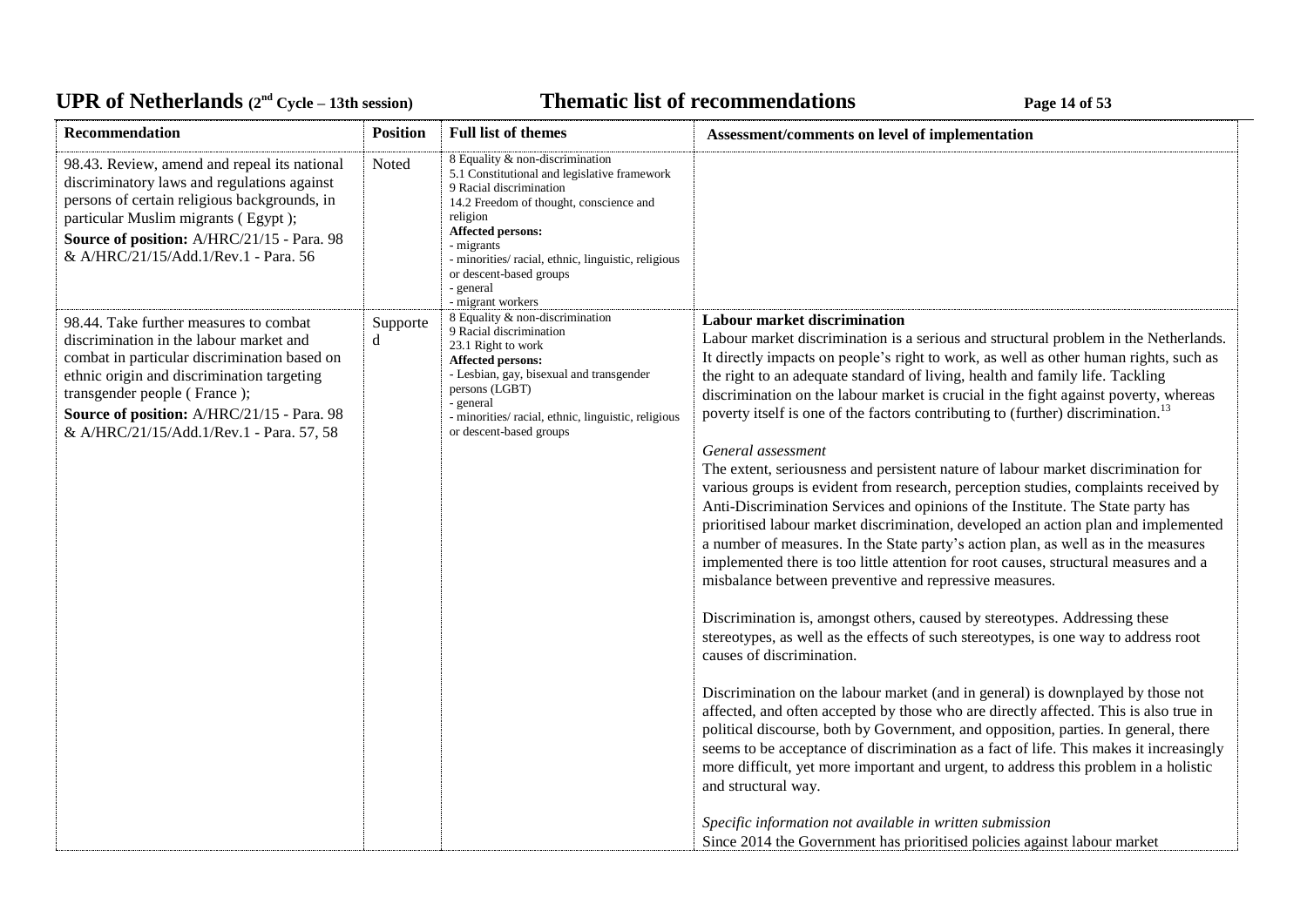| Recommendation | Position | Full list of themes | Assessment/comments on level of implementation |
|---|---|---|---|
| 98.43. Review, amend and repeal its national discriminatory laws and regulations against persons of certain religious backgrounds, in particular Muslim migrants ( Egypt );<br>**Source of position:** A/HRC/21/15 - Para. 98 & A/HRC/21/15/Add.1/Rev.1 - Para. 56 | Noted | 8 Equality & non-discrimination<br>5.1 Constitutional and legislative framework<br>9 Racial discrimination<br>14.2 Freedom of thought, conscience and religion<br>**Affected persons:**<br>- migrants<br>- minorities/ racial, ethnic, linguistic, religious or descent-based groups<br>- general<br>- migrant workers | |
| 98.44. Take further measures to combat discrimination in the labour market and combat in particular discrimination based on ethnic origin and discrimination targeting transgender people ( France );<br>**Source of position:** A/HRC/21/15 - Para. 98 & A/HRC/21/15/Add.1/Rev.1 - Para. 57, 58 | Supported | 8 Equality & non-discrimination<br>9 Racial discrimination<br>23.1 Right to work<br>**Affected persons:**<br>- Lesbian, gay, bisexual and transgender persons (LGBT)<br>- general<br>- minorities/ racial, ethnic, linguistic, religious or descent-based groups | **Labour market discrimination**<br>Labour market discrimination is a serious and structural problem in the Netherlands. It directly impacts on people's right to work, as well as other human rights, such as the right to an adequate standard of living, health and family life. Tackling discrimination on the labour market is crucial in the fight against poverty, whereas poverty itself is one of the factors contributing to (further) discrimination.[13]<br><br>*General assessment*<br>The extent, seriousness and persistent nature of labour market discrimination for various groups is evident from research, perception studies, complaints received by Anti-Discrimination Services and opinions of the Institute. The State party has prioritised labour market discrimination, developed an action plan and implemented a number of measures. In the State party's action plan, as well as in the measures implemented there is too little attention for root causes, structural measures and a misbalance between preventive and repressive measures.<br><br>Discrimination is, amongst others, caused by stereotypes. Addressing these stereotypes, as well as the effects of such stereotypes, is one way to address root causes of discrimination.<br><br>Discrimination on the labour market (and in general) is downplayed by those not affected, and often accepted by those who are directly affected. This is also true in political discourse, both by Government, and opposition, parties. In general, there seems to be acceptance of discrimination as a fact of life. This makes it increasingly more difficult, yet more important and urgent, to address this problem in a holistic and structural way.<br><br>*Specific information not available in written submission*<br>Since 2014 the Government has prioritised policies against labour market |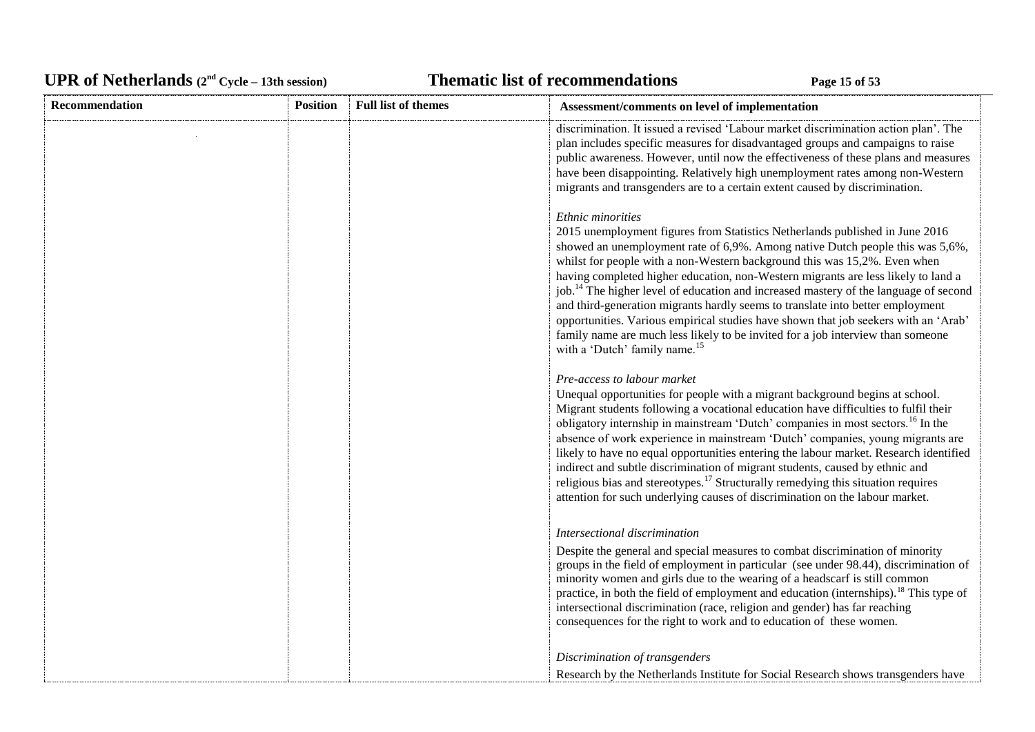| Recommendation | Position | Full list of themes | Assessment/comments on level of implementation |
|---|---|---|---|
| | | | discrimination. It issued a revised 'Labour market discrimination action plan'. The plan includes specific measures for disadvantaged groups and campaigns to raise public awareness. However, until now the effectiveness of these plans and measures have been disappointing. Relatively high unemployment rates among non-Western migrants and transgenders are to a certain extent caused by discrimination.<br><br>*Ethnic minorities*<br>2015 unemployment figures from Statistics Netherlands published in June 2016 showed an unemployment rate of 6,9%. Among native Dutch people this was 5,6%, whilst for people with a non-Western background this was 15,2%. Even when having completed higher education, non-Western migrants are less likely to land a job.[14] The higher level of education and increased mastery of the language of second and third-generation migrants hardly seems to translate into better employment opportunities. Various empirical studies have shown that job seekers with an 'Arab' family name are much less likely to be invited for a job interview than someone with a 'Dutch' family name.[15]<br><br>*Pre-access to labour market*<br>Unequal opportunities for people with a migrant background begins at school. Migrant students following a vocational education have difficulties to fulfil their obligatory internship in mainstream 'Dutch' companies in most sectors.[16] In the absence of work experience in mainstream 'Dutch' companies, young migrants are likely to have no equal opportunities entering the labour market. Research identified indirect and subtle discrimination of migrant students, caused by ethnic and religious bias and stereotypes.[17] Structurally remedying this situation requires attention for such underlying causes of discrimination on the labour market.<br><br>*Intersectional discrimination*<br>Despite the general and special measures to combat discrimination of minority groups in the field of employment in particular (see under 98.44), discrimination of minority women and girls due to the wearing of a headscarf is still common practice, in both the field of employment and education (internships).[18] This type of intersectional discrimination (race, religion and gender) has far reaching consequences for the right to work and to education of these women.<br><br>*Discrimination of transgenders*<br>Research by the Netherlands Institute for Social Research shows transgenders have |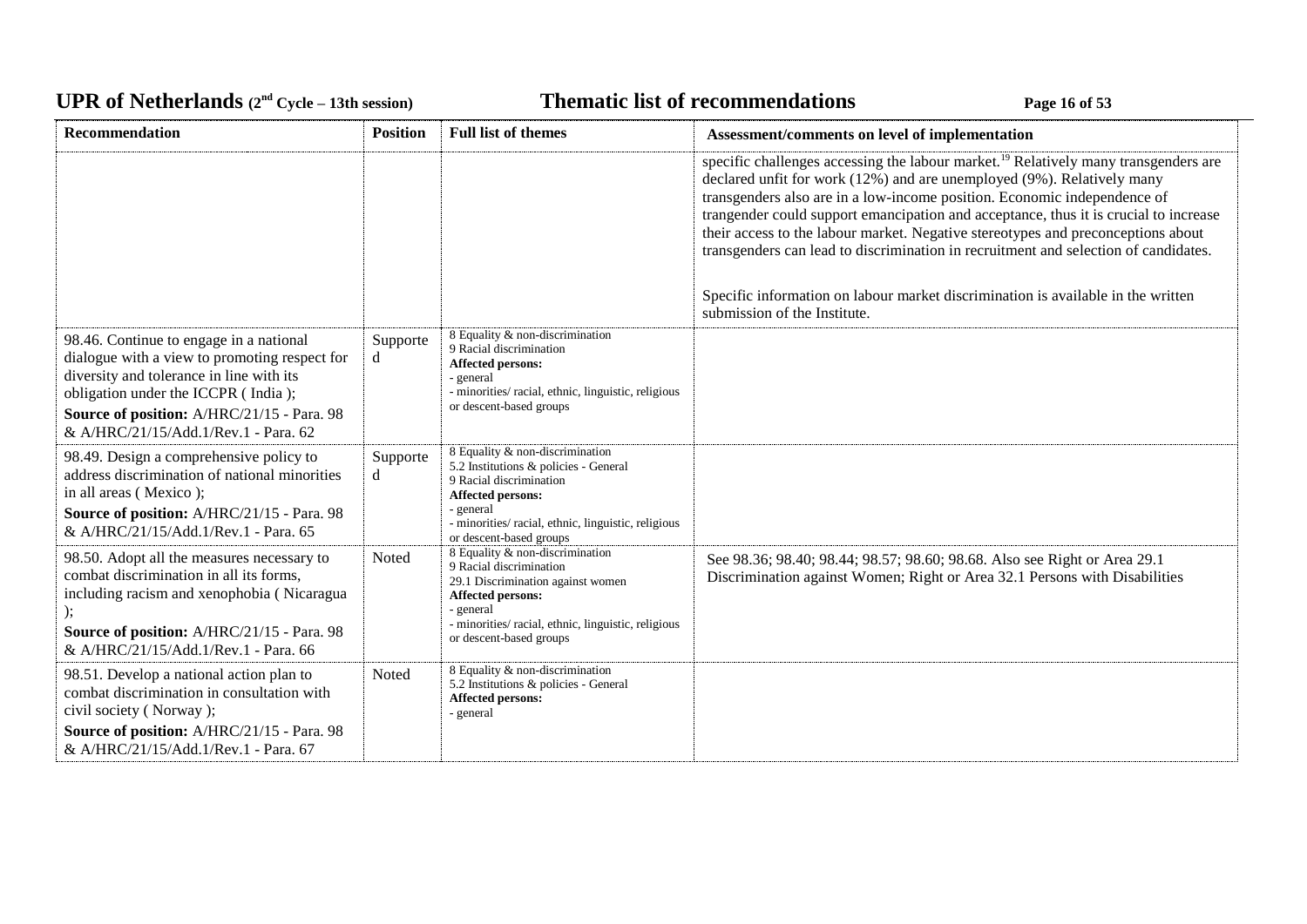| Recommendation | Position | Full list of themes | Assessment/comments on level of implementation |
|---|---|---|---|
| | | | specific challenges accessing the labour market.[19] Relatively many transgenders are declared unfit for work (12%) and are unemployed (9%). Relatively many transgenders also are in a low-income position. Economic independence of trangender could support emancipation and acceptance, thus it is crucial to increase their access to the labour market. Negative stereotypes and preconceptions about transgenders can lead to discrimination in recruitment and selection of candidates.<br><br>Specific information on labour market discrimination is available in the written submission of the Institute. |
| 98.46. Continue to engage in a national dialogue with a view to promoting respect for diversity and tolerance in line with its obligation under the ICCPR ( India );<br>**Source of position:** A/HRC/21/15 - Para. 98 & A/HRC/21/15/Add.1/Rev.1 - Para. 62 | Supported | 8 Equality & non-discrimination<br>9 Racial discrimination<br>**Affected persons:**<br>- general<br>- minorities/ racial, ethnic, linguistic, religious or descent-based groups | |
| 98.49. Design a comprehensive policy to address discrimination of national minorities in all areas ( Mexico );<br>**Source of position:** A/HRC/21/15 - Para. 98 & A/HRC/21/15/Add.1/Rev.1 - Para. 65 | Supported | 8 Equality & non-discrimination<br>5.2 Institutions & policies - General<br>9 Racial discrimination<br>**Affected persons:**<br>- general<br>- minorities/ racial, ethnic, linguistic, religious or descent-based groups | |
| 98.50. Adopt all the measures necessary to combat discrimination in all its forms, including racism and xenophobia ( Nicaragua );<br>**Source of position:** A/HRC/21/15 - Para. 98 & A/HRC/21/15/Add.1/Rev.1 - Para. 66 | Noted | 8 Equality & non-discrimination<br>9 Racial discrimination<br>29.1 Discrimination against women<br>**Affected persons:**<br>- general<br>- minorities/ racial, ethnic, linguistic, religious or descent-based groups | See 98.36; 98.40; 98.44; 98.57; 98.60; 98.68. Also see Right or Area 29.1 Discrimination against Women; Right or Area 32.1 Persons with Disabilities |
| 98.51. Develop a national action plan to combat discrimination in consultation with civil society ( Norway );<br>**Source of position:** A/HRC/21/15 - Para. 98 & A/HRC/21/15/Add.1/Rev.1 - Para. 67 | Noted | 8 Equality & non-discrimination<br>5.2 Institutions & policies - General<br>**Affected persons:**<br>- general | |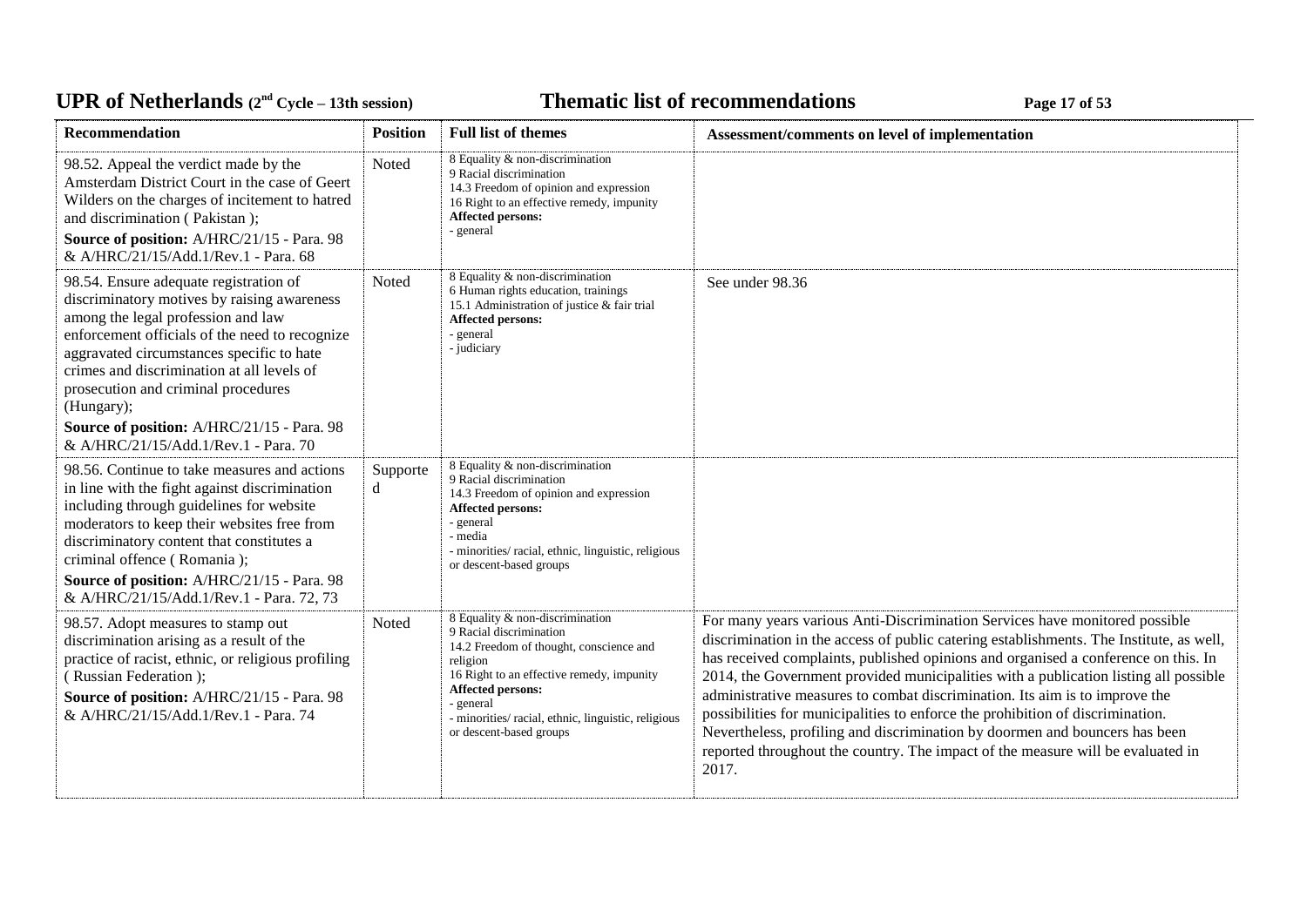| Recommendation | Position | Full list of themes | Assessment/comments on level of implementation |
|---|---|---|---|
| 98.52. Appeal the verdict made by the Amsterdam District Court in the case of Geert Wilders on the charges of incitement to hatred and discrimination ( Pakistan );<br>**Source of position:** A/HRC/21/15 - Para. 98 & A/HRC/21/15/Add.1/Rev.1 - Para. 68 | Noted | 8 Equality & non-discrimination<br>9 Racial discrimination<br>14.3 Freedom of opinion and expression<br>16 Right to an effective remedy, impunity<br>**Affected persons:**<br>- general | |
| 98.54. Ensure adequate registration of discriminatory motives by raising awareness among the legal profession and law enforcement officials of the need to recognize aggravated circumstances specific to hate crimes and discrimination at all levels of prosecution and criminal procedures (Hungary);<br>**Source of position:** A/HRC/21/15 - Para. 98 & A/HRC/21/15/Add.1/Rev.1 - Para. 70 | Noted | 8 Equality & non-discrimination<br>6 Human rights education, trainings<br>15.1 Administration of justice & fair trial<br>**Affected persons:**<br>- general<br>- judiciary | See under 98.36 |
| 98.56. Continue to take measures and actions in line with the fight against discrimination including through guidelines for website moderators to keep their websites free from discriminatory content that constitutes a criminal offence ( Romania );<br>**Source of position:** A/HRC/21/15 - Para. 98 & A/HRC/21/15/Add.1/Rev.1 - Para. 72, 73 | Supported | 8 Equality & non-discrimination<br>9 Racial discrimination<br>14.3 Freedom of opinion and expression<br>**Affected persons:**<br>- general<br>- media<br>- minorities/ racial, ethnic, linguistic, religious or descent-based groups | |
| 98.57. Adopt measures to stamp out discrimination arising as a result of the practice of racist, ethnic, or religious profiling ( Russian Federation );<br>**Source of position:** A/HRC/21/15 - Para. 98 & A/HRC/21/15/Add.1/Rev.1 - Para. 74 | Noted | 8 Equality & non-discrimination<br>9 Racial discrimination<br>14.2 Freedom of thought, conscience and religion<br>16 Right to an effective remedy, impunity<br>**Affected persons:**<br>- general<br>- minorities/ racial, ethnic, linguistic, religious or descent-based groups | For many years various Anti-Discrimination Services have monitored possible discrimination in the access of public catering establishments. The Institute, as well, has received complaints, published opinions and organised a conference on this. In 2014, the Government provided municipalities with a publication listing all possible administrative measures to combat discrimination. Its aim is to improve the possibilities for municipalities to enforce the prohibition of discrimination. Nevertheless, profiling and discrimination by doormen and bouncers has been reported throughout the country. The impact of the measure will be evaluated in 2017. |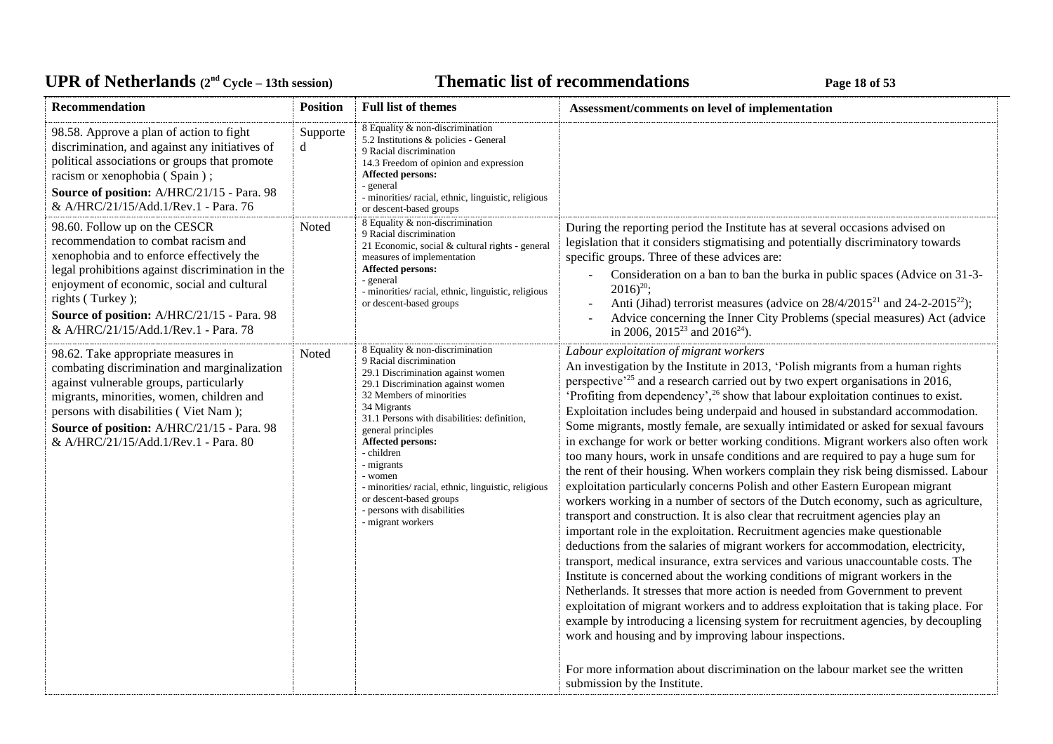| Recommendation | Position | Full list of themes | Assessment/comments on level of implementation |
|---|---|---|---|
| 98.58. Approve a plan of action to fight discrimination, and against any initiatives of political associations or groups that promote racism or xenophobia ( Spain ) ;<br>**Source of position:** A/HRC/21/15 - Para. 98 & A/HRC/21/15/Add.1/Rev.1 - Para. 76 | Supported | 8 Equality & non-discrimination<br>5.2 Institutions & policies - General<br>9 Racial discrimination<br>14.3 Freedom of opinion and expression<br>**Affected persons:**<br>- general<br>- minorities/ racial, ethnic, linguistic, religious or descent-based groups | |
| 98.60. Follow up on the CESCR recommendation to combat racism and xenophobia and to enforce effectively the legal prohibitions against discrimination in the enjoyment of economic, social and cultural rights ( Turkey );<br>**Source of position:** A/HRC/21/15 - Para. 98 & A/HRC/21/15/Add.1/Rev.1 - Para. 78 | Noted | 8 Equality & non-discrimination<br>9 Racial discrimination<br>21 Economic, social & cultural rights - general measures of implementation<br>**Affected persons:**<br>- general<br>- minorities/ racial, ethnic, linguistic, religious or descent-based groups | During the reporting period the Institute has at several occasions advised on legislation that it considers stigmatising and potentially discriminatory towards specific groups. Three of these advices are:<br>- Consideration on a ban to ban the burka in public spaces (Advice on 31-3-2016)[20];<br>- Anti (Jihad) terrorist measures (advice on 28/4/2015[21] and 24-2-2015[22]);<br>- Advice concerning the Inner City Problems (special measures) Act (advice in 2006, 2015[23] and 2016[24]). |
| 98.62. Take appropriate measures in combating discrimination and marginalization against vulnerable groups, particularly migrants, minorities, women, children and persons with disabilities ( Viet Nam );<br>**Source of position:** A/HRC/21/15 - Para. 98 & A/HRC/21/15/Add.1/Rev.1 - Para. 80 | Noted | 8 Equality & non-discrimination<br>9 Racial discrimination<br>29.1 Discrimination against women<br>29.1 Discrimination against women<br>32 Members of minorities<br>34 Migrants<br>31.1 Persons with disabilities: definition, general principles<br>**Affected persons:**<br>- children<br>- migrants<br>- women<br>- minorities/ racial, ethnic, linguistic, religious or descent-based groups<br>- persons with disabilities<br>- migrant workers | *Labour exploitation of migrant workers*<br>An investigation by the Institute in 2013, 'Polish migrants from a human rights perspective'[25] and a research carried out by two expert organisations in 2016, 'Profiting from dependency',[26] show that labour exploitation continues to exist. Exploitation includes being underpaid and housed in substandard accommodation. Some migrants, mostly female, are sexually intimidated or asked for sexual favours in exchange for work or better working conditions. Migrant workers also often work too many hours, work in unsafe conditions and are required to pay a huge sum for the rent of their housing. When workers complain they risk being dismissed. Labour exploitation particularly concerns Polish and other Eastern European migrant workers working in a number of sectors of the Dutch economy, such as agriculture, transport and construction. It is also clear that recruitment agencies play an important role in the exploitation. Recruitment agencies make questionable deductions from the salaries of migrant workers for accommodation, electricity, transport, medical insurance, extra services and various unaccountable costs. The Institute is concerned about the working conditions of migrant workers in the Netherlands. It stresses that more action is needed from Government to prevent exploitation of migrant workers and to address exploitation that is taking place. For example by introducing a licensing system for recruitment agencies, by decoupling work and housing and by improving labour inspections.<br><br>For more information about discrimination on the labour market see the written submission by the Institute. |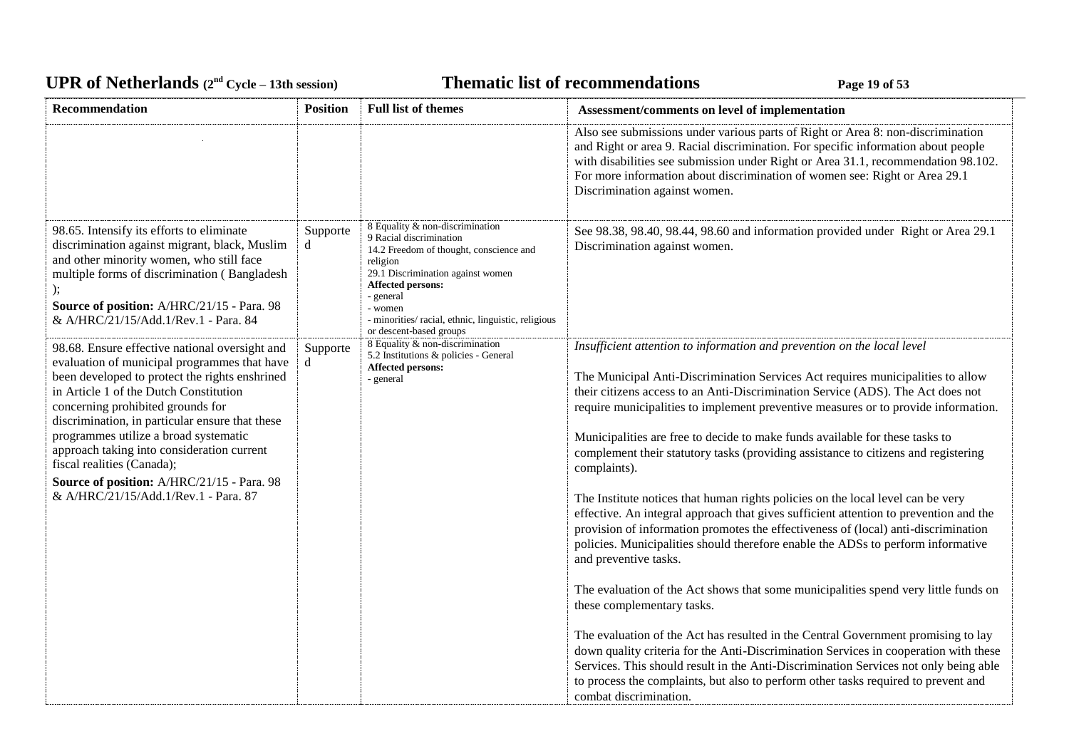| Recommendation | Position | Full list of themes | Assessment/comments on level of implementation |
|---|---|---|---|
| . | | | Also see submissions under various parts of Right or Area 8: non-discrimination and Right or area 9. Racial discrimination. For specific information about people with disabilities see submission under Right or Area 31.1, recommendation 98.102. For more information about discrimination of women see: Right or Area 29.1 Discrimination against women. |
| 98.65. Intensify its efforts to eliminate discrimination against migrant, black, Muslim and other minority women, who still face multiple forms of discrimination ( Bangladesh ); **Source of position:** A/HRC/21/15 - Para. 98 & A/HRC/21/15/Add.1/Rev.1 - Para. 84 | Supported | 8 Equality & non-discrimination<br>9 Racial discrimination<br>14.2 Freedom of thought, conscience and religion<br>29.1 Discrimination against women<br>**Affected persons:**<br>- general<br>- women<br>- minorities/ racial, ethnic, linguistic, religious or descent-based groups | See 98.38, 98.40, 98.44, 98.60 and information provided under Right or Area 29.1 Discrimination against women. |
| 98.68. Ensure effective national oversight and evaluation of municipal programmes that have been developed to protect the rights enshrined in Article 1 of the Dutch Constitution concerning prohibited grounds for discrimination, in particular ensure that these programmes utilize a broad systematic approach taking into consideration current fiscal realities (Canada); **Source of position:** A/HRC/21/15 - Para. 98 & A/HRC/21/15/Add.1/Rev.1 - Para. 87 | Supported | 8 Equality & non-discrimination<br>5.2 Institutions & policies - General<br>**Affected persons:**<br>- general | *Insufficient attention to information and prevention on the local level*<br><br>The Municipal Anti-Discrimination Services Act requires municipalities to allow their citizens access to an Anti-Discrimination Service (ADS). The Act does not require municipalities to implement preventive measures or to provide information.<br><br>Municipalities are free to decide to make funds available for these tasks to complement their statutory tasks (providing assistance to citizens and registering complaints).<br><br>The Institute notices that human rights policies on the local level can be very effective. An integral approach that gives sufficient attention to prevention and the provision of information promotes the effectiveness of (local) anti-discrimination policies. Municipalities should therefore enable the ADSs to perform informative and preventive tasks.<br><br>The evaluation of the Act shows that some municipalities spend very little funds on these complementary tasks.<br><br>The evaluation of the Act has resulted in the Central Government promising to lay down quality criteria for the Anti-Discrimination Services in cooperation with these Services. This should result in the Anti-Discrimination Services not only being able to process the complaints, but also to perform other tasks required to prevent and combat discrimination. |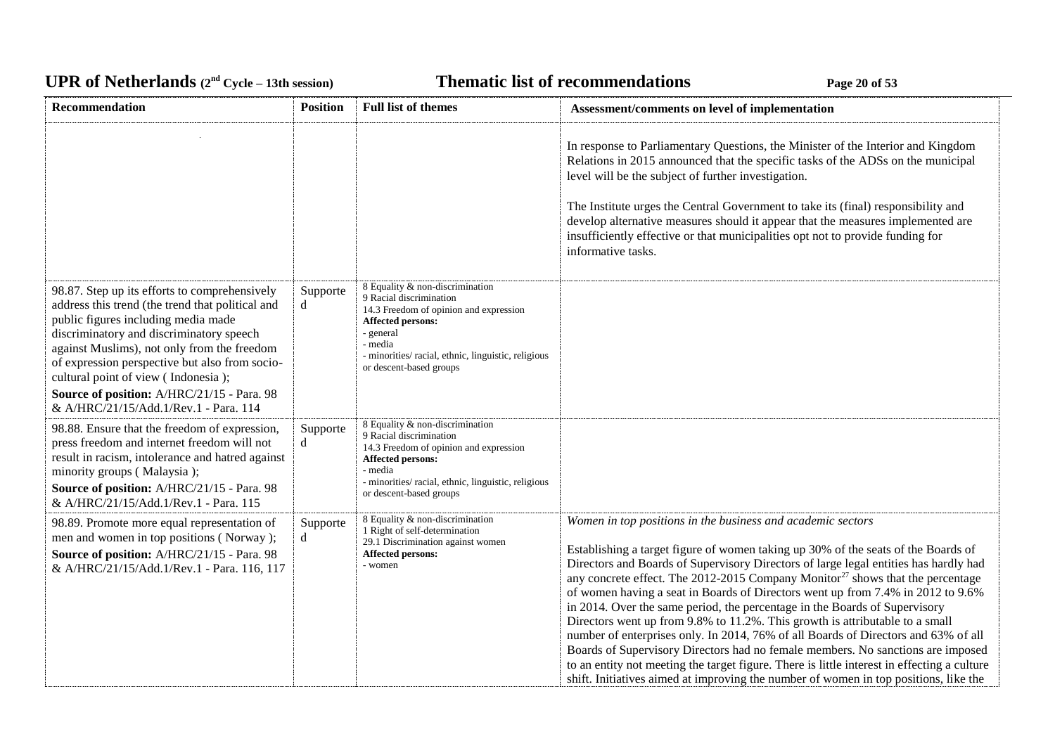| Recommendation | Position | Full list of themes | Assessment/comments on level of implementation |
|---|---|---|---|
| | | | In response to Parliamentary Questions, the Minister of the Interior and Kingdom Relations in 2015 announced that the specific tasks of the ADSs on the municipal level will be the subject of further investigation.<br><br>The Institute urges the Central Government to take its (final) responsibility and develop alternative measures should it appear that the measures implemented are insufficiently effective or that municipalities opt not to provide funding for informative tasks. |
| 98.87. Step up its efforts to comprehensively address this trend (the trend that political and public figures including media made discriminatory and discriminatory speech against Muslims), not only from the freedom of expression perspective but also from socio-cultural point of view ( Indonesia );<br>**Source of position:** A/HRC/21/15 - Para. 98 & A/HRC/21/15/Add.1/Rev.1 - Para. 114 | Supported | 8 Equality & non-discrimination<br>9 Racial discrimination<br>14.3 Freedom of opinion and expression<br>**Affected persons:**<br>- general<br>- media<br>- minorities/ racial, ethnic, linguistic, religious or descent-based groups | |
| 98.88. Ensure that the freedom of expression, press freedom and internet freedom will not result in racism, intolerance and hatred against minority groups ( Malaysia );<br>**Source of position:** A/HRC/21/15 - Para. 98 & A/HRC/21/15/Add.1/Rev.1 - Para. 115 | Supported | 8 Equality & non-discrimination<br>9 Racial discrimination<br>14.3 Freedom of opinion and expression<br>**Affected persons:**<br>- media<br>- minorities/ racial, ethnic, linguistic, religious or descent-based groups | |
| 98.89. Promote more equal representation of men and women in top positions ( Norway );<br>**Source of position:** A/HRC/21/15 - Para. 98 & A/HRC/21/15/Add.1/Rev.1 - Para. 116, 117 | Supported | 8 Equality & non-discrimination<br>1 Right of self-determination<br>29.1 Discrimination against women<br>**Affected persons:**<br>- women | *Women in top positions in the business and academic sectors*<br><br>Establishing a target figure of women taking up 30% of the seats of the Boards of Directors and Boards of Supervisory Directors of large legal entities has hardly had any concrete effect. The 2012-2015 Company Monitor[27] shows that the percentage of women having a seat in Boards of Directors went up from 7.4% in 2012 to 9.6% in 2014. Over the same period, the percentage in the Boards of Supervisory Directors went up from 9.8% to 11.2%. This growth is attributable to a small number of enterprises only. In 2014, 76% of all Boards of Directors and 63% of all Boards of Supervisory Directors had no female members. No sanctions are imposed to an entity not meeting the target figure. There is little interest in effecting a culture shift. Initiatives aimed at improving the number of women in top positions, like the |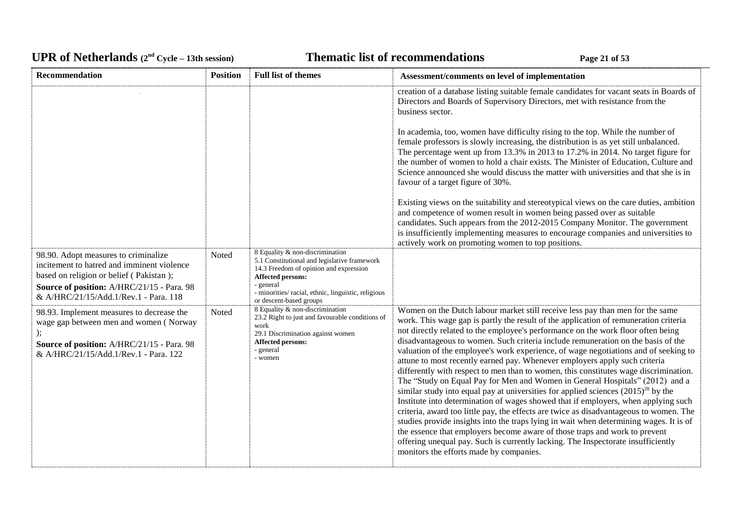| Recommendation | Position | Full list of themes | Assessment/comments on level of implementation |
|---|---|---|---|
| | | | creation of a database listing suitable female candidates for vacant seats in Boards of Directors and Boards of Supervisory Directors, met with resistance from the business sector.<br><br>In academia, too, women have difficulty rising to the top. While the number of female professors is slowly increasing, the distribution is as yet still unbalanced. The percentage went up from 13.3% in 2013 to 17.2% in 2014. No target figure for the number of women to hold a chair exists. The Minister of Education, Culture and Science announced she would discuss the matter with universities and that she is in favour of a target figure of 30%.<br><br>Existing views on the suitability and stereotypical views on the care duties, ambition and competence of women result in women being passed over as suitable candidates. Such appears from the 2012-2015 Company Monitor. The government is insufficiently implementing measures to encourage companies and universities to actively work on promoting women to top positions. |
| 98.90. Adopt measures to criminalize incitement to hatred and imminent violence based on religion or belief ( Pakistan );<br>**Source of position:** A/HRC/21/15 - Para. 98 & A/HRC/21/15/Add.1/Rev.1 - Para. 118 | Noted | 8 Equality & non-discrimination<br>5.1 Constitutional and legislative framework<br>14.3 Freedom of opinion and expression<br>**Affected persons:**<br>- general<br>- minorities/ racial, ethnic, linguistic, religious or descent-based groups | |
| 98.93. Implement measures to decrease the wage gap between men and women ( Norway );<br>**Source of position:** A/HRC/21/15 - Para. 98 & A/HRC/21/15/Add.1/Rev.1 - Para. 122 | Noted | 8 Equality & non-discrimination<br>23.2 Right to just and favourable conditions of work<br>29.1 Discrimination against women<br>**Affected persons:**<br>- general<br>- women | Women on the Dutch labour market still receive less pay than men for the same work. This wage gap is partly the result of the application of remuneration criteria not directly related to the employee's performance on the work floor often being disadvantageous to women. Such criteria include remuneration on the basis of the valuation of the employee's work experience, of wage negotiations and of seeking to attune to most recently earned pay. Whenever employers apply such criteria differently with respect to men than to women, this constitutes wage discrimination. The "Study on Equal Pay for Men and Women in General Hospitals" (2012) and a similar study into equal pay at universities for applied sciences (2015)[28] by the Institute into determination of wages showed that if employers, when applying such criteria, award too little pay, the effects are twice as disadvantageous to women. The studies provide insights into the traps lying in wait when determining wages. It is of the essence that employers become aware of those traps and work to prevent offering unequal pay. Such is currently lacking. The Inspectorate insufficiently monitors the efforts made by companies. |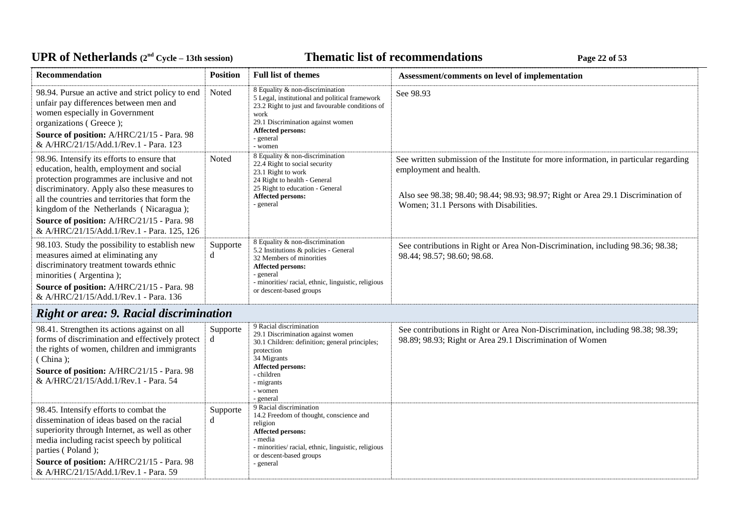| Recommendation | Position | Full list of themes | Assessment/comments on level of implementation |
|---|---|---|---|
| 98.94. Pursue an active and strict policy to end unfair pay differences between men and women especially in Government organizations ( Greece );<br>**Source of position:** A/HRC/21/15 - Para. 98 & A/HRC/21/15/Add.1/Rev.1 - Para. 123 | Noted | 8 Equality & non-discrimination<br>5 Legal, institutional and political framework<br>23.2 Right to just and favourable conditions of work<br>29.1 Discrimination against women<br>**Affected persons:**<br>- general<br>- women | See 98.93 |
| 98.96. Intensify its efforts to ensure that education, health, employment and social protection programmes are inclusive and not discriminatory. Apply also these measures to all the countries and territories that form the kingdom of the Netherlands ( Nicaragua );<br>**Source of position:** A/HRC/21/15 - Para. 98 & A/HRC/21/15/Add.1/Rev.1 - Para. 125, 126 | Noted | 8 Equality & non-discrimination<br>22.4 Right to social security<br>23.1 Right to work<br>24 Right to health - General<br>25 Right to education - General<br>**Affected persons:**<br>- general | See written submission of the Institute for more information, in particular regarding employment and health.<br><br>Also see 98.38; 98.40; 98.44; 98.93; 98.97; Right or Area 29.1 Discrimination of Women; 31.1 Persons with Disabilities. |
| 98.103. Study the possibility to establish new measures aimed at eliminating any discriminatory treatment towards ethnic minorities ( Argentina );<br>**Source of position:** A/HRC/21/15 - Para. 98 & A/HRC/21/15/Add.1/Rev.1 - Para. 136 | Supported | 8 Equality & non-discrimination<br>5.2 Institutions & policies - General<br>32 Members of minorities<br>**Affected persons:**<br>- general<br>- minorities/ racial, ethnic, linguistic, religious or descent-based groups | See contributions in Right or Area Non-Discrimination, including 98.36; 98.38; 98.44; 98.57; 98.60; 98.68. |
| ***Right or area: 9. Racial discrimination*** | | | |
| 98.41. Strengthen its actions against on all forms of discrimination and effectively protect the rights of women, children and immigrants ( China );<br>**Source of position:** A/HRC/21/15 - Para. 98 & A/HRC/21/15/Add.1/Rev.1 - Para. 54 | Supported | 9 Racial discrimination<br>29.1 Discrimination against women<br>30.1 Children: definition; general principles; protection<br>34 Migrants<br>**Affected persons:**<br>- children<br>- migrants<br>- women<br>- general | See contributions in Right or Area Non-Discrimination, including 98.38; 98.39; 98.89; 98.93; Right or Area 29.1 Discrimination of Women |
| 98.45. Intensify efforts to combat the dissemination of ideas based on the racial superiority through Internet, as well as other media including racist speech by political parties ( Poland );<br>**Source of position:** A/HRC/21/15 - Para. 98 & A/HRC/21/15/Add.1/Rev.1 - Para. 59 | Supported | 9 Racial discrimination<br>14.2 Freedom of thought, conscience and religion<br>**Affected persons:**<br>- media<br>- minorities/ racial, ethnic, linguistic, religious or descent-based groups<br>- general | |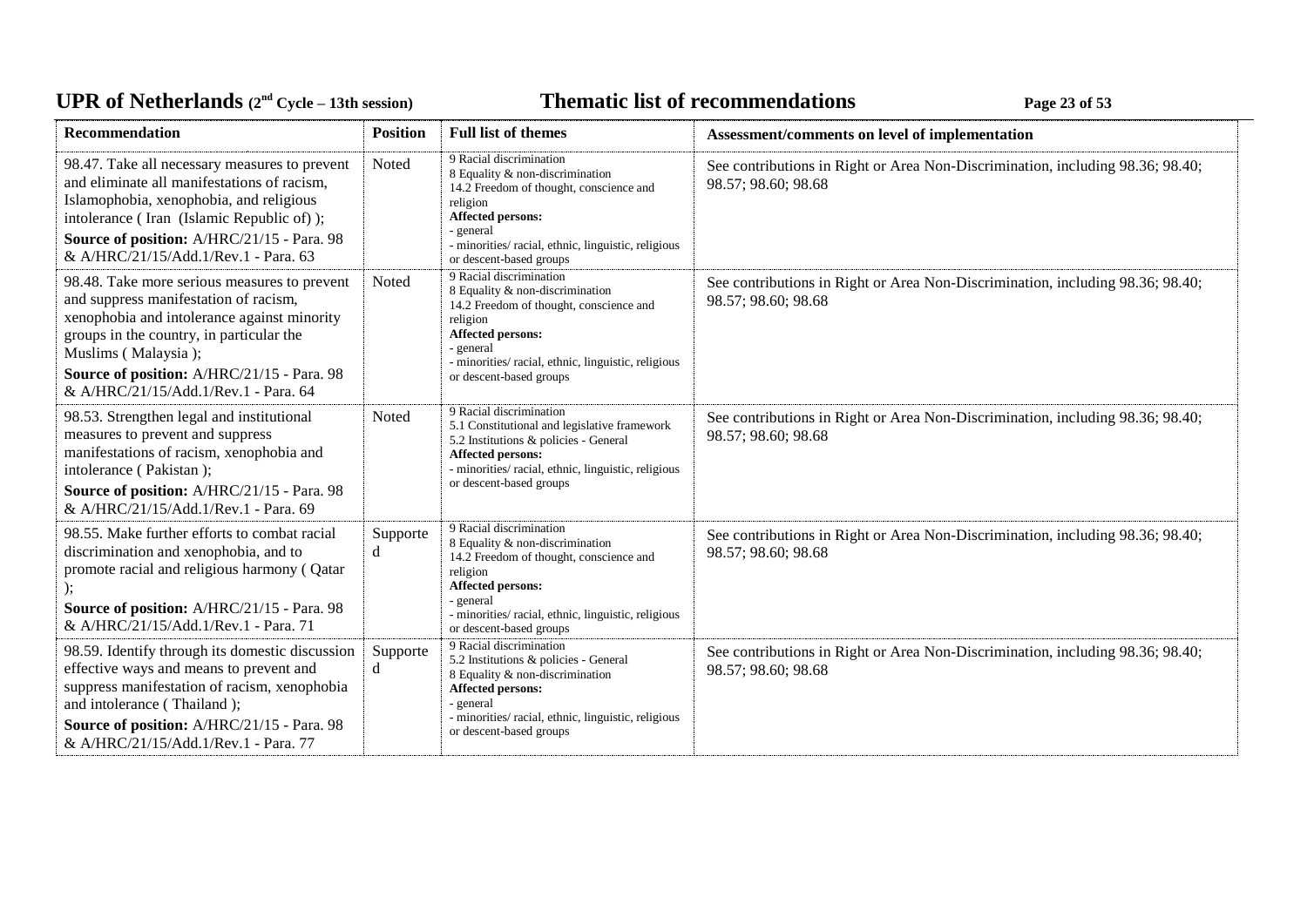| Recommendation | Position | Full list of themes | Assessment/comments on level of implementation |
|---|---|---|---|
| 98.47. Take all necessary measures to prevent and eliminate all manifestations of racism, Islamophobia, xenophobia, and religious intolerance ( Iran (Islamic Republic of) );<br>**Source of position:** A/HRC/21/15 - Para. 98 & A/HRC/21/15/Add.1/Rev.1 - Para. 63 | Noted | 9 Racial discrimination<br>8 Equality & non-discrimination<br>14.2 Freedom of thought, conscience and religion<br>**Affected persons:**<br>- general<br>- minorities/ racial, ethnic, linguistic, religious or descent-based groups | See contributions in Right or Area Non-Discrimination, including 98.36; 98.40; 98.57; 98.60; 98.68 |
| 98.48. Take more serious measures to prevent and suppress manifestation of racism, xenophobia and intolerance against minority groups in the country, in particular the Muslims ( Malaysia );<br>**Source of position:** A/HRC/21/15 - Para. 98 & A/HRC/21/15/Add.1/Rev.1 - Para. 64 | Noted | 9 Racial discrimination<br>8 Equality & non-discrimination<br>14.2 Freedom of thought, conscience and religion<br>**Affected persons:**<br>- general<br>- minorities/ racial, ethnic, linguistic, religious or descent-based groups | See contributions in Right or Area Non-Discrimination, including 98.36; 98.40; 98.57; 98.60; 98.68 |
| 98.53. Strengthen legal and institutional measures to prevent and suppress manifestations of racism, xenophobia and intolerance ( Pakistan );<br>**Source of position:** A/HRC/21/15 - Para. 98 & A/HRC/21/15/Add.1/Rev.1 - Para. 69 | Noted | 9 Racial discrimination<br>5.1 Constitutional and legislative framework<br>5.2 Institutions & policies - General<br>**Affected persons:**<br>- minorities/ racial, ethnic, linguistic, religious or descent-based groups | See contributions in Right or Area Non-Discrimination, including 98.36; 98.40; 98.57; 98.60; 98.68 |
| 98.55. Make further efforts to combat racial discrimination and xenophobia, and to promote racial and religious harmony ( Qatar );<br>**Source of position:** A/HRC/21/15 - Para. 98 & A/HRC/21/15/Add.1/Rev.1 - Para. 71 | Supported | 9 Racial discrimination<br>8 Equality & non-discrimination<br>14.2 Freedom of thought, conscience and religion<br>**Affected persons:**<br>- general<br>- minorities/ racial, ethnic, linguistic, religious or descent-based groups | See contributions in Right or Area Non-Discrimination, including 98.36; 98.40; 98.57; 98.60; 98.68 |
| 98.59. Identify through its domestic discussion effective ways and means to prevent and suppress manifestation of racism, xenophobia and intolerance ( Thailand );<br>**Source of position:** A/HRC/21/15 - Para. 98 & A/HRC/21/15/Add.1/Rev.1 - Para. 77 | Supported | 9 Racial discrimination<br>5.2 Institutions & policies - General<br>8 Equality & non-discrimination<br>**Affected persons:**<br>- general<br>- minorities/ racial, ethnic, linguistic, religious or descent-based groups | See contributions in Right or Area Non-Discrimination, including 98.36; 98.40; 98.57; 98.60; 98.68 |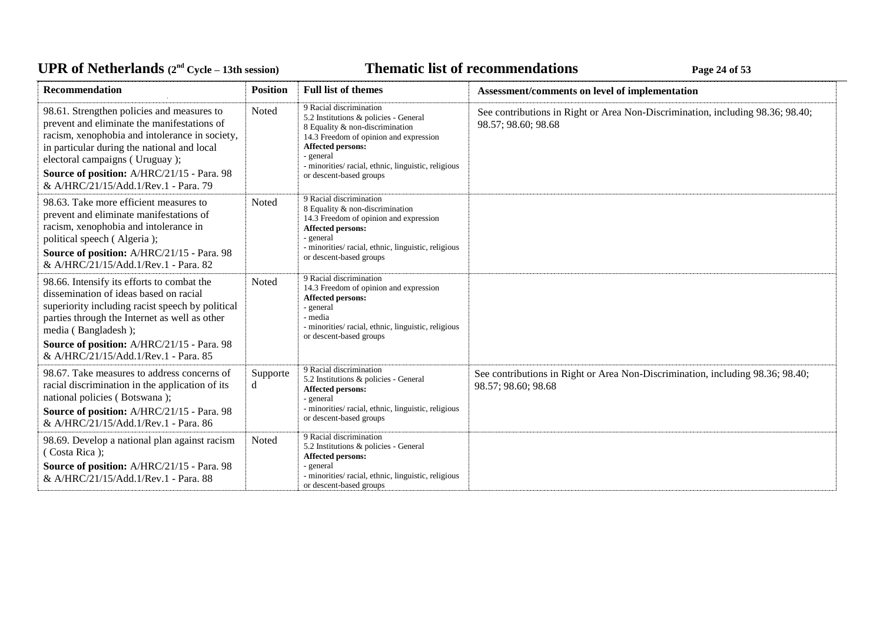| Recommendation | Position | Full list of themes | Assessment/comments on level of implementation |
|---|---|---|---|
| 98.61. Strengthen policies and measures to prevent and eliminate the manifestations of racism, xenophobia and intolerance in society, in particular during the national and local electoral campaigns ( Uruguay );<br>**Source of position:** A/HRC/21/15 - Para. 98 & A/HRC/21/15/Add.1/Rev.1 - Para. 79 | Noted | 9 Racial discrimination<br>5.2 Institutions & policies - General<br>8 Equality & non-discrimination<br>14.3 Freedom of opinion and expression<br>**Affected persons:**<br>- general<br>- minorities/ racial, ethnic, linguistic, religious or descent-based groups | See contributions in Right or Area Non-Discrimination, including 98.36; 98.40; 98.57; 98.60; 98.68 |
| 98.63. Take more efficient measures to prevent and eliminate manifestations of racism, xenophobia and intolerance in political speech ( Algeria );<br>**Source of position:** A/HRC/21/15 - Para. 98 & A/HRC/21/15/Add.1/Rev.1 - Para. 82 | Noted | 9 Racial discrimination<br>8 Equality & non-discrimination<br>14.3 Freedom of opinion and expression<br>**Affected persons:**<br>- general<br>- minorities/ racial, ethnic, linguistic, religious or descent-based groups | |
| 98.66. Intensify its efforts to combat the dissemination of ideas based on racial superiority including racist speech by political parties through the Internet as well as other media ( Bangladesh );<br>**Source of position:** A/HRC/21/15 - Para. 98 & A/HRC/21/15/Add.1/Rev.1 - Para. 85 | Noted | 9 Racial discrimination<br>14.3 Freedom of opinion and expression<br>**Affected persons:**<br>- general<br>- media<br>- minorities/ racial, ethnic, linguistic, religious or descent-based groups | |
| 98.67. Take measures to address concerns of racial discrimination in the application of its national policies ( Botswana );<br>**Source of position:** A/HRC/21/15 - Para. 98 & A/HRC/21/15/Add.1/Rev.1 - Para. 86 | Supported | 9 Racial discrimination<br>5.2 Institutions & policies - General<br>**Affected persons:**<br>- general<br>- minorities/ racial, ethnic, linguistic, religious or descent-based groups | See contributions in Right or Area Non-Discrimination, including 98.36; 98.40; 98.57; 98.60; 98.68 |
| 98.69. Develop a national plan against racism ( Costa Rica );<br>**Source of position:** A/HRC/21/15 - Para. 98 & A/HRC/21/15/Add.1/Rev.1 - Para. 88 | Noted | 9 Racial discrimination<br>5.2 Institutions & policies - General<br>**Affected persons:**<br>- general<br>- minorities/ racial, ethnic, linguistic, religious or descent-based groups | |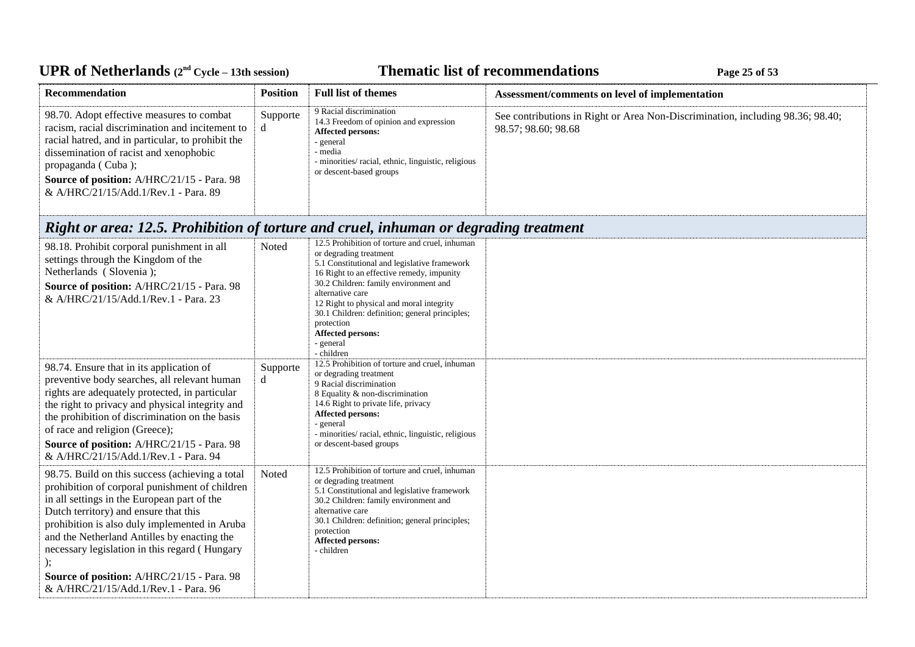| Recommendation | Position | Full list of themes | Assessment/comments on level of implementation |
|---|---|---|---|
| 98.70. Adopt effective measures to combat racism, racial discrimination and incitement to racial hatred, and in particular, to prohibit the dissemination of racist and xenophobic propaganda ( Cuba );<br>**Source of position:** A/HRC/21/15 - Para. 98 & A/HRC/21/15/Add.1/Rev.1 - Para. 89 | Supported | 9 Racial discrimination<br>14.3 Freedom of opinion and expression<br>**Affected persons:**<br>- general<br>- media<br>- minorities/ racial, ethnic, linguistic, religious or descent-based groups | See contributions in Right or Area Non-Discrimination, including 98.36; 98.40; 98.57; 98.60; 98.68 |

## *Right or area: 12.5. Prohibition of torture and cruel, inhuman or degrading treatment*

| Recommendation | Position | Full list of themes | Assessment/comments on level of implementation |
|---|---|---|---|
| 98.18. Prohibit corporal punishment in all settings through the Kingdom of the Netherlands ( Slovenia );<br>**Source of position:** A/HRC/21/15 - Para. 98 & A/HRC/21/15/Add.1/Rev.1 - Para. 23 | Noted | 12.5 Prohibition of torture and cruel, inhuman or degrading treatment<br>5.1 Constitutional and legislative framework<br>16 Right to an effective remedy, impunity<br>30.2 Children: family environment and alternative care<br>12 Right to physical and moral integrity<br>30.1 Children: definition; general principles; protection<br>**Affected persons:**<br>- general<br>- children | |
| 98.74. Ensure that in its application of preventive body searches, all relevant human rights are adequately protected, in particular the right to privacy and physical integrity and the prohibition of discrimination on the basis of race and religion (Greece);<br>**Source of position:** A/HRC/21/15 - Para. 98 & A/HRC/21/15/Add.1/Rev.1 - Para. 94 | Supported | 12.5 Prohibition of torture and cruel, inhuman or degrading treatment<br>9 Racial discrimination<br>8 Equality & non-discrimination<br>14.6 Right to private life, privacy<br>**Affected persons:**<br>- general<br>- minorities/ racial, ethnic, linguistic, religious or descent-based groups | |
| 98.75. Build on this success (achieving a total prohibition of corporal punishment of children in all settings in the European part of the Dutch territory) and ensure that this prohibition is also duly implemented in Aruba and the Netherland Antilles by enacting the necessary legislation in this regard ( Hungary );<br>**Source of position:** A/HRC/21/15 - Para. 98 & A/HRC/21/15/Add.1/Rev.1 - Para. 96 | Noted | 12.5 Prohibition of torture and cruel, inhuman or degrading treatment<br>5.1 Constitutional and legislative framework<br>30.2 Children: family environment and alternative care<br>30.1 Children: definition; general principles; protection<br>**Affected persons:**<br>- children | |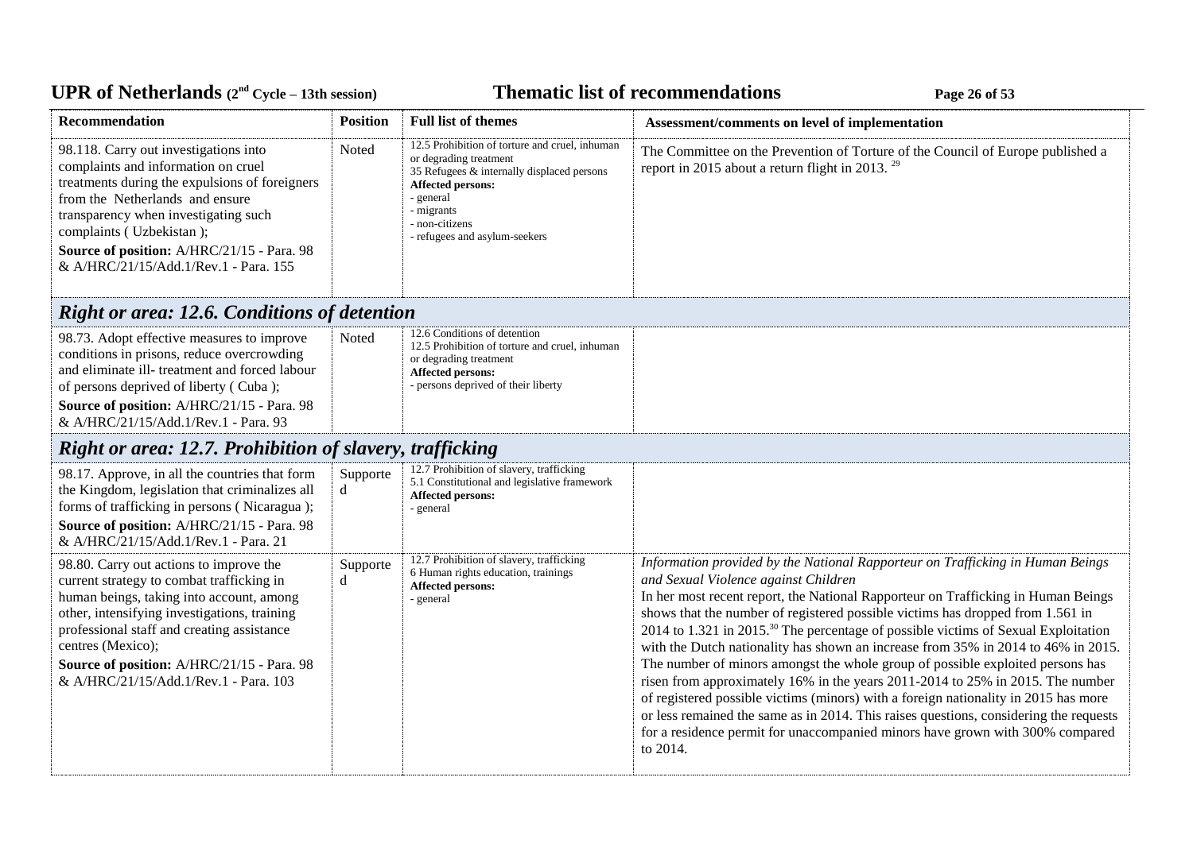| Recommendation | Position | Full list of themes | Assessment/comments on level of implementation |
|---|---|---|---|
| 98.118. Carry out investigations into complaints and information on cruel treatments during the expulsions of foreigners from the Netherlands and ensure transparency when investigating such complaints ( Uzbekistan ); **Source of position:** A/HRC/21/15 - Para. 98 & A/HRC/21/15/Add.1/Rev.1 - Para. 155 | Noted | 12.5 Prohibition of torture and cruel, inhuman or degrading treatment 35 Refugees & internally displaced persons **Affected persons:** - general - migrants - non-citizens - refugees and asylum-seekers | The Committee on the Prevention of Torture of the Council of Europe published a report in 2015 about a return flight in 2013. [29] |

## *Right or area: 12.6. Conditions of detention*

| Recommendation | Position | Full list of themes | Assessment/comments on level of implementation |
|---|---|---|---|
| 98.73. Adopt effective measures to improve conditions in prisons, reduce overcrowding and eliminate ill- treatment and forced labour of persons deprived of liberty ( Cuba ); **Source of position:** A/HRC/21/15 - Para. 98 & A/HRC/21/15/Add.1/Rev.1 - Para. 93 | Noted | 12.6 Conditions of detention 12.5 Prohibition of torture and cruel, inhuman or degrading treatment **Affected persons:** - persons deprived of their liberty | |

## *Right or area: 12.7. Prohibition of slavery, trafficking*

| Recommendation | Position | Full list of themes | Assessment/comments on level of implementation |
|---|---|---|---|
| 98.17. Approve, in all the countries that form the Kingdom, legislation that criminalizes all forms of trafficking in persons ( Nicaragua ); **Source of position:** A/HRC/21/15 - Para. 98 & A/HRC/21/15/Add.1/Rev.1 - Para. 21 | Supported | 12.7 Prohibition of slavery, trafficking 5.1 Constitutional and legislative framework **Affected persons:** - general | |
| 98.80. Carry out actions to improve the current strategy to combat trafficking in human beings, taking into account, among other, intensifying investigations, training professional staff and creating assistance centres (Mexico); **Source of position:** A/HRC/21/15 - Para. 98 & A/HRC/21/15/Add.1/Rev.1 - Para. 103 | Supported | 12.7 Prohibition of slavery, trafficking 6 Human rights education, trainings **Affected persons:** - general | *Information provided by the National Rapporteur on Trafficking in Human Beings and Sexual Violence against Children* In her most recent report, the National Rapporteur on Trafficking in Human Beings shows that the number of registered possible victims has dropped from 1.561 in 2014 to 1.321 in 2015.[30] The percentage of possible victims of Sexual Exploitation with the Dutch nationality has shown an increase from 35% in 2014 to 46% in 2015. The number of minors amongst the whole group of possible exploited persons has risen from approximately 16% in the years 2011-2014 to 25% in 2015. The number of registered possible victims (minors) with a foreign nationality in 2015 has more or less remained the same as in 2014. This raises questions, considering the requests for a residence permit for unaccompanied minors have grown with 300% compared to 2014. |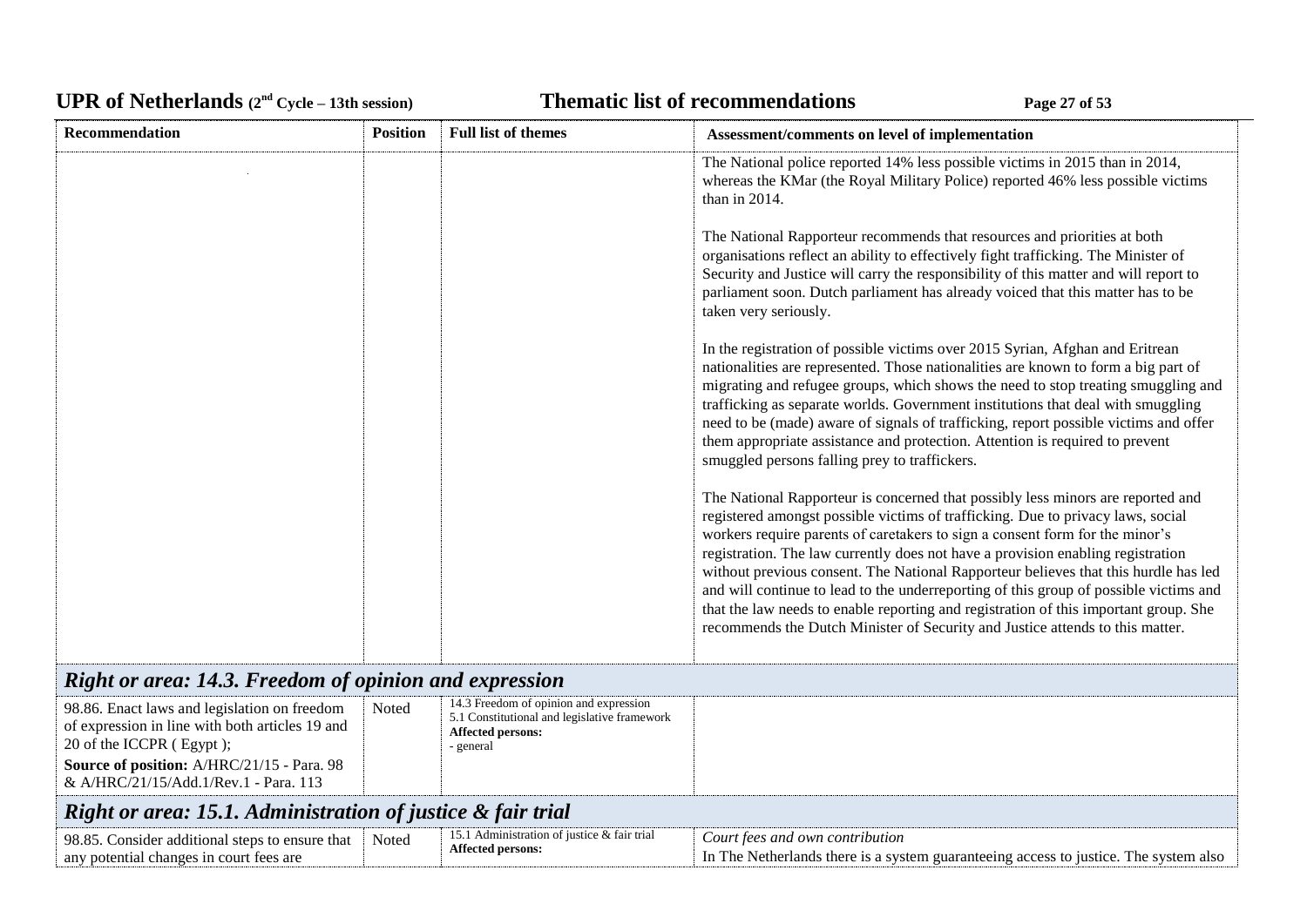| Recommendation | Position | Full list of themes | Assessment/comments on level of implementation |
|---|---|---|---|
| | | | The National police reported 14% less possible victims in 2015 than in 2014, whereas the KMar (the Royal Military Police) reported 46% less possible victims than in 2014.<br><br>The National Rapporteur recommends that resources and priorities at both organisations reflect an ability to effectively fight trafficking. The Minister of Security and Justice will carry the responsibility of this matter and will report to parliament soon. Dutch parliament has already voiced that this matter has to be taken very seriously.<br><br>In the registration of possible victims over 2015 Syrian, Afghan and Eritrean nationalities are represented. Those nationalities are known to form a big part of migrating and refugee groups, which shows the need to stop treating smuggling and trafficking as separate worlds. Government institutions that deal with smuggling need to be (made) aware of signals of trafficking, report possible victims and offer them appropriate assistance and protection. Attention is required to prevent smuggled persons falling prey to traffickers.<br><br>The National Rapporteur is concerned that possibly less minors are reported and registered amongst possible victims of trafficking. Due to privacy laws, social workers require parents of caretakers to sign a consent form for the minor's registration. The law currently does not have a provision enabling registration without previous consent. The National Rapporteur believes that this hurdle has led and will continue to lead to the underreporting of this group of possible victims and that the law needs to enable reporting and registration of this important group. She recommends the Dutch Minister of Security and Justice attends to this matter. |
| ***Right or area: 14.3. Freedom of opinion and expression*** | | | |
| 98.86. Enact laws and legislation on freedom of expression in line with both articles 19 and 20 of the ICCPR ( Egypt );<br>**Source of position:** A/HRC/21/15 - Para. 98 & A/HRC/21/15/Add.1/Rev.1 - Para. 113 | Noted | 14.3 Freedom of opinion and expression<br>5.1 Constitutional and legislative framework<br>**Affected persons:**<br>- general | |
| ***Right or area: 15.1. Administration of justice & fair trial*** | | | |
| 98.85. Consider additional steps to ensure that any potential changes in court fees are | Noted | 15.1 Administration of justice & fair trial<br>**Affected persons:** | *Court fees and own contribution*<br>In The Netherlands there is a system guaranteeing access to justice. The system also |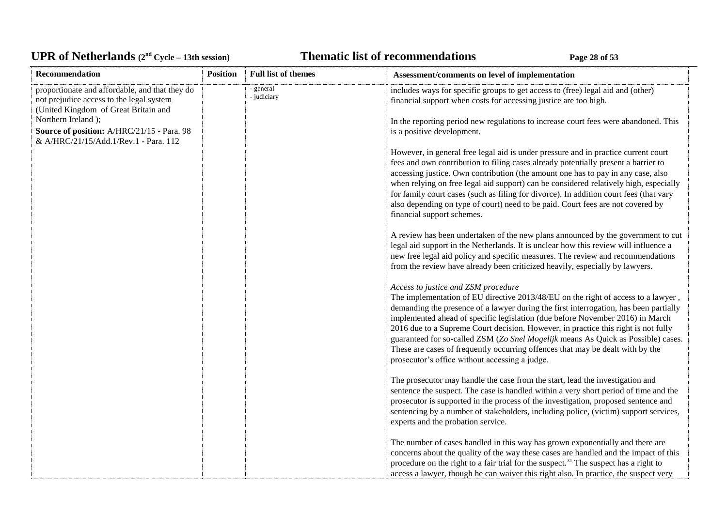| Recommendation | Position | Full list of themes | Assessment/comments on level of implementation |
| --- | --- | --- | --- |
| proportionate and affordable, and that they do not prejudice access to the legal system (United Kingdom of Great Britain and Northern Ireland );<br>**Source of position:** A/HRC/21/15 - Para. 98 & A/HRC/21/15/Add.1/Rev.1 - Para. 112 | | - general<br>- judiciary | includes ways for specific groups to get access to (free) legal aid and (other) financial support when costs for accessing justice are too high.<br><br>In the reporting period new regulations to increase court fees were abandoned. This is a positive development.<br><br>However, in general free legal aid is under pressure and in practice current court fees and own contribution to filing cases already potentially present a barrier to accessing justice. Own contribution (the amount one has to pay in any case, also when relying on free legal aid support) can be considered relatively high, especially for family court cases (such as filing for divorce). In addition court fees (that vary also depending on type of court) need to be paid. Court fees are not covered by financial support schemes.<br><br>A review has been undertaken of the new plans announced by the government to cut legal aid support in the Netherlands. It is unclear how this review will influence a new free legal aid policy and specific measures. The review and recommendations from the review have already been criticized heavily, especially by lawyers.<br><br>*Access to justice and ZSM procedure*<br>The implementation of EU directive 2013/48/EU on the right of access to a lawyer , demanding the presence of a lawyer during the first interrogation, has been partially implemented ahead of specific legislation (due before November 2016) in March 2016 due to a Supreme Court decision. However, in practice this right is not fully guaranteed for so-called ZSM (*Zo Snel Mogelijk* means As Quick as Possible) cases. These are cases of frequently occurring offences that may be dealt with by the prosecutor's office without accessing a judge.<br><br>The prosecutor may handle the case from the start, lead the investigation and sentence the suspect. The case is handled within a very short period of time and the prosecutor is supported in the process of the investigation, proposed sentence and sentencing by a number of stakeholders, including police, (victim) support services, experts and the probation service.<br><br>The number of cases handled in this way has grown exponentially and there are concerns about the quality of the way these cases are handled and the impact of this procedure on the right to a fair trial for the suspect.[31] The suspect has a right to access a lawyer, though he can waiver this right also. In practice, the suspect very |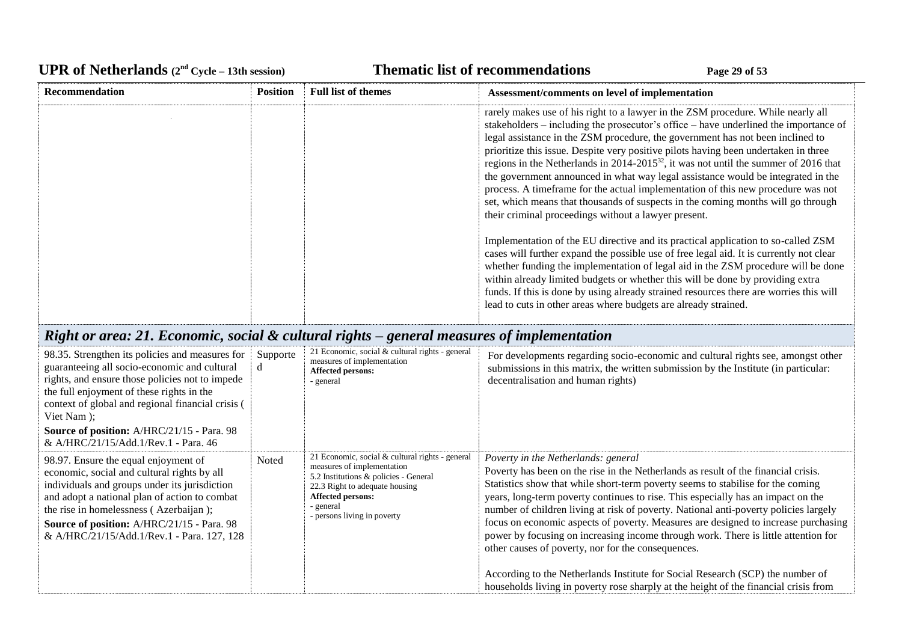| Recommendation | Position | Full list of themes | Assessment/comments on level of implementation |
|---|---|---|---|
| | | | rarely makes use of his right to a lawyer in the ZSM procedure. While nearly all stakeholders – including the prosecutor's office – have underlined the importance of legal assistance in the ZSM procedure, the government has not been inclined to prioritize this issue. Despite very positive pilots having been undertaken in three regions in the Netherlands in 2014-2015[32], it was not until the summer of 2016 that the government announced in what way legal assistance would be integrated in the process. A timeframe for the actual implementation of this new procedure was not set, which means that thousands of suspects in the coming months will go through their criminal proceedings without a lawyer present.<br><br>Implementation of the EU directive and its practical application to so-called ZSM cases will further expand the possible use of free legal aid. It is currently not clear whether funding the implementation of legal aid in the ZSM procedure will be done within already limited budgets or whether this will be done by providing extra funds. If this is done by using already strained resources there are worries this will lead to cuts in other areas where budgets are already strained. |
| ***Right or area: 21. Economic, social & cultural rights – general measures of implementation*** | | | |
| 98.35. Strengthen its policies and measures for guaranteeing all socio-economic and cultural rights, and ensure those policies not to impede the full enjoyment of these rights in the context of global and regional financial crisis ( Viet Nam );<br>**Source of position:** A/HRC/21/15 - Para. 98 & A/HRC/21/15/Add.1/Rev.1 - Para. 46 | Supported | 21 Economic, social & cultural rights - general measures of implementation<br>**Affected persons:**<br>- general | For developments regarding socio-economic and cultural rights see, amongst other submissions in this matrix, the written submission by the Institute (in particular: decentralisation and human rights) |
| 98.97. Ensure the equal enjoyment of economic, social and cultural rights by all individuals and groups under its jurisdiction and adopt a national plan of action to combat the rise in homelessness ( Azerbaijan );<br>**Source of position:** A/HRC/21/15 - Para. 98 & A/HRC/21/15/Add.1/Rev.1 - Para. 127, 128 | Noted | 21 Economic, social & cultural rights - general measures of implementation<br>5.2 Institutions & policies - General<br>22.3 Right to adequate housing<br>**Affected persons:**<br>- general<br>- persons living in poverty | *Poverty in the Netherlands: general*<br>Poverty has been on the rise in the Netherlands as result of the financial crisis. Statistics show that while short-term poverty seems to stabilise for the coming years, long-term poverty continues to rise. This especially has an impact on the number of children living at risk of poverty. National anti-poverty policies largely focus on economic aspects of poverty. Measures are designed to increase purchasing power by focusing on increasing income through work. There is little attention for other causes of poverty, nor for the consequences.<br><br>According to the Netherlands Institute for Social Research (SCP) the number of households living in poverty rose sharply at the height of the financial crisis from |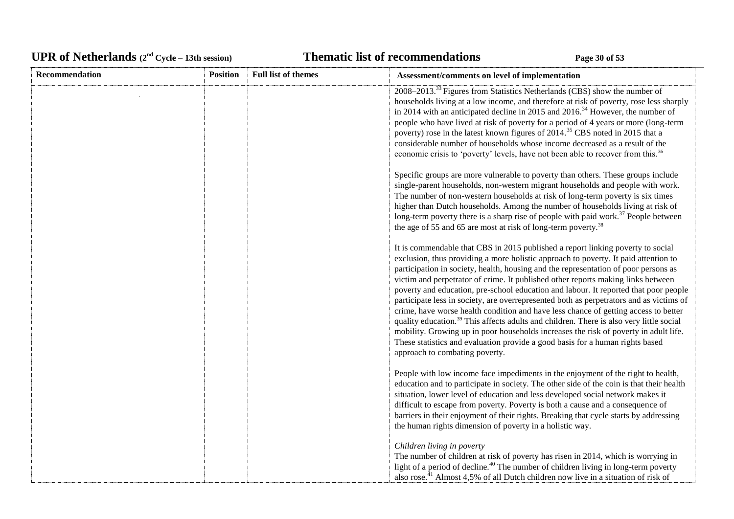| Recommendation | Position | Full list of themes | Assessment/comments on level of implementation |
|---|---|---|---|
| | | | 2008–2013.[33] Figures from Statistics Netherlands (CBS) show the number of households living at a low income, and therefore at risk of poverty, rose less sharply in 2014 with an anticipated decline in 2015 and 2016.[34] However, the number of people who have lived at risk of poverty for a period of 4 years or more (long-term poverty) rose in the latest known figures of 2014.[35] CBS noted in 2015 that a considerable number of households whose income decreased as a result of the economic crisis to 'poverty' levels, have not been able to recover from this.[36]<br><br>Specific groups are more vulnerable to poverty than others. These groups include single-parent households, non-western migrant households and people with work. The number of non-western households at risk of long-term poverty is six times higher than Dutch households. Among the number of households living at risk of long-term poverty there is a sharp rise of people with paid work.[37] People between the age of 55 and 65 are most at risk of long-term poverty.[38]<br><br>It is commendable that CBS in 2015 published a report linking poverty to social exclusion, thus providing a more holistic approach to poverty. It paid attention to participation in society, health, housing and the representation of poor persons as victim and perpetrator of crime. It published other reports making links between poverty and education, pre-school education and labour. It reported that poor people participate less in society, are overrepresented both as perpetrators and as victims of crime, have worse health condition and have less chance of getting access to better quality education.[39] This affects adults and children. There is also very little social mobility. Growing up in poor households increases the risk of poverty in adult life. These statistics and evaluation provide a good basis for a human rights based approach to combating poverty.<br><br>People with low income face impediments in the enjoyment of the right to health, education and to participate in society. The other side of the coin is that their health situation, lower level of education and less developed social network makes it difficult to escape from poverty. Poverty is both a cause and a consequence of barriers in their enjoyment of their rights. Breaking that cycle starts by addressing the human rights dimension of poverty in a holistic way.<br><br>*Children living in poverty*<br>The number of children at risk of poverty has risen in 2014, which is worrying in light of a period of decline.[40] The number of children living in long-term poverty also rose.[41] Almost 4,5% of all Dutch children now live in a situation of risk of |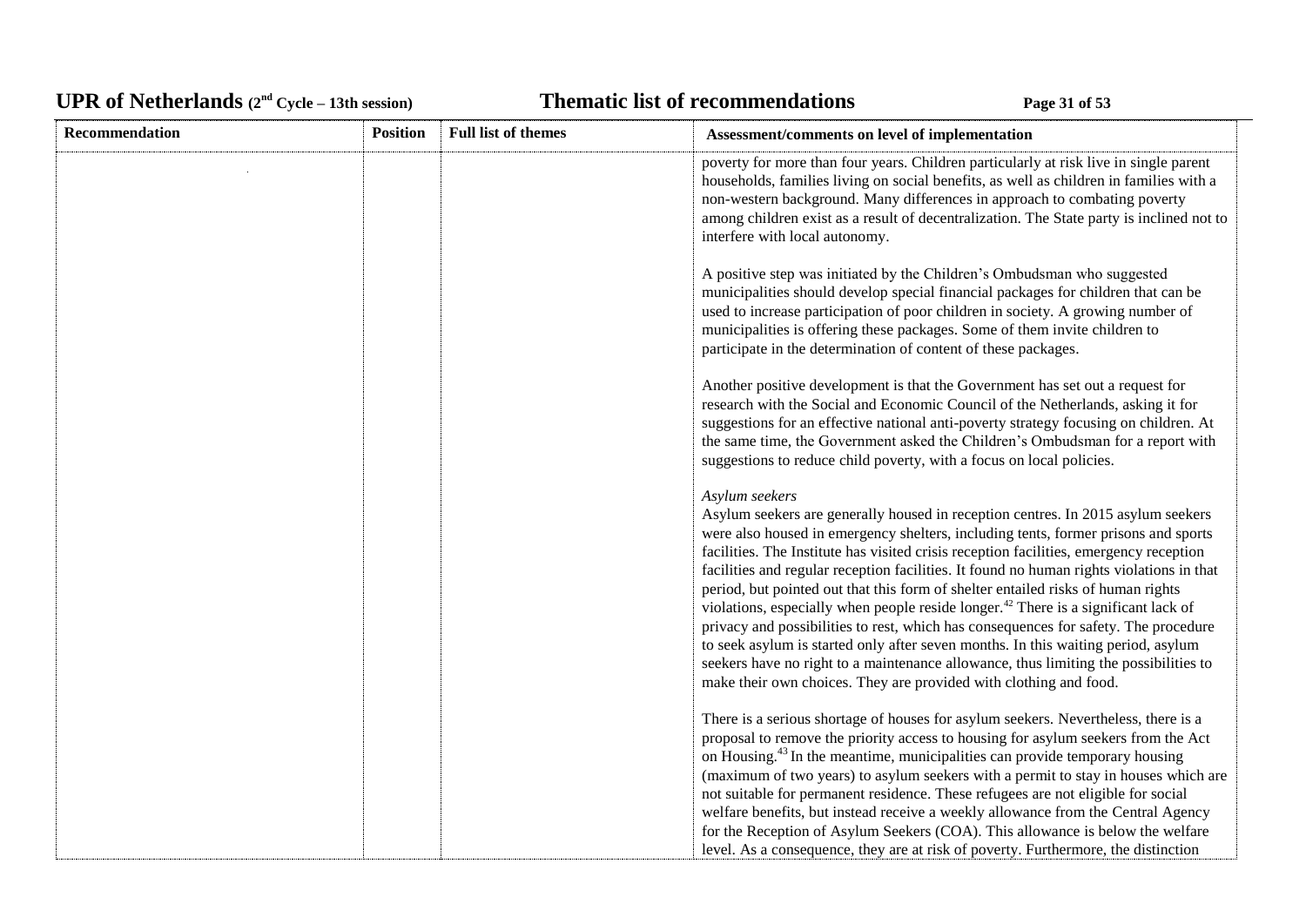| Recommendation | Position | Full list of themes | Assessment/comments on level of implementation |
|---|---|---|---|
| | | | poverty for more than four years. Children particularly at risk live in single parent households, families living on social benefits, as well as children in families with a non-western background. Many differences in approach to combating poverty among children exist as a result of decentralization. The State party is inclined not to interfere with local autonomy.<br><br>A positive step was initiated by the Children's Ombudsman who suggested municipalities should develop special financial packages for children that can be used to increase participation of poor children in society. A growing number of municipalities is offering these packages. Some of them invite children to participate in the determination of content of these packages.<br><br>Another positive development is that the Government has set out a request for research with the Social and Economic Council of the Netherlands, asking it for suggestions for an effective national anti-poverty strategy focusing on children. At the same time, the Government asked the Children's Ombudsman for a report with suggestions to reduce child poverty, with a focus on local policies.<br><br>*Asylum seekers*<br>Asylum seekers are generally housed in reception centres. In 2015 asylum seekers were also housed in emergency shelters, including tents, former prisons and sports facilities. The Institute has visited crisis reception facilities, emergency reception facilities and regular reception facilities. It found no human rights violations in that period, but pointed out that this form of shelter entailed risks of human rights violations, especially when people reside longer.[42] There is a significant lack of privacy and possibilities to rest, which has consequences for safety. The procedure to seek asylum is started only after seven months. In this waiting period, asylum seekers have no right to a maintenance allowance, thus limiting the possibilities to make their own choices. They are provided with clothing and food.<br><br>There is a serious shortage of houses for asylum seekers. Nevertheless, there is a proposal to remove the priority access to housing for asylum seekers from the Act on Housing.[43] In the meantime, municipalities can provide temporary housing (maximum of two years) to asylum seekers with a permit to stay in houses which are not suitable for permanent residence. These refugees are not eligible for social welfare benefits, but instead receive a weekly allowance from the Central Agency for the Reception of Asylum Seekers (COA). This allowance is below the welfare level. As a consequence, they are at risk of poverty. Furthermore, the distinction |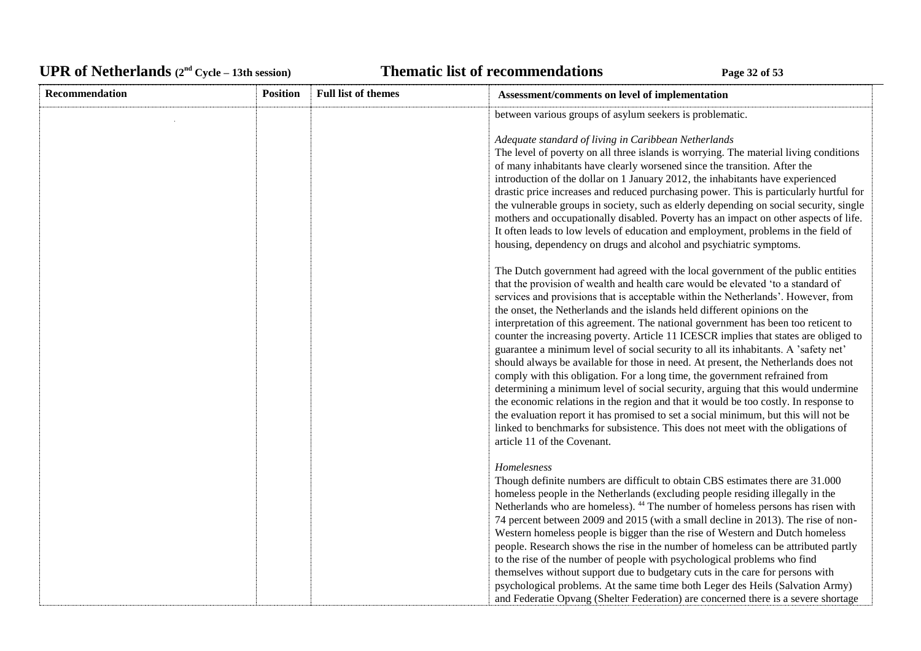| Recommendation | Position | Full list of themes | Assessment/comments on level of implementation |
|---|---|---|---|
| | | | between various groups of asylum seekers is problematic.<br><br>*Adequate standard of living in Caribbean Netherlands*<br>The level of poverty on all three islands is worrying. The material living conditions of many inhabitants have clearly worsened since the transition. After the introduction of the dollar on 1 January 2012, the inhabitants have experienced drastic price increases and reduced purchasing power. This is particularly hurtful for the vulnerable groups in society, such as elderly depending on social security, single mothers and occupationally disabled. Poverty has an impact on other aspects of life. It often leads to low levels of education and employment, problems in the field of housing, dependency on drugs and alcohol and psychiatric symptoms.<br><br>The Dutch government had agreed with the local government of the public entities that the provision of wealth and health care would be elevated 'to a standard of services and provisions that is acceptable within the Netherlands'. However, from the onset, the Netherlands and the islands held different opinions on the interpretation of this agreement. The national government has been too reticent to counter the increasing poverty. Article 11 ICESCR implies that states are obliged to guarantee a minimum level of social security to all its inhabitants. A 'safety net' should always be available for those in need. At present, the Netherlands does not comply with this obligation. For a long time, the government refrained from determining a minimum level of social security, arguing that this would undermine the economic relations in the region and that it would be too costly. In response to the evaluation report it has promised to set a social minimum, but this will not be linked to benchmarks for subsistence. This does not meet with the obligations of article 11 of the Covenant.<br><br>*Homelessness*<br>Though definite numbers are difficult to obtain CBS estimates there are 31.000 homeless people in the Netherlands (excluding people residing illegally in the Netherlands who are homeless). [44] The number of homeless persons has risen with 74 percent between 2009 and 2015 (with a small decline in 2013). The rise of non-Western homeless people is bigger than the rise of Western and Dutch homeless people. Research shows the rise in the number of homeless can be attributed partly to the rise of the number of people with psychological problems who find themselves without support due to budgetary cuts in the care for persons with psychological problems. At the same time both Leger des Heils (Salvation Army) and Federatie Opvang (Shelter Federation) are concerned there is a severe shortage |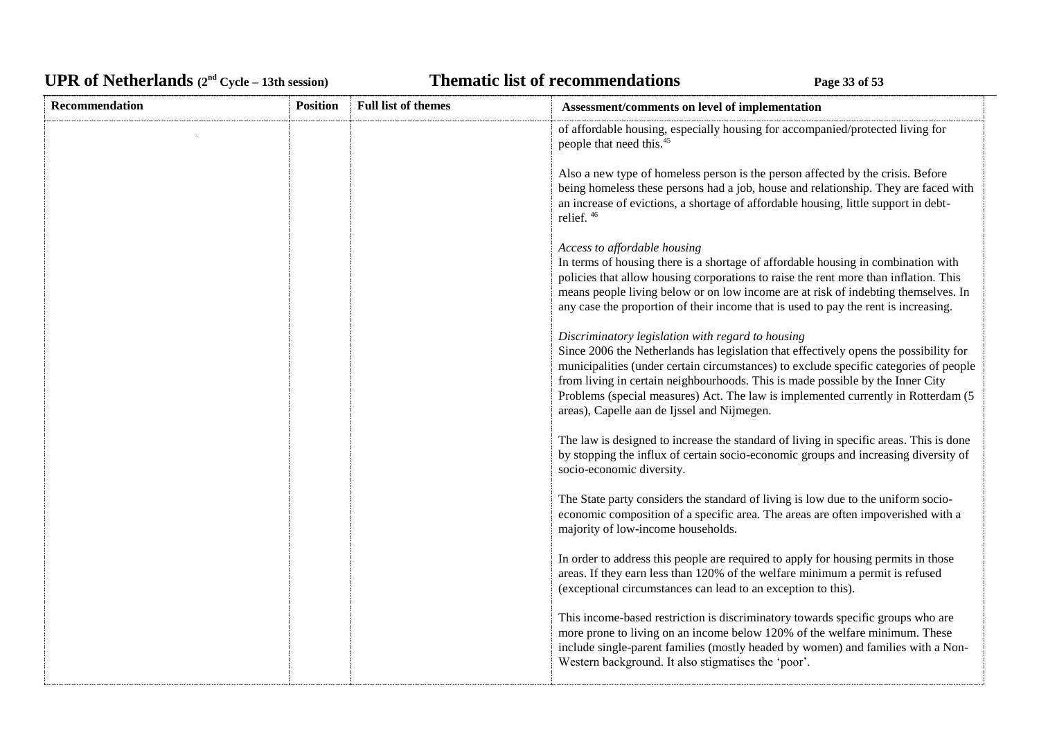| Recommendation | Position | Full list of themes | Assessment/comments on level of implementation |
|---|---|---|---|
| | | | of affordable housing, especially housing for accompanied/protected living for people that need this.[45]<br><br>Also a new type of homeless person is the person affected by the crisis. Before being homeless these persons had a job, house and relationship. They are faced with an increase of evictions, a shortage of affordable housing, little support in debt-relief. [46]<br><br>*Access to affordable housing*<br>In terms of housing there is a shortage of affordable housing in combination with policies that allow housing corporations to raise the rent more than inflation. This means people living below or on low income are at risk of indebting themselves. In any case the proportion of their income that is used to pay the rent is increasing.<br><br>*Discriminatory legislation with regard to housing*<br>Since 2006 the Netherlands has legislation that effectively opens the possibility for municipalities (under certain circumstances) to exclude specific categories of people from living in certain neighbourhoods. This is made possible by the Inner City Problems (special measures) Act. The law is implemented currently in Rotterdam (5 areas), Capelle aan de Ijssel and Nijmegen.<br><br>The law is designed to increase the standard of living in specific areas. This is done by stopping the influx of certain socio-economic groups and increasing diversity of socio-economic diversity.<br><br>The State party considers the standard of living is low due to the uniform socio-economic composition of a specific area. The areas are often impoverished with a majority of low-income households.<br><br>In order to address this people are required to apply for housing permits in those areas. If they earn less than 120% of the welfare minimum a permit is refused (exceptional circumstances can lead to an exception to this).<br><br>This income-based restriction is discriminatory towards specific groups who are more prone to living on an income below 120% of the welfare minimum. These include single-parent families (mostly headed by women) and families with a Non-Western background. It also stigmatises the 'poor'. |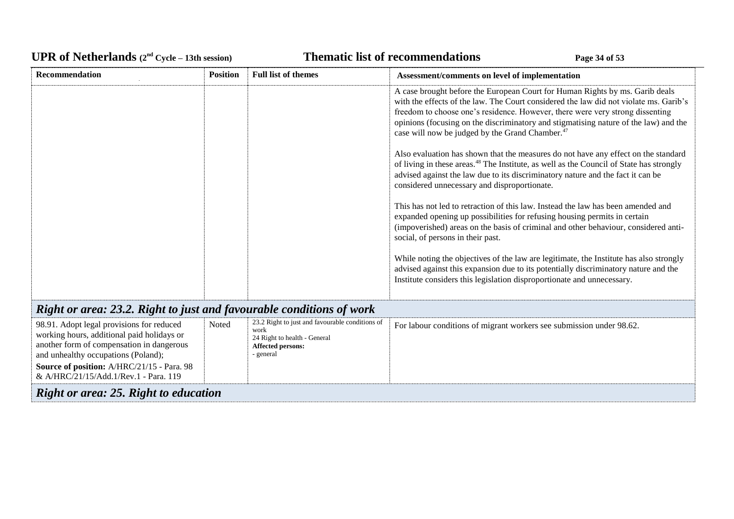| Recommendation | Position | Full list of themes | Assessment/comments on level of implementation |
|---|---|---|---|
| | | | A case brought before the European Court for Human Rights by ms. Garib deals with the effects of the law. The Court considered the law did not violate ms. Garib's freedom to choose one's residence. However, there were very strong dissenting opinions (focusing on the discriminatory and stigmatising nature of the law) and the case will now be judged by the Grand Chamber.[47]<br><br>Also evaluation has shown that the measures do not have any effect on the standard of living in these areas.[48] The Institute, as well as the Council of State has strongly advised against the law due to its discriminatory nature and the fact it can be considered unnecessary and disproportionate.<br><br>This has not led to retraction of this law. Instead the law has been amended and expanded opening up possibilities for refusing housing permits in certain (impoverished) areas on the basis of criminal and other behaviour, considered anti-social, of persons in their past.<br><br>While noting the objectives of the law are legitimate, the Institute has also strongly advised against this expansion due to its potentially discriminatory nature and the Institute considers this legislation disproportionate and unnecessary. |
| ***Right or area: 23.2. Right to just and favourable conditions of work*** | | | |
| 98.91. Adopt legal provisions for reduced working hours, additional paid holidays or another form of compensation in dangerous and unhealthy occupations (Poland);<br>**Source of position:** A/HRC/21/15 - Para. 98 & A/HRC/21/15/Add.1/Rev.1 - Para. 119 | Noted | 23.2 Right to just and favourable conditions of work<br>24 Right to health - General<br>**Affected persons:**<br>- general | For labour conditions of migrant workers see submission under 98.62. |
| ***Right or area: 25. Right to education*** | | | |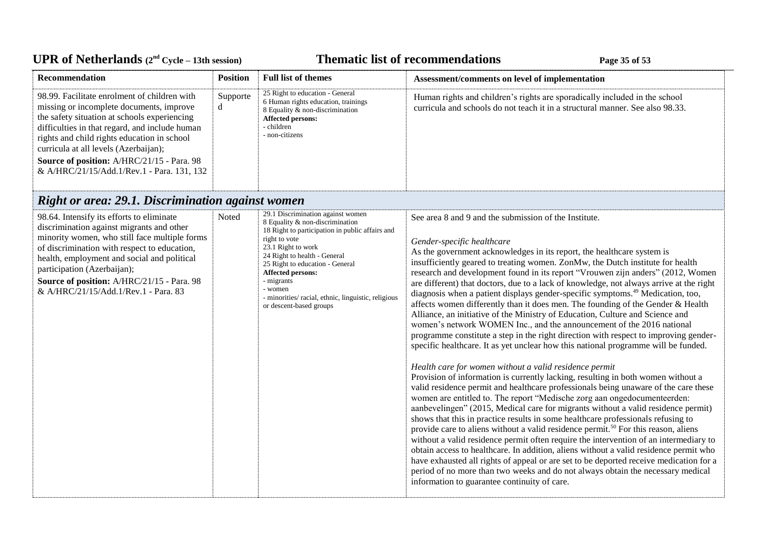| Recommendation | Position | Full list of themes | Assessment/comments on level of implementation |
|---|---|---|---|
| 98.99. Facilitate enrolment of children with missing or incomplete documents, improve the safety situation at schools experiencing difficulties in that regard, and include human rights and child rights education in school curricula at all levels (Azerbaijan);<br>**Source of position:** A/HRC/21/15 - Para. 98 & A/HRC/21/15/Add.1/Rev.1 - Para. 131, 132 | Supported | 25 Right to education - General<br>6 Human rights education, trainings<br>8 Equality & non-discrimination<br>**Affected persons:**<br>- children<br>- non-citizens | Human rights and children's rights are sporadically included in the school curricula and schools do not teach it in a structural manner. See also 98.33. |

## *Right or area: 29.1. Discrimination against women*

| Recommendation | Position | Full list of themes | Assessment/comments on level of implementation |
|---|---|---|---|
| 98.64. Intensify its efforts to eliminate discrimination against migrants and other minority women, who still face multiple forms of discrimination with respect to education, health, employment and social and political participation (Azerbaijan);<br>**Source of position:** A/HRC/21/15 - Para. 98 & A/HRC/21/15/Add.1/Rev.1 - Para. 83 | Noted | 29.1 Discrimination against women<br>8 Equality & non-discrimination<br>18 Right to participation in public affairs and right to vote<br>23.1 Right to work<br>24 Right to health - General<br>25 Right to education - General<br>**Affected persons:**<br>- migrants<br>- women<br>- minorities/ racial, ethnic, linguistic, religious or descent-based groups | See area 8 and 9 and the submission of the Institute.<br><br>*Gender-specific healthcare*<br>As the government acknowledges in its report, the healthcare system is insufficiently geared to treating women. ZonMw, the Dutch institute for health research and development found in its report "Vrouwen zijn anders" (2012, Women are different) that doctors, due to a lack of knowledge, not always arrive at the right diagnosis when a patient displays gender-specific symptoms.[49] Medication, too, affects women differently than it does men. The founding of the Gender & Health Alliance, an initiative of the Ministry of Education, Culture and Science and women's network WOMEN Inc., and the announcement of the 2016 national programme constitute a step in the right direction with respect to improving gender-specific healthcare. It as yet unclear how this national programme will be funded.<br><br>*Health care for women without a valid residence permit*<br>Provision of information is currently lacking, resulting in both women without a valid residence permit and healthcare professionals being unaware of the care these women are entitled to. The report "Medische zorg aan ongedocumenteerden: aanbevelingen" (2015, Medical care for migrants without a valid residence permit) shows that this in practice results in some healthcare professionals refusing to provide care to aliens without a valid residence permit.[50] For this reason, aliens without a valid residence permit often require the intervention of an intermediary to obtain access to healthcare. In addition, aliens without a valid residence permit who have exhausted all rights of appeal or are set to be deported receive medication for a period of no more than two weeks and do not always obtain the necessary medical information to guarantee continuity of care. |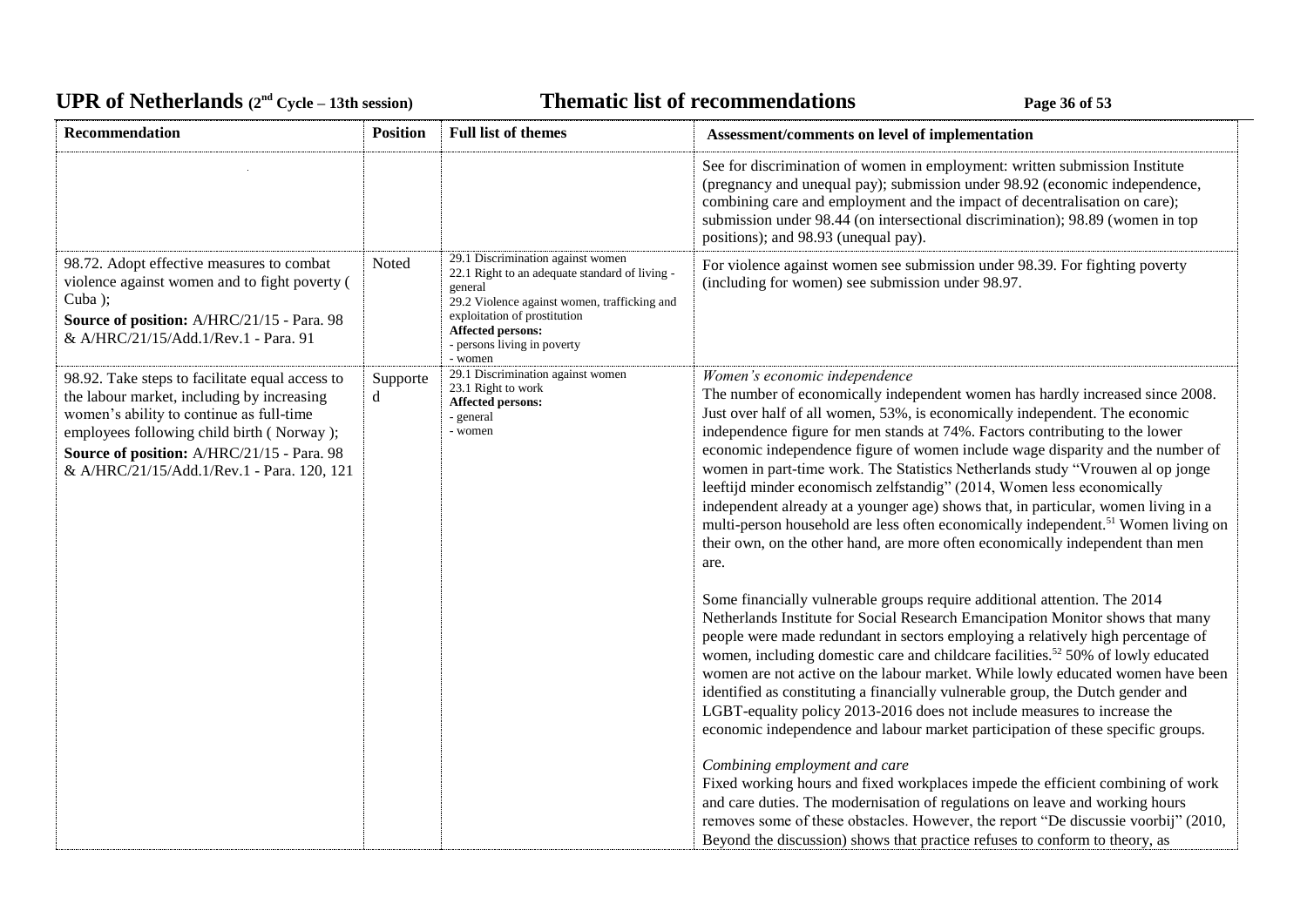| Recommendation | Position | Full list of themes | Assessment/comments on level of implementation |
|---|---|---|---|
| | | | See for discrimination of women in employment: written submission Institute (pregnancy and unequal pay); submission under 98.92 (economic independence, combining care and employment and the impact of decentralisation on care); submission under 98.44 (on intersectional discrimination); 98.89 (women in top positions); and 98.93 (unequal pay). |
| 98.72. Adopt effective measures to combat violence against women and to fight poverty ( Cuba );<br>**Source of position:** A/HRC/21/15 - Para. 98 & A/HRC/21/15/Add.1/Rev.1 - Para. 91 | Noted | 29.1 Discrimination against women<br>22.1 Right to an adequate standard of living - general<br>29.2 Violence against women, trafficking and exploitation of prostitution<br>**Affected persons:**<br>- persons living in poverty<br>- women | For violence against women see submission under 98.39. For fighting poverty (including for women) see submission under 98.97. |
| 98.92. Take steps to facilitate equal access to the labour market, including by increasing women's ability to continue as full-time employees following child birth ( Norway );<br>**Source of position:** A/HRC/21/15 - Para. 98 & A/HRC/21/15/Add.1/Rev.1 - Para. 120, 121 | Supported | 29.1 Discrimination against women<br>23.1 Right to work<br>**Affected persons:**<br>- general<br>- women | *Women's economic independence*<br>The number of economically independent women has hardly increased since 2008. Just over half of all women, 53%, is economically independent. The economic independence figure for men stands at 74%. Factors contributing to the lower economic independence figure of women include wage disparity and the number of women in part-time work. The Statistics Netherlands study "Vrouwen al op jonge leeftijd minder economisch zelfstandig" (2014, Women less economically independent already at a younger age) shows that, in particular, women living in a multi-person household are less often economically independent.[51] Women living on their own, on the other hand, are more often economically independent than men are.<br><br>Some financially vulnerable groups require additional attention. The 2014 Netherlands Institute for Social Research Emancipation Monitor shows that many people were made redundant in sectors employing a relatively high percentage of women, including domestic care and childcare facilities.[52] 50% of lowly educated women are not active on the labour market. While lowly educated women have been identified as constituting a financially vulnerable group, the Dutch gender and LGBT-equality policy 2013-2016 does not include measures to increase the economic independence and labour market participation of these specific groups.<br><br>*Combining employment and care*<br>Fixed working hours and fixed workplaces impede the efficient combining of work and care duties. The modernisation of regulations on leave and working hours removes some of these obstacles. However, the report "De discussie voorbij" (2010, Beyond the discussion) shows that practice refuses to conform to theory, as |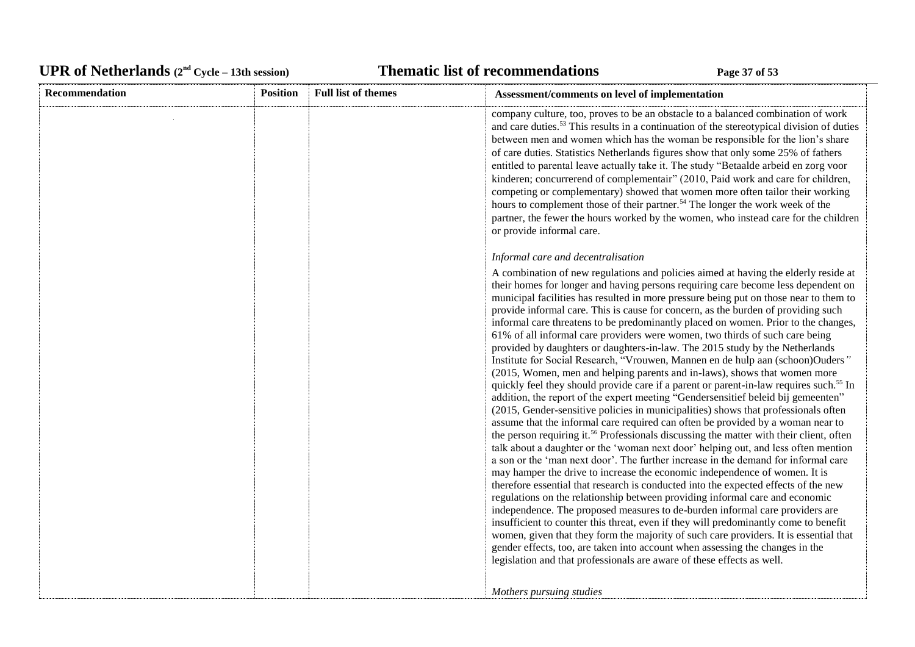| Recommendation | Position | Full list of themes | Assessment/comments on level of implementation |
|---|---|---|---|
| | | | company culture, too, proves to be an obstacle to a balanced combination of work and care duties.[53] This results in a continuation of the stereotypical division of duties between men and women which has the woman be responsible for the lion's share of care duties. Statistics Netherlands figures show that only some 25% of fathers entitled to parental leave actually take it. The study "Betaalde arbeid en zorg voor kinderen; concurrerend of complementair" (2010, Paid work and care for children, competing or complementary) showed that women more often tailor their working hours to complement those of their partner.[54] The longer the work week of the partner, the fewer the hours worked by the women, who instead care for the children or provide informal care.<br><br>*Informal care and decentralisation*<br><br>A combination of new regulations and policies aimed at having the elderly reside at their homes for longer and having persons requiring care become less dependent on municipal facilities has resulted in more pressure being put on those near to them to provide informal care. This is cause for concern, as the burden of providing such informal care threatens to be predominantly placed on women. Prior to the changes, 61% of all informal care providers were women, two thirds of such care being provided by daughters or daughters-in-law. The 2015 study by the Netherlands Institute for Social Research, "Vrouwen, Mannen en de hulp aan (schoon)Ouders" (2015, Women, men and helping parents and in-laws), shows that women more quickly feel they should provide care if a parent or parent-in-law requires such.[55] In addition, the report of the expert meeting "Gendersensitief beleid bij gemeenten" (2015, Gender-sensitive policies in municipalities) shows that professionals often assume that the informal care required can often be provided by a woman near to the person requiring it.[56] Professionals discussing the matter with their client, often talk about a daughter or the 'woman next door' helping out, and less often mention a son or the 'man next door'. The further increase in the demand for informal care may hamper the drive to increase the economic independence of women. It is therefore essential that research is conducted into the expected effects of the new regulations on the relationship between providing informal care and economic independence. The proposed measures to de-burden informal care providers are insufficient to counter this threat, even if they will predominantly come to benefit women, given that they form the majority of such care providers. It is essential that gender effects, too, are taken into account when assessing the changes in the legislation and that professionals are aware of these effects as well.<br><br>*Mothers pursuing studies* |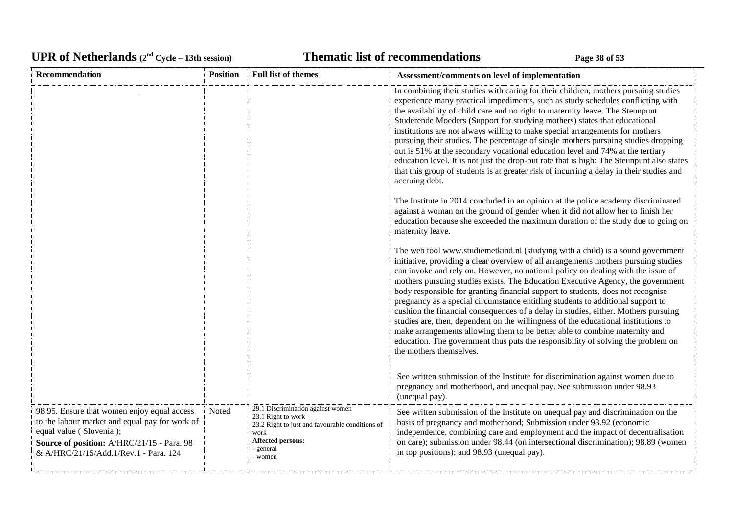| Recommendation | Position | Full list of themes | Assessment/comments on level of implementation |
|---|---|---|---|
| | | | In combining their studies with caring for their children, mothers pursuing studies experience many practical impediments, such as study schedules conflicting with the availability of child care and no right to maternity leave. The Steunpunt Studerende Moeders (Support for studying mothers) states that educational institutions are not always willing to make special arrangements for mothers pursuing their studies. The percentage of single mothers pursuing studies dropping out is 51% at the secondary vocational education level and 74% at the tertiary education level. It is not just the drop-out rate that is high: The Steunpunt also states that this group of students is at greater risk of incurring a delay in their studies and accruing debt.<br><br>The Institute in 2014 concluded in an opinion at the police academy discriminated against a woman on the ground of gender when it did not allow her to finish her education because she exceeded the maximum duration of the study due to going on maternity leave.<br><br>The web tool www.studiemetkind.nl (studying with a child) is a sound government initiative, providing a clear overview of all arrangements mothers pursuing studies can invoke and rely on. However, no national policy on dealing with the issue of mothers pursuing studies exists. The Education Executive Agency, the government body responsible for granting financial support to students, does not recognise pregnancy as a special circumstance entitling students to additional support to cushion the financial consequences of a delay in studies, either. Mothers pursuing studies are, then, dependent on the willingness of the educational institutions to make arrangements allowing them to be better able to combine maternity and education. The government thus puts the responsibility of solving the problem on the mothers themselves.<br><br>See written submission of the Institute for discrimination against women due to pregnancy and motherhood, and unequal pay. See submission under 98.93 (unequal pay). |
| 98.95. Ensure that women enjoy equal access to the labour market and equal pay for work of equal value ( Slovenia );<br>**Source of position:** A/HRC/21/15 - Para. 98 & A/HRC/21/15/Add.1/Rev.1 - Para. 124 | Noted | 29.1 Discrimination against women<br>23.1 Right to work<br>23.2 Right to just and favourable conditions of work<br>**Affected persons:**<br>- general<br>- women | See written submission of the Institute on unequal pay and discrimination on the basis of pregnancy and motherhood; Submission under 98.92 (economic independence, combining care and employment and the impact of decentralisation on care); submission under 98.44 (on intersectional discrimination); 98.89 (women in top positions); and 98.93 (unequal pay). |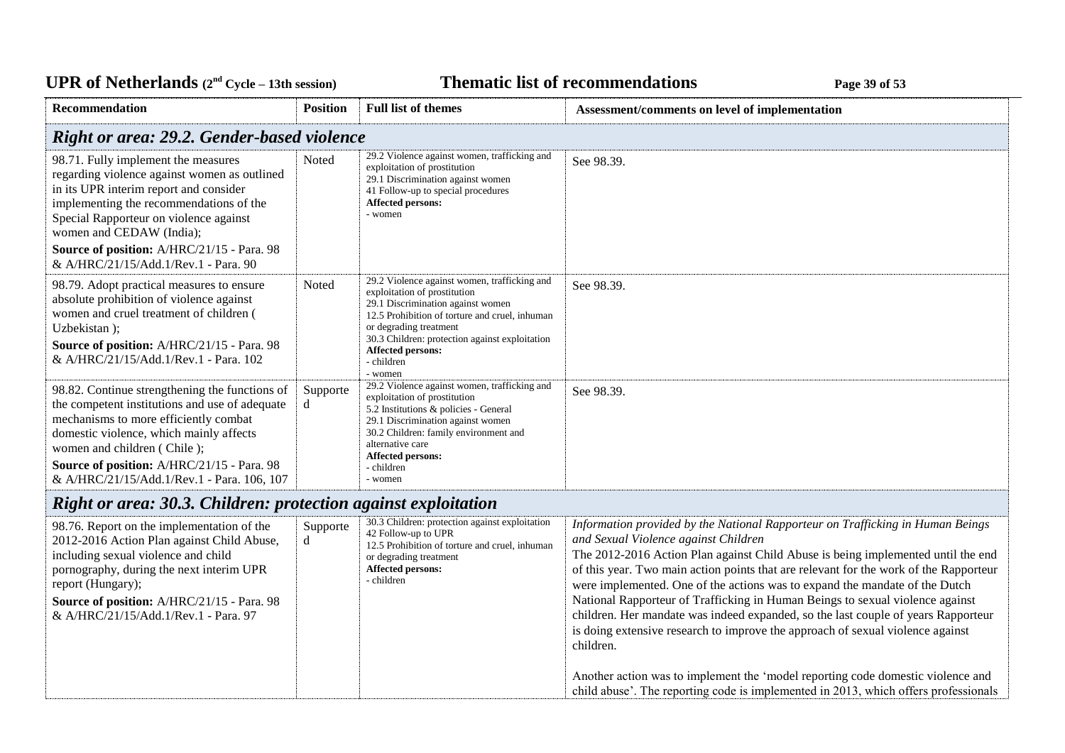| Recommendation | Position | Full list of themes | Assessment/comments on level of implementation |
|---|---|---|---|
| ***Right or area: 29.2. Gender-based violence*** | | | |
| 98.71. Fully implement the measures regarding violence against women as outlined in its UPR interim report and consider implementing the recommendations of the Special Rapporteur on violence against women and CEDAW (India);<br>**Source of position:** A/HRC/21/15 - Para. 98 & A/HRC/21/15/Add.1/Rev.1 - Para. 90 | Noted | 29.2 Violence against women, trafficking and exploitation of prostitution<br>29.1 Discrimination against women<br>41 Follow-up to special procedures<br>**Affected persons:**<br>- women | See 98.39. |
| 98.79. Adopt practical measures to ensure absolute prohibition of violence against women and cruel treatment of children ( Uzbekistan );<br>**Source of position:** A/HRC/21/15 - Para. 98 & A/HRC/21/15/Add.1/Rev.1 - Para. 102 | Noted | 29.2 Violence against women, trafficking and exploitation of prostitution<br>29.1 Discrimination against women<br>12.5 Prohibition of torture and cruel, inhuman or degrading treatment<br>30.3 Children: protection against exploitation<br>**Affected persons:**<br>- children<br>- women | See 98.39. |
| 98.82. Continue strengthening the functions of the competent institutions and use of adequate mechanisms to more efficiently combat domestic violence, which mainly affects women and children ( Chile );<br>**Source of position:** A/HRC/21/15 - Para. 98 & A/HRC/21/15/Add.1/Rev.1 - Para. 106, 107 | Supported | 29.2 Violence against women, trafficking and exploitation of prostitution<br>5.2 Institutions & policies - General<br>29.1 Discrimination against women<br>30.2 Children: family environment and alternative care<br>**Affected persons:**<br>- children<br>- women | See 98.39. |
| ***Right or area: 30.3. Children: protection against exploitation*** | | | |
| 98.76. Report on the implementation of the 2012-2016 Action Plan against Child Abuse, including sexual violence and child pornography, during the next interim UPR report (Hungary);<br>**Source of position:** A/HRC/21/15 - Para. 98 & A/HRC/21/15/Add.1/Rev.1 - Para. 97 | Supported | 30.3 Children: protection against exploitation<br>42 Follow-up to UPR<br>12.5 Prohibition of torture and cruel, inhuman or degrading treatment<br>**Affected persons:**<br>- children | *Information provided by the National Rapporteur on Trafficking in Human Beings and Sexual Violence against Children*<br>The 2012-2016 Action Plan against Child Abuse is being implemented until the end of this year. Two main action points that are relevant for the work of the Rapporteur were implemented. One of the actions was to expand the mandate of the Dutch National Rapporteur of Trafficking in Human Beings to sexual violence against children. Her mandate was indeed expanded, so the last couple of years Rapporteur is doing extensive research to improve the approach of sexual violence against children.<br><br>Another action was to implement the 'model reporting code domestic violence and child abuse'. The reporting code is implemented in 2013, which offers professionals |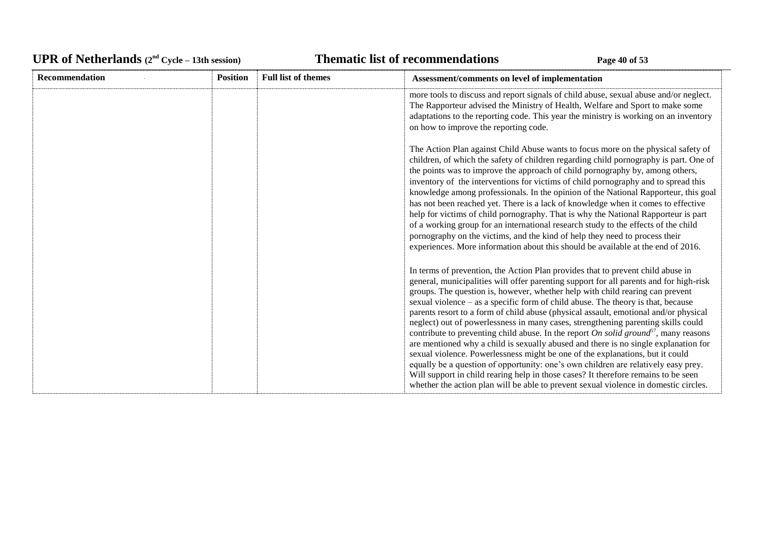| Recommendation | Position | Full list of themes | Assessment/comments on level of implementation |
|---|---|---|---|
| | | | more tools to discuss and report signals of child abuse, sexual abuse and/or neglect. The Rapporteur advised the Ministry of Health, Welfare and Sport to make some adaptations to the reporting code. This year the ministry is working on an inventory on how to improve the reporting code.<br><br>The Action Plan against Child Abuse wants to focus more on the physical safety of children, of which the safety of children regarding child pornography is part. One of the points was to improve the approach of child pornography by, among others, inventory of the interventions for victims of child pornography and to spread this knowledge among professionals. In the opinion of the National Rapporteur, this goal has not been reached yet. There is a lack of knowledge when it comes to effective help for victims of child pornography. That is why the National Rapporteur is part of a working group for an international research study to the effects of the child pornography on the victims, and the kind of help they need to process their experiences. More information about this should be available at the end of 2016.<br><br>In terms of prevention, the Action Plan provides that to prevent child abuse in general, municipalities will offer parenting support for all parents and for high-risk groups. The question is, however, whether help with child rearing can prevent sexual violence – as a specific form of child abuse. The theory is that, because parents resort to a form of child abuse (physical assault, emotional and/or physical neglect) out of powerlessness in many cases, strengthening parenting skills could contribute to preventing child abuse. In the report *On solid ground*[57], many reasons are mentioned why a child is sexually abused and there is no single explanation for sexual violence. Powerlessness might be one of the explanations, but it could equally be a question of opportunity: one's own children are relatively easy prey. Will support in child rearing help in those cases? It therefore remains to be seen whether the action plan will be able to prevent sexual violence in domestic circles. |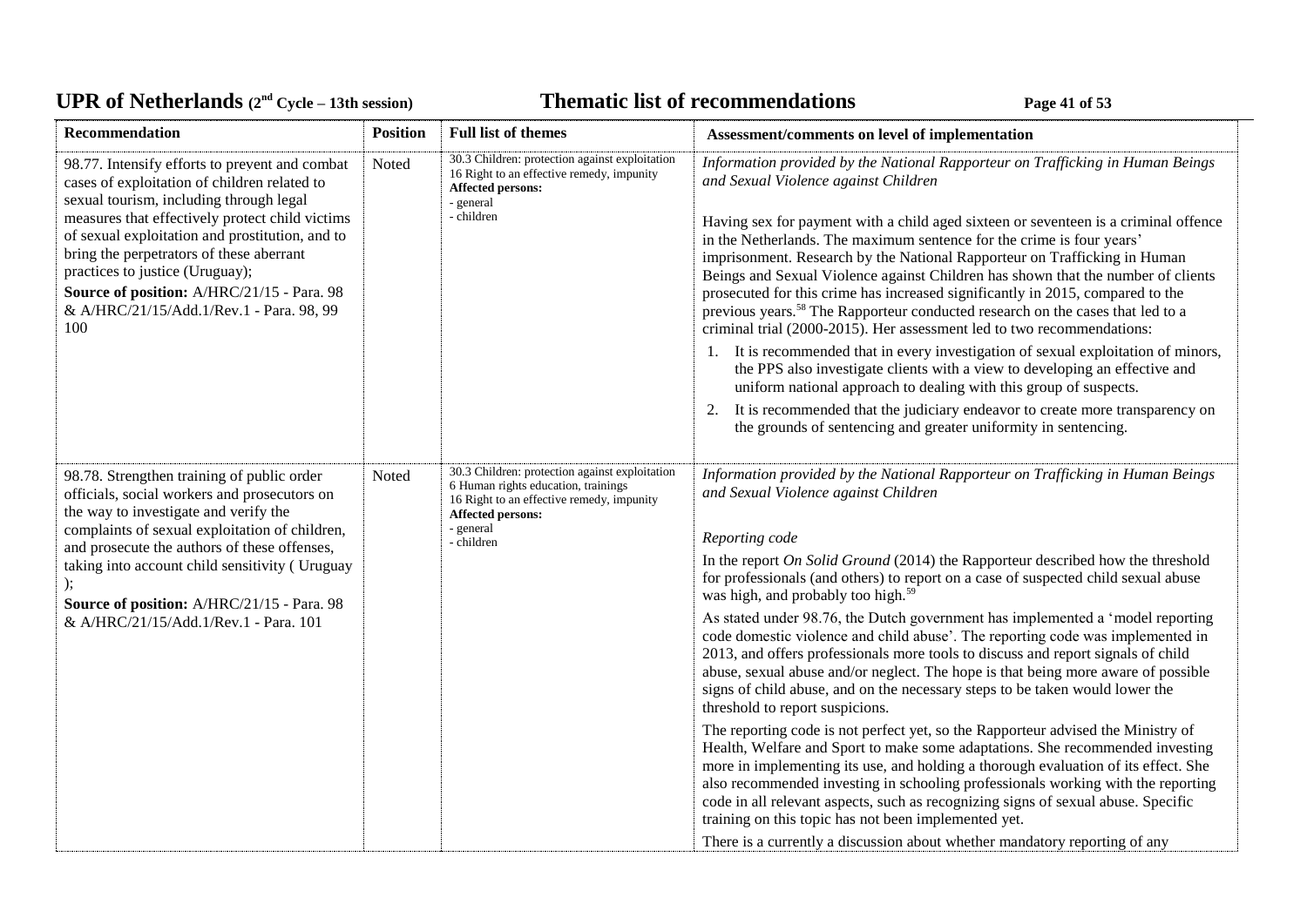| Recommendation | Position | Full list of themes | Assessment/comments on level of implementation |
|---|---|---|---|
| 98.77. Intensify efforts to prevent and combat cases of exploitation of children related to sexual tourism, including through legal measures that effectively protect child victims of sexual exploitation and prostitution, and to bring the perpetrators of these aberrant practices to justice (Uruguay);<br>**Source of position:** A/HRC/21/15 - Para. 98 & A/HRC/21/15/Add.1/Rev.1 - Para. 98, 99 100 | Noted | 30.3 Children: protection against exploitation<br>16 Right to an effective remedy, impunity<br>**Affected persons:**<br>- general<br>- children | *Information provided by the National Rapporteur on Trafficking in Human Beings and Sexual Violence against Children*<br><br>Having sex for payment with a child aged sixteen or seventeen is a criminal offence in the Netherlands. The maximum sentence for the crime is four years' imprisonment. Research by the National Rapporteur on Trafficking in Human Beings and Sexual Violence against Children has shown that the number of clients prosecuted for this crime has increased significantly in 2015, compared to the previous years.[58] The Rapporteur conducted research on the cases that led to a criminal trial (2000-2015). Her assessment led to two recommendations:<br>1. It is recommended that in every investigation of sexual exploitation of minors, the PPS also investigate clients with a view to developing an effective and uniform national approach to dealing with this group of suspects.<br>2. It is recommended that the judiciary endeavor to create more transparency on the grounds of sentencing and greater uniformity in sentencing. |
| 98.78. Strengthen training of public order officials, social workers and prosecutors on the way to investigate and verify the complaints of sexual exploitation of children, and prosecute the authors of these offenses, taking into account child sensitivity ( Uruguay );<br>**Source of position:** A/HRC/21/15 - Para. 98 & A/HRC/21/15/Add.1/Rev.1 - Para. 101 | Noted | 30.3 Children: protection against exploitation<br>6 Human rights education, trainings<br>16 Right to an effective remedy, impunity<br>**Affected persons:**<br>- general<br>- children | *Information provided by the National Rapporteur on Trafficking in Human Beings and Sexual Violence against Children*<br><br>*Reporting code*<br><br>In the report *On Solid Ground* (2014) the Rapporteur described how the threshold for professionals (and others) to report on a case of suspected child sexual abuse was high, and probably too high.[59]<br><br>As stated under 98.76, the Dutch government has implemented a 'model reporting code domestic violence and child abuse'. The reporting code was implemented in 2013, and offers professionals more tools to discuss and report signals of child abuse, sexual abuse and/or neglect. The hope is that being more aware of possible signs of child abuse, and on the necessary steps to be taken would lower the threshold to report suspicions.<br><br>The reporting code is not perfect yet, so the Rapporteur advised the Ministry of Health, Welfare and Sport to make some adaptations. She recommended investing more in implementing its use, and holding a thorough evaluation of its effect. She also recommended investing in schooling professionals working with the reporting code in all relevant aspects, such as recognizing signs of sexual abuse. Specific training on this topic has not been implemented yet.<br><br>There is a currently a discussion about whether mandatory reporting of any |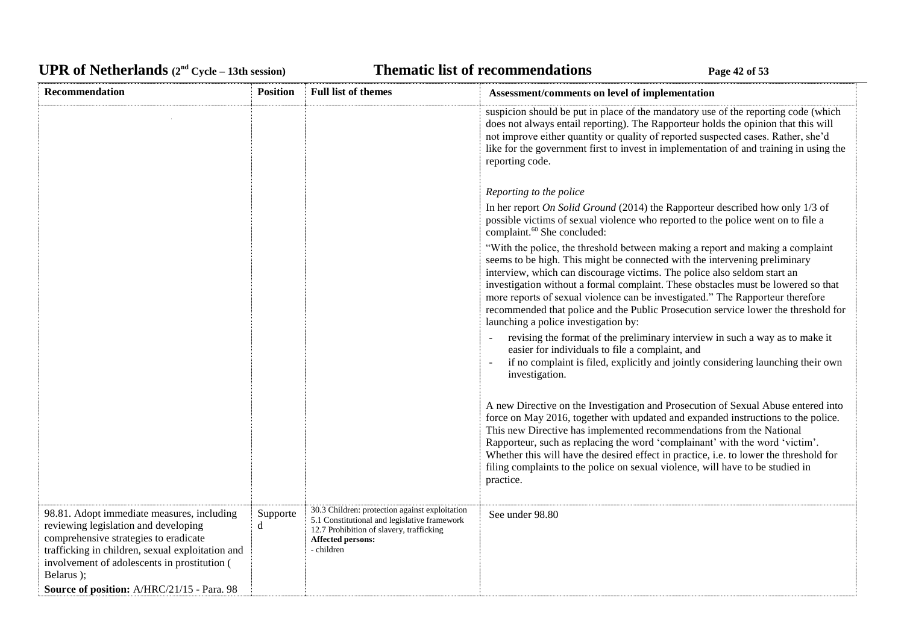| Recommendation | Position | Full list of themes | Assessment/comments on level of implementation |
|---|---|---|---|
| | | | suspicion should be put in place of the mandatory use of the reporting code (which does not always entail reporting). The Rapporteur holds the opinion that this will not improve either quantity or quality of reported suspected cases. Rather, she'd like for the government first to invest in implementation of and training in using the reporting code.<br><br>*Reporting to the police*<br><br>In her report *On Solid Ground* (2014) the Rapporteur described how only 1/3 of possible victims of sexual violence who reported to the police went on to file a complaint.[60] She concluded:<br><br>"With the police, the threshold between making a report and making a complaint seems to be high. This might be connected with the intervening preliminary interview, which can discourage victims. The police also seldom start an investigation without a formal complaint. These obstacles must be lowered so that more reports of sexual violence can be investigated." The Rapporteur therefore recommended that police and the Public Prosecution service lower the threshold for launching a police investigation by:<br><br>- revising the format of the preliminary interview in such a way as to make it easier for individuals to file a complaint, and<br>- if no complaint is filed, explicitly and jointly considering launching their own investigation.<br><br>A new Directive on the Investigation and Prosecution of Sexual Abuse entered into force on May 2016, together with updated and expanded instructions to the police. This new Directive has implemented recommendations from the National Rapporteur, such as replacing the word 'complainant' with the word 'victim'. Whether this will have the desired effect in practice, i.e. to lower the threshold for filing complaints to the police on sexual violence, will have to be studied in practice. |
| 98.81. Adopt immediate measures, including reviewing legislation and developing comprehensive strategies to eradicate trafficking in children, sexual exploitation and involvement of adolescents in prostitution ( Belarus );<br><br>**Source of position:** A/HRC/21/15 - Para. 98 | Supported | 30.3 Children: protection against exploitation<br>5.1 Constitutional and legislative framework<br>12.7 Prohibition of slavery, trafficking<br>**Affected persons:**<br>- children | See under 98.80 |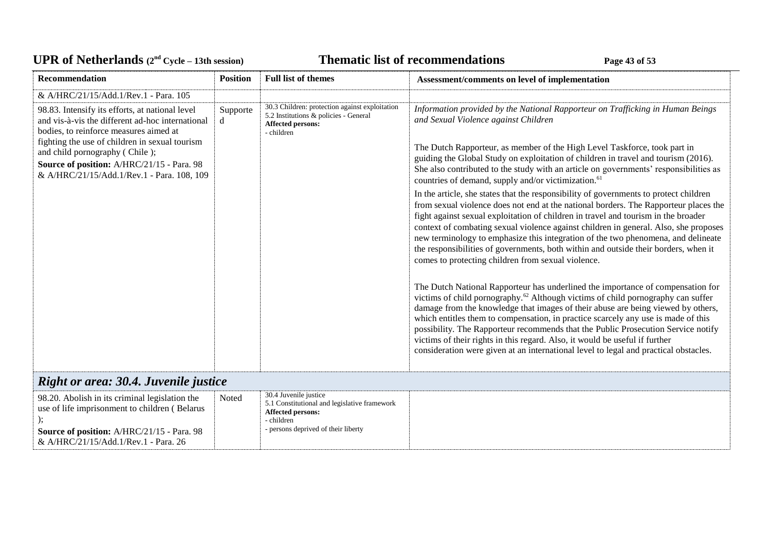| Recommendation | Position | Full list of themes | Assessment/comments on level of implementation |
|---|---|---|---|
| & A/HRC/21/15/Add.1/Rev.1 - Para. 105 | | | |
| 98.83. Intensify its efforts, at national level and vis-à-vis the different ad-hoc international bodies, to reinforce measures aimed at fighting the use of children in sexual tourism and child pornography ( Chile );<br>**Source of position:** A/HRC/21/15 - Para. 98 & A/HRC/21/15/Add.1/Rev.1 - Para. 108, 109 | Supported | 30.3 Children: protection against exploitation<br>5.2 Institutions & policies - General<br>**Affected persons:**<br>- children | *Information provided by the National Rapporteur on Trafficking in Human Beings and Sexual Violence against Children*<br><br>The Dutch Rapporteur, as member of the High Level Taskforce, took part in guiding the Global Study on exploitation of children in travel and tourism (2016). She also contributed to the study with an article on governments' responsibilities as countries of demand, supply and/or victimization.[61]<br><br>In the article, she states that the responsibility of governments to protect children from sexual violence does not end at the national borders. The Rapporteur places the fight against sexual exploitation of children in travel and tourism in the broader context of combating sexual violence against children in general. Also, she proposes new terminology to emphasize this integration of the two phenomena, and delineate the responsibilities of governments, both within and outside their borders, when it comes to protecting children from sexual violence.<br><br>The Dutch National Rapporteur has underlined the importance of compensation for victims of child pornography.[62] Although victims of child pornography can suffer damage from the knowledge that images of their abuse are being viewed by others, which entitles them to compensation, in practice scarcely any use is made of this possibility. The Rapporteur recommends that the Public Prosecution Service notify victims of their rights in this regard. Also, it would be useful if further consideration were given at an international level to legal and practical obstacles. |

## *Right or area: 30.4. Juvenile justice*

| Recommendation | Position | Full list of themes | Assessment/comments on level of implementation |
|---|---|---|---|
| 98.20. Abolish in its criminal legislation the use of life imprisonment to children ( Belarus );<br>**Source of position:** A/HRC/21/15 - Para. 98 & A/HRC/21/15/Add.1/Rev.1 - Para. 26 | Noted | 30.4 Juvenile justice<br>5.1 Constitutional and legislative framework<br>**Affected persons:**<br>- children<br>- persons deprived of their liberty | |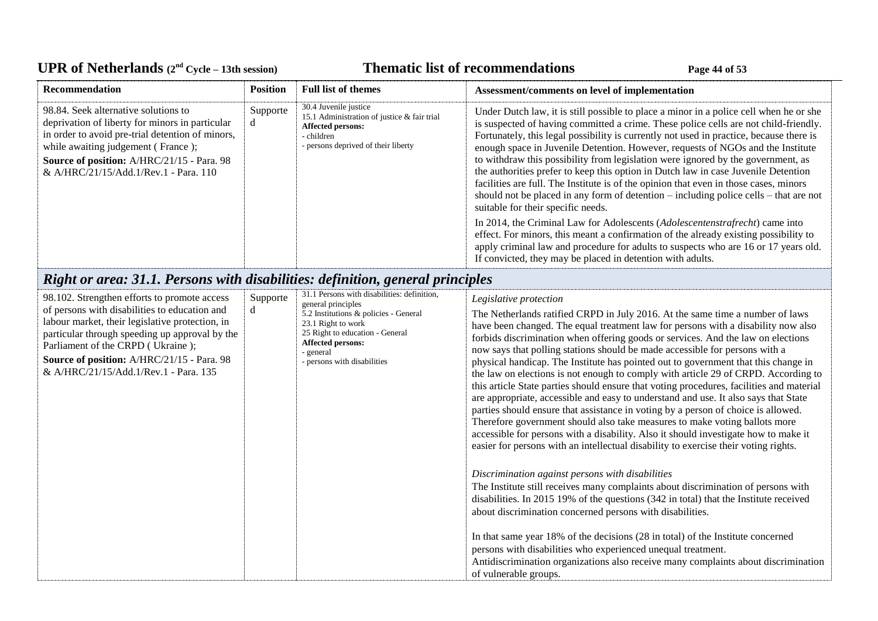| Recommendation | Position | Full list of themes | Assessment/comments on level of implementation |
|---|---|---|---|
| 98.84. Seek alternative solutions to deprivation of liberty for minors in particular in order to avoid pre-trial detention of minors, while awaiting judgement ( France );<br>**Source of position:** A/HRC/21/15 - Para. 98 & A/HRC/21/15/Add.1/Rev.1 - Para. 110 | Supported | 30.4 Juvenile justice<br>15.1 Administration of justice & fair trial<br>**Affected persons:**<br>- children<br>- persons deprived of their liberty | Under Dutch law, it is still possible to place a minor in a police cell when he or she is suspected of having committed a crime. These police cells are not child-friendly. Fortunately, this legal possibility is currently not used in practice, because there is enough space in Juvenile Detention. However, requests of NGOs and the Institute to withdraw this possibility from legislation were ignored by the government, as the authorities prefer to keep this option in Dutch law in case Juvenile Detention facilities are full. The Institute is of the opinion that even in those cases, minors should not be placed in any form of detention – including police cells – that are not suitable for their specific needs.<br><br>In 2014, the Criminal Law for Adolescents (*Adolescentenstrafrecht*) came into effect. For minors, this meant a confirmation of the already existing possibility to apply criminal law and procedure for adults to suspects who are 16 or 17 years old. If convicted, they may be placed in detention with adults. |

## *Right or area: 31.1. Persons with disabilities: definition, general principles*

| Recommendation | Position | Full list of themes | Assessment/comments on level of implementation |
|---|---|---|---|
| 98.102. Strengthen efforts to promote access of persons with disabilities to education and labour market, their legislative protection, in particular through speeding up approval by the Parliament of the CRPD ( Ukraine );<br>**Source of position:** A/HRC/21/15 - Para. 98 & A/HRC/21/15/Add.1/Rev.1 - Para. 135 | Supported | 31.1 Persons with disabilities: definition, general principles<br>5.2 Institutions & policies - General<br>23.1 Right to work<br>25 Right to education - General<br>**Affected persons:**<br>- general<br>- persons with disabilities | *Legislative protection*<br><br>The Netherlands ratified CRPD in July 2016. At the same time a number of laws have been changed. The equal treatment law for persons with a disability now also forbids discrimination when offering goods or services. And the law on elections now says that polling stations should be made accessible for persons with a physical handicap. The Institute has pointed out to government that this change in the law on elections is not enough to comply with article 29 of CRPD. According to this article State parties should ensure that voting procedures, facilities and material are appropriate, accessible and easy to understand and use. It also says that State parties should ensure that assistance in voting by a person of choice is allowed. Therefore government should also take measures to make voting ballots more accessible for persons with a disability. Also it should investigate how to make it easier for persons with an intellectual disability to exercise their voting rights.<br><br>*Discrimination against persons with disabilities*<br>The Institute still receives many complaints about discrimination of persons with disabilities. In 2015 19% of the questions (342 in total) that the Institute received about discrimination concerned persons with disabilities.<br><br>In that same year 18% of the decisions (28 in total) of the Institute concerned persons with disabilities who experienced unequal treatment.<br>Antidiscrimination organizations also receive many complaints about discrimination of vulnerable groups. |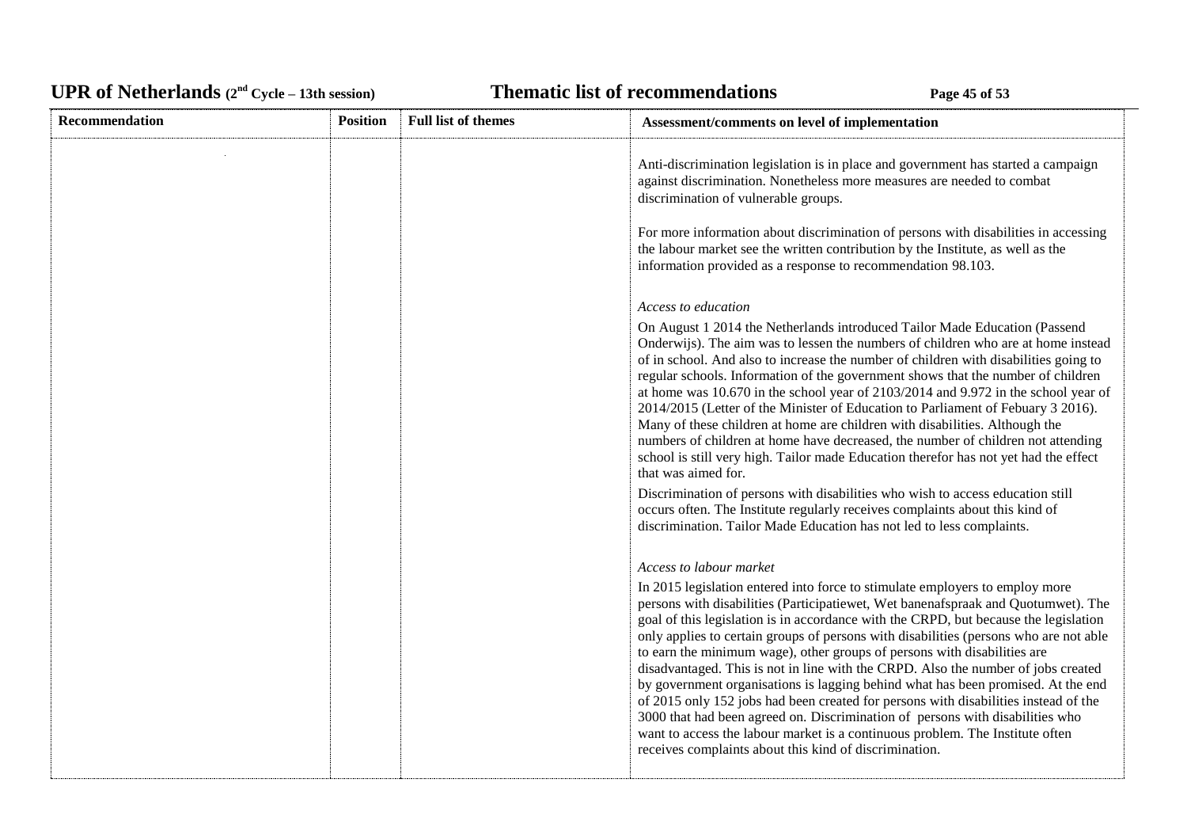| Recommendation | Position | Full list of themes | Assessment/comments on level of implementation |
|---|---|---|---|
| | | | Anti-discrimination legislation is in place and government has started a campaign against discrimination. Nonetheless more measures are needed to combat discrimination of vulnerable groups.<br><br>For more information about discrimination of persons with disabilities in accessing the labour market see the written contribution by the Institute, as well as the information provided as a response to recommendation 98.103.<br><br>*Access to education*<br><br>On August 1 2014 the Netherlands introduced Tailor Made Education (Passend Onderwijs). The aim was to lessen the numbers of children who are at home instead of in school. And also to increase the number of children with disabilities going to regular schools. Information of the government shows that the number of children at home was 10.670 in the school year of 2103/2014 and 9.972 in the school year of 2014/2015 (Letter of the Minister of Education to Parliament of Febuary 3 2016). Many of these children at home are children with disabilities. Although the numbers of children at home have decreased, the number of children not attending school is still very high. Tailor made Education therefor has not yet had the effect that was aimed for.<br><br>Discrimination of persons with disabilities who wish to access education still occurs often. The Institute regularly receives complaints about this kind of discrimination. Tailor Made Education has not led to less complaints.<br><br>*Access to labour market*<br><br>In 2015 legislation entered into force to stimulate employers to employ more persons with disabilities (Participatiewet, Wet banenafspraak and Quotumwet). The goal of this legislation is in accordance with the CRPD, but because the legislation only applies to certain groups of persons with disabilities (persons who are not able to earn the minimum wage), other groups of persons with disabilities are disadvantaged. This is not in line with the CRPD. Also the number of jobs created by government organisations is lagging behind what has been promised. At the end of 2015 only 152 jobs had been created for persons with disabilities instead of the 3000 that had been agreed on. Discrimination of persons with disabilities who want to access the labour market is a continuous problem. The Institute often receives complaints about this kind of discrimination. |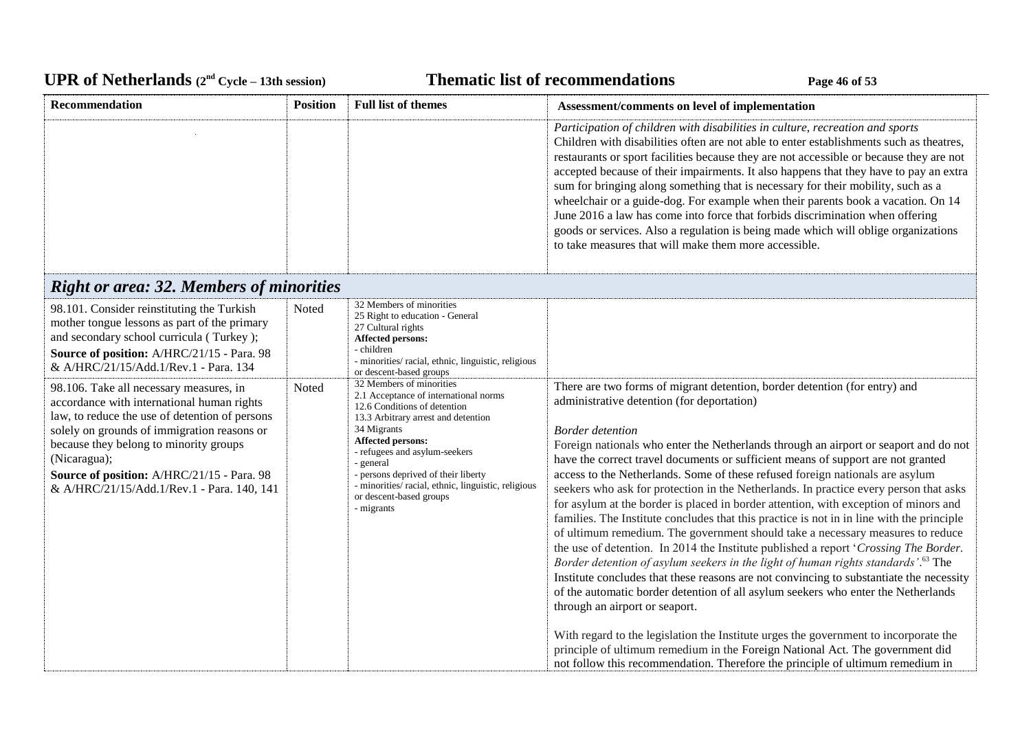| Recommendation | Position | Full list of themes | Assessment/comments on level of implementation |
|---|---|---|---|
| | | | *Participation of children with disabilities in culture, recreation and sports*<br>Children with disabilities often are not able to enter establishments such as theatres, restaurants or sport facilities because they are not accessible or because they are not accepted because of their impairments. It also happens that they have to pay an extra sum for bringing along something that is necessary for their mobility, such as a wheelchair or a guide-dog. For example when their parents book a vacation. On 14 June 2016 a law has come into force that forbids discrimination when offering goods or services. Also a regulation is being made which will oblige organizations to take measures that will make them more accessible. |

## *Right or area: 32. Members of minorities*

| Recommendation | Position | Full list of themes | Assessment/comments on level of implementation |
|---|---|---|---|
| 98.101. Consider reinstituting the Turkish mother tongue lessons as part of the primary and secondary school curricula ( Turkey );<br>**Source of position:** A/HRC/21/15 - Para. 98 & A/HRC/21/15/Add.1/Rev.1 - Para. 134 | Noted | 32 Members of minorities<br>25 Right to education - General<br>27 Cultural rights<br>**Affected persons:**<br>- children<br>- minorities/ racial, ethnic, linguistic, religious or descent-based groups | |
| 98.106. Take all necessary measures, in accordance with international human rights law, to reduce the use of detention of persons solely on grounds of immigration reasons or because they belong to minority groups (Nicaragua);<br>**Source of position:** A/HRC/21/15 - Para. 98 & A/HRC/21/15/Add.1/Rev.1 - Para. 140, 141 | Noted | 32 Members of minorities<br>2.1 Acceptance of international norms<br>12.6 Conditions of detention<br>13.3 Arbitrary arrest and detention<br>34 Migrants<br>**Affected persons:**<br>- refugees and asylum-seekers<br>- general<br>- persons deprived of their liberty<br>- minorities/ racial, ethnic, linguistic, religious or descent-based groups<br>- migrants | There are two forms of migrant detention, border detention (for entry) and administrative detention (for deportation)<br><br>*Border detention*<br>Foreign nationals who enter the Netherlands through an airport or seaport and do not have the correct travel documents or sufficient means of support are not granted access to the Netherlands. Some of these refused foreign nationals are asylum seekers who ask for protection in the Netherlands. In practice every person that asks for asylum at the border is placed in border attention, with exception of minors and families. The Institute concludes that this practice is not in in line with the principle of ultimum remedium. The government should take a necessary measures to reduce the use of detention. In 2014 the Institute published a report '*Crossing The Border. Border detention of asylum seekers in the light of human rights standards'*.[63] The Institute concludes that these reasons are not convincing to substantiate the necessity of the automatic border detention of all asylum seekers who enter the Netherlands through an airport or seaport.<br><br>With regard to the legislation the Institute urges the government to incorporate the principle of ultimum remedium in the Foreign National Act. The government did not follow this recommendation. Therefore the principle of ultimum remedium in |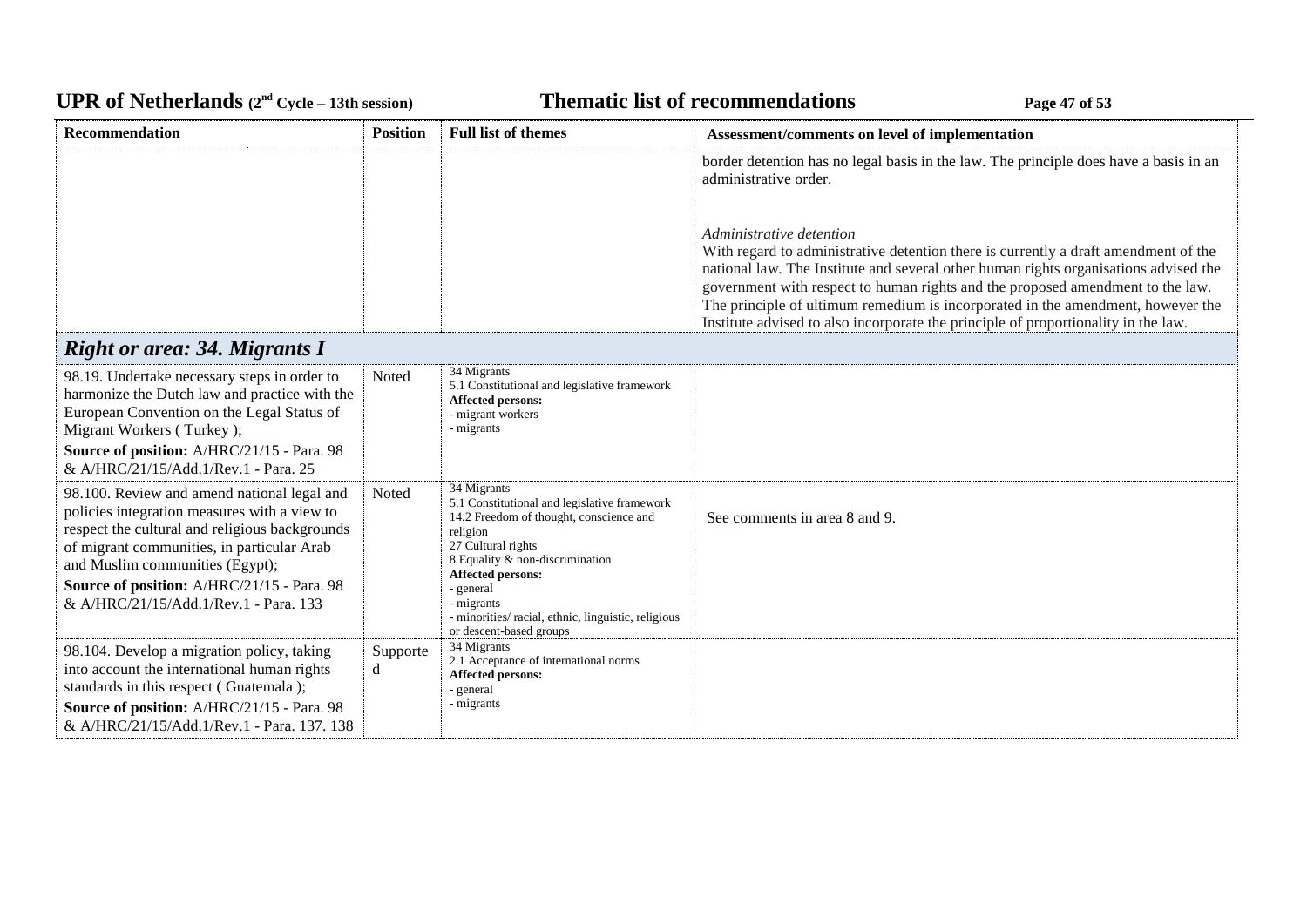| Recommendation | Position | Full list of themes | Assessment/comments on level of implementation |
|---|---|---|---|
| | | | border detention has no legal basis in the law. The principle does have a basis in an administrative order.<br><br>*Administrative detention*<br>With regard to administrative detention there is currently a draft amendment of the national law. The Institute and several other human rights organisations advised the government with respect to human rights and the proposed amendment to the law. The principle of ultimum remedium is incorporated in the amendment, however the Institute advised to also incorporate the principle of proportionality in the law. |
| ***Right or area: 34. Migrants I*** | | | |
| 98.19. Undertake necessary steps in order to harmonize the Dutch law and practice with the European Convention on the Legal Status of Migrant Workers ( Turkey );<br>**Source of position:** A/HRC/21/15 - Para. 98 & A/HRC/21/15/Add.1/Rev.1 - Para. 25 | Noted | 34 Migrants<br>5.1 Constitutional and legislative framework<br>**Affected persons:**<br>- migrant workers<br>- migrants | |
| 98.100. Review and amend national legal and policies integration measures with a view to respect the cultural and religious backgrounds of migrant communities, in particular Arab and Muslim communities (Egypt);<br>**Source of position:** A/HRC/21/15 - Para. 98 & A/HRC/21/15/Add.1/Rev.1 - Para. 133 | Noted | 34 Migrants<br>5.1 Constitutional and legislative framework<br>14.2 Freedom of thought, conscience and religion<br>27 Cultural rights<br>8 Equality & non-discrimination<br>**Affected persons:**<br>- general<br>- migrants<br>- minorities/ racial, ethnic, linguistic, religious or descent-based groups | See comments in area 8 and 9. |
| 98.104. Develop a migration policy, taking into account the international human rights standards in this respect ( Guatemala );<br>**Source of position:** A/HRC/21/15 - Para. 98 & A/HRC/21/15/Add.1/Rev.1 - Para. 137. 138 | Supported | 34 Migrants<br>2.1 Acceptance of international norms<br>**Affected persons:**<br>- general<br>- migrants | |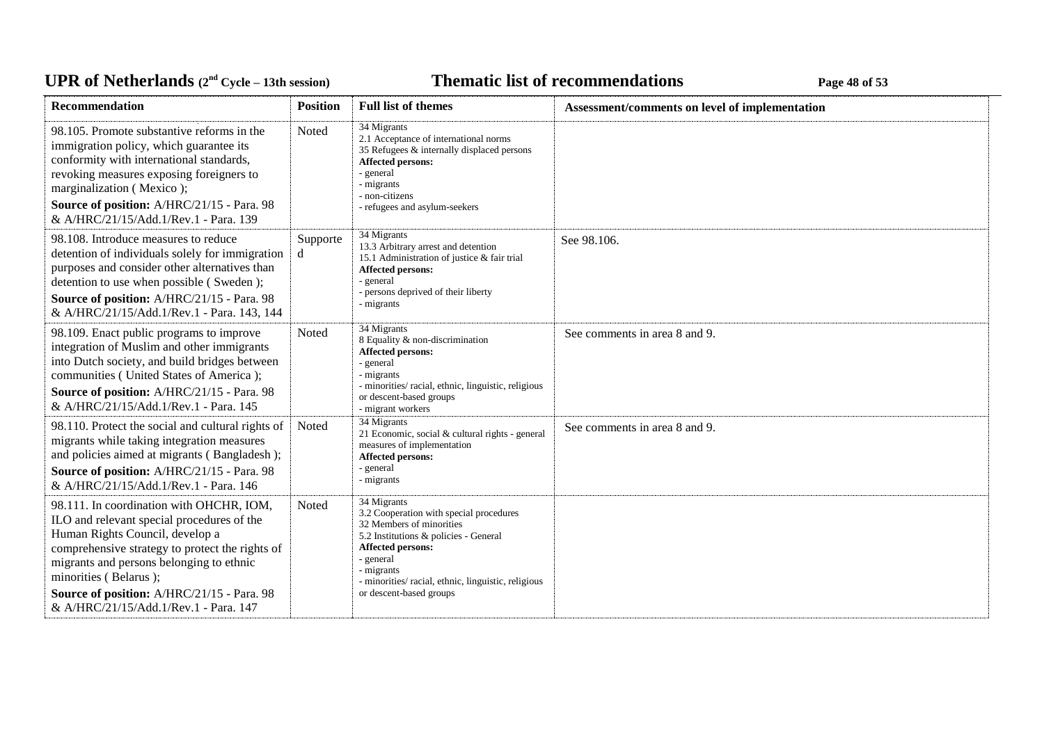| Recommendation | Position | Full list of themes | Assessment/comments on level of implementation |
|---|---|---|---|
| 98.105. Promote substantive reforms in the immigration policy, which guarantee its conformity with international standards, revoking measures exposing foreigners to marginalization ( Mexico );<br>**Source of position:** A/HRC/21/15 - Para. 98 & A/HRC/21/15/Add.1/Rev.1 - Para. 139 | Noted | 34 Migrants<br>2.1 Acceptance of international norms<br>35 Refugees & internally displaced persons<br>**Affected persons:**<br>- general<br>- migrants<br>- non-citizens<br>- refugees and asylum-seekers | |
| 98.108. Introduce measures to reduce detention of individuals solely for immigration purposes and consider other alternatives than detention to use when possible ( Sweden );<br>**Source of position:** A/HRC/21/15 - Para. 98 & A/HRC/21/15/Add.1/Rev.1 - Para. 143, 144 | Supported | 34 Migrants<br>13.3 Arbitrary arrest and detention<br>15.1 Administration of justice & fair trial<br>**Affected persons:**<br>- general<br>- persons deprived of their liberty<br>- migrants | See 98.106. |
| 98.109. Enact public programs to improve integration of Muslim and other immigrants into Dutch society, and build bridges between communities ( United States of America );<br>**Source of position:** A/HRC/21/15 - Para. 98 & A/HRC/21/15/Add.1/Rev.1 - Para. 145 | Noted | 34 Migrants<br>8 Equality & non-discrimination<br>**Affected persons:**<br>- general<br>- migrants<br>- minorities/ racial, ethnic, linguistic, religious or descent-based groups<br>- migrant workers | See comments in area 8 and 9. |
| 98.110. Protect the social and cultural rights of migrants while taking integration measures and policies aimed at migrants ( Bangladesh );<br>**Source of position:** A/HRC/21/15 - Para. 98 & A/HRC/21/15/Add.1/Rev.1 - Para. 146 | Noted | 34 Migrants<br>21 Economic, social & cultural rights - general measures of implementation<br>**Affected persons:**<br>- general<br>- migrants | See comments in area 8 and 9. |
| 98.111. In coordination with OHCHR, IOM, ILO and relevant special procedures of the Human Rights Council, develop a comprehensive strategy to protect the rights of migrants and persons belonging to ethnic minorities ( Belarus );<br>**Source of position:** A/HRC/21/15 - Para. 98 & A/HRC/21/15/Add.1/Rev.1 - Para. 147 | Noted | 34 Migrants<br>3.2 Cooperation with special procedures<br>32 Members of minorities<br>5.2 Institutions & policies - General<br>**Affected persons:**<br>- general<br>- migrants<br>- minorities/ racial, ethnic, linguistic, religious or descent-based groups | |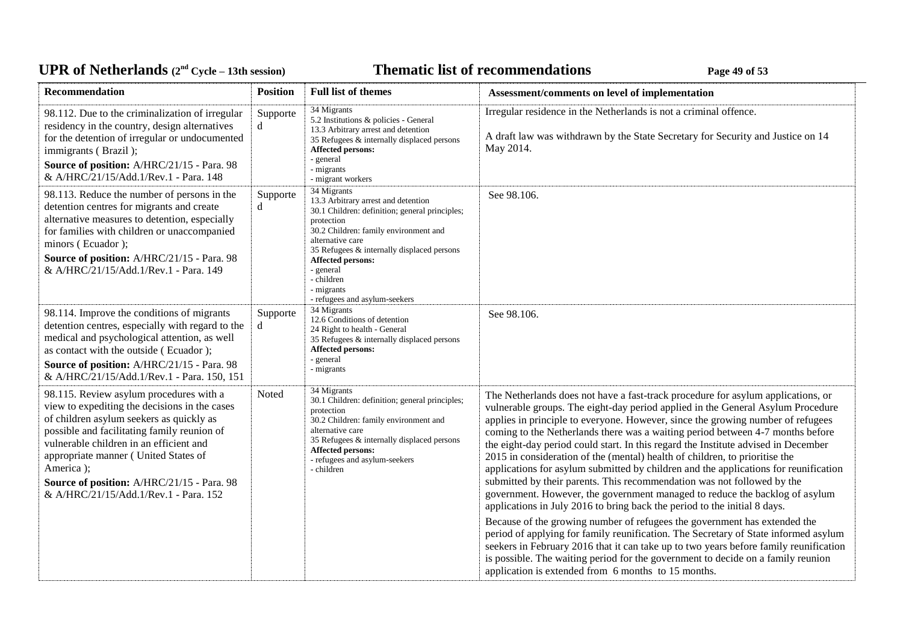| Recommendation | Position | Full list of themes | Assessment/comments on level of implementation |
| --- | --- | --- | --- |
| 98.112. Due to the criminalization of irregular residency in the country, design alternatives for the detention of irregular or undocumented immigrants ( Brazil );<br>**Source of position:** A/HRC/21/15 - Para. 98 & A/HRC/21/15/Add.1/Rev.1 - Para. 148 | Supported | 34 Migrants<br>5.2 Institutions & policies - General<br>13.3 Arbitrary arrest and detention<br>35 Refugees & internally displaced persons<br>**Affected persons:**<br>- general<br>- migrants<br>- migrant workers | Irregular residence in the Netherlands is not a criminal offence.<br><br>A draft law was withdrawn by the State Secretary for Security and Justice on 14 May 2014. |
| 98.113. Reduce the number of persons in the detention centres for migrants and create alternative measures to detention, especially for families with children or unaccompanied minors ( Ecuador );<br>**Source of position:** A/HRC/21/15 - Para. 98 & A/HRC/21/15/Add.1/Rev.1 - Para. 149 | Supported | 34 Migrants<br>13.3 Arbitrary arrest and detention<br>30.1 Children: definition; general principles; protection<br>30.2 Children: family environment and alternative care<br>35 Refugees & internally displaced persons<br>**Affected persons:**<br>- general<br>- children<br>- migrants<br>- refugees and asylum-seekers | See 98.106. |
| 98.114. Improve the conditions of migrants detention centres, especially with regard to the medical and psychological attention, as well as contact with the outside ( Ecuador );<br>**Source of position:** A/HRC/21/15 - Para. 98 & A/HRC/21/15/Add.1/Rev.1 - Para. 150, 151 | Supported | 34 Migrants<br>12.6 Conditions of detention<br>24 Right to health - General<br>35 Refugees & internally displaced persons<br>**Affected persons:**<br>- general<br>- migrants | See 98.106. |
| 98.115. Review asylum procedures with a view to expediting the decisions in the cases of children asylum seekers as quickly as possible and facilitating family reunion of vulnerable children in an efficient and appropriate manner ( United States of America );<br>**Source of position:** A/HRC/21/15 - Para. 98 & A/HRC/21/15/Add.1/Rev.1 - Para. 152 | Noted | 34 Migrants<br>30.1 Children: definition; general principles; protection<br>30.2 Children: family environment and alternative care<br>35 Refugees & internally displaced persons<br>**Affected persons:**<br>- refugees and asylum-seekers<br>- children | The Netherlands does not have a fast-track procedure for asylum applications, or vulnerable groups. The eight-day period applied in the General Asylum Procedure applies in principle to everyone. However, since the growing number of refugees coming to the Netherlands there was a waiting period between 4-7 months before the eight-day period could start. In this regard the Institute advised in December 2015 in consideration of the (mental) health of children, to prioritise the applications for asylum submitted by children and the applications for reunification submitted by their parents. This recommendation was not followed by the government. However, the government managed to reduce the backlog of asylum applications in July 2016 to bring back the period to the initial 8 days.<br><br>Because of the growing number of refugees the government has extended the period of applying for family reunification. The Secretary of State informed asylum seekers in February 2016 that it can take up to two years before family reunification is possible. The waiting period for the government to decide on a family reunion application is extended from 6 months to 15 months. |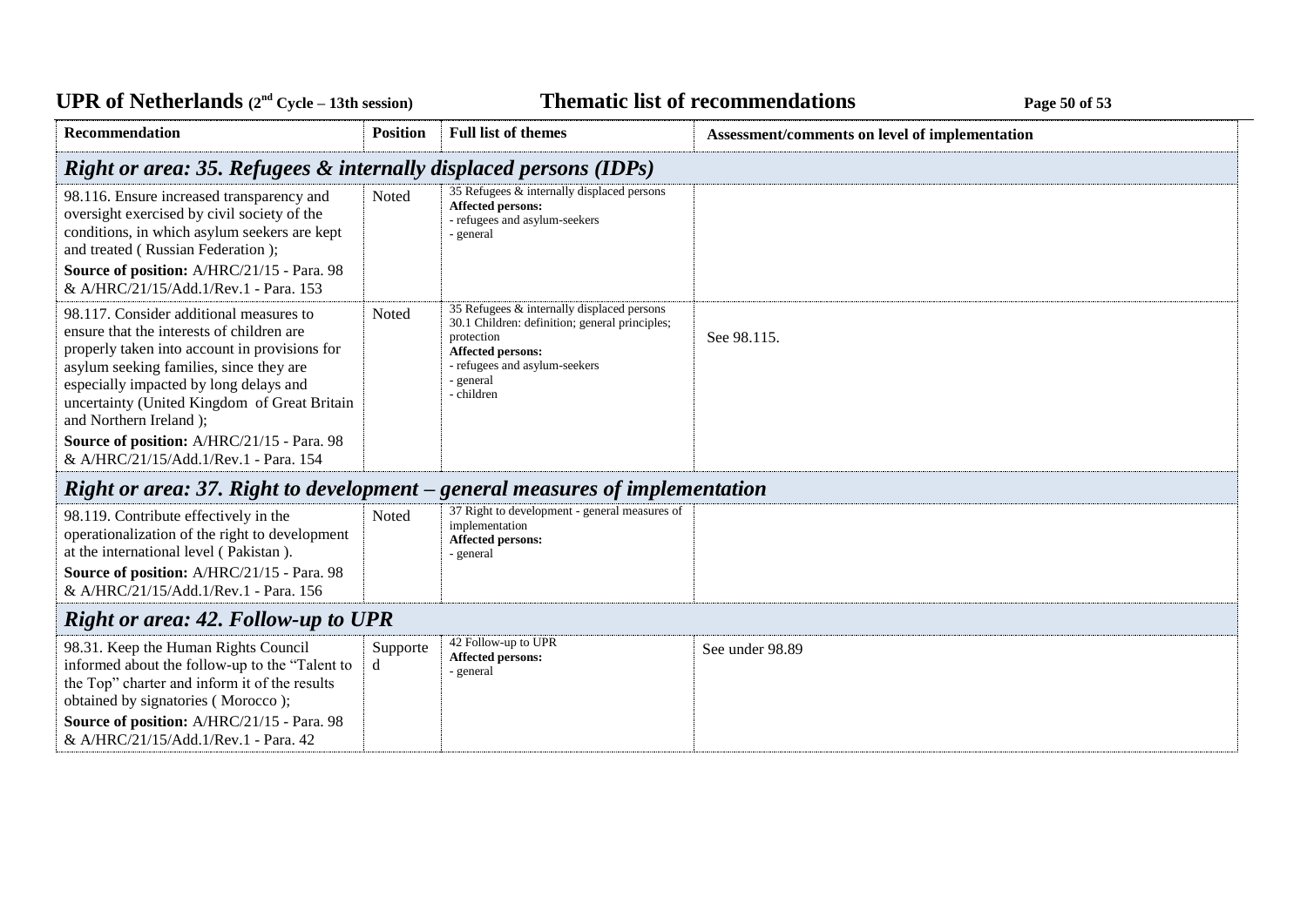| Recommendation | Position | Full list of themes | Assessment/comments on level of implementation |
|---|---|---|---|
| ***Right or area: 35. Refugees & internally displaced persons (IDPs)*** | | | |
| 98.116. Ensure increased transparency and oversight exercised by civil society of the conditions, in which asylum seekers are kept and treated ( Russian Federation );<br>**Source of position:** A/HRC/21/15 - Para. 98 & A/HRC/21/15/Add.1/Rev.1 - Para. 153 | Noted | 35 Refugees & internally displaced persons<br>**Affected persons:**<br>- refugees and asylum-seekers<br>- general | |
| 98.117. Consider additional measures to ensure that the interests of children are properly taken into account in provisions for asylum seeking families, since they are especially impacted by long delays and uncertainty (United Kingdom of Great Britain and Northern Ireland );<br>**Source of position:** A/HRC/21/15 - Para. 98 & A/HRC/21/15/Add.1/Rev.1 - Para. 154 | Noted | 35 Refugees & internally displaced persons<br>30.1 Children: definition; general principles; protection<br>**Affected persons:**<br>- refugees and asylum-seekers<br>- general<br>- children | See 98.115. |
| ***Right or area: 37. Right to development – general measures of implementation*** | | | |
| 98.119. Contribute effectively in the operationalization of the right to development at the international level ( Pakistan ).<br>**Source of position:** A/HRC/21/15 - Para. 98 & A/HRC/21/15/Add.1/Rev.1 - Para. 156 | Noted | 37 Right to development - general measures of implementation<br>**Affected persons:**<br>- general | |
| ***Right or area: 42. Follow-up to UPR*** | | | |
| 98.31. Keep the Human Rights Council informed about the follow-up to the "Talent to the Top" charter and inform it of the results obtained by signatories ( Morocco );<br>**Source of position:** A/HRC/21/15 - Para. 98 & A/HRC/21/15/Add.1/Rev.1 - Para. 42 | Supported | 42 Follow-up to UPR<br>**Affected persons:**<br>- general | See under 98.89 |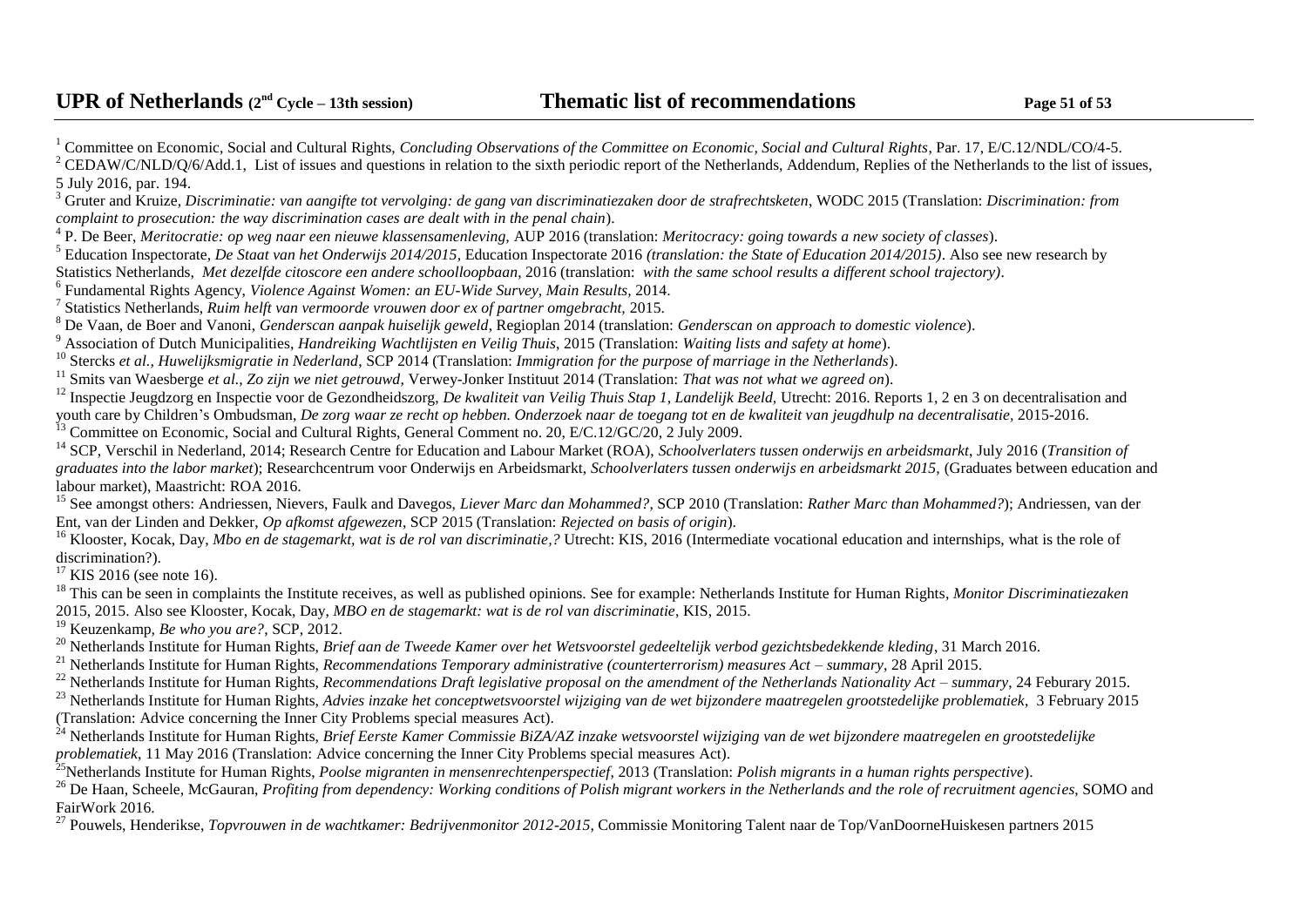[1] Committee on Economic, Social and Cultural Rights, *Concluding Observations of the Committee on Economic, Social and Cultural Rights*, Par. 17, E/C.12/NDL/CO/4-5.

[2] CEDAW/C/NLD/Q/6/Add.1, List of issues and questions in relation to the sixth periodic report of the Netherlands, Addendum, Replies of the Netherlands to the list of issues, 5 July 2016, par. 194.

[3] Gruter and Kruize, *Discriminatie: van aangifte tot vervolging: de gang van discriminatiezaken door de strafrechtsketen*, WODC 2015 (Translation: *Discrimination: from complaint to prosecution: the way discrimination cases are dealt with in the penal chain*).

[4] P. De Beer, *Meritocratie: op weg naar een nieuwe klassensamenleving,* AUP 2016 (translation: *Meritocracy: going towards a new society of classes*).

[5] Education Inspectorate, *De Staat van het Onderwijs 2014/2015*, Education Inspectorate 2016 *(translation: the State of Education 2014/2015)*. Also see new research by Statistics Netherlands, *Met dezelfde citoscore een andere schoolloopbaan*, 2016 (translation: *with the same school results a different school trajectory)*.

[6] Fundamental Rights Agency, *Violence Against Women: an EU-Wide Survey, Main Results*, 2014.

[7] Statistics Netherlands, *Ruim helft van vermoorde vrouwen door ex of partner omgebracht,* 2015.

[8] De Vaan, de Boer and Vanoni, *Genderscan aanpak huiselijk geweld*, Regioplan 2014 (translation: *Genderscan on approach to domestic violence*).

[9] Association of Dutch Municipalities, *Handreiking Wachtlijsten en Veilig Thuis*, 2015 (Translation: *Waiting lists and safety at home*).

[10] Stercks *et al.*, *Huwelijksmigratie in Nederland*, SCP 2014 (Translation: *Immigration for the purpose of marriage in the Netherlands*).

[11] Smits van Waesberge *et al.*, *Zo zijn we niet getrouwd*, Verwey-Jonker Instituut 2014 (Translation: *That was not what we agreed on*).

[12] Inspectie Jeugdzorg en Inspectie voor de Gezondheidszorg, *De kwaliteit van Veilig Thuis Stap 1, Landelijk Beeld,* Utrecht: 2016. Reports 1, 2 en 3 on decentralisation and youth care by Children's Ombudsman, *De zorg waar ze recht op hebben. Onderzoek naar de toegang tot en de kwaliteit van jeugdhulp na decentralisatie*, 2015-2016.

[13] Committee on Economic, Social and Cultural Rights, General Comment no. 20, E/C.12/GC/20, 2 July 2009.

[14] SCP, Verschil in Nederland, 2014; Research Centre for Education and Labour Market (ROA), *Schoolverlaters tussen onderwijs en arbeidsmarkt*, July 2016 (*Transition of graduates into the labor market*); Researchcentrum voor Onderwijs en Arbeidsmarkt, *Schoolverlaters tussen onderwijs en arbeidsmarkt 2015,* (Graduates between education and labour market), Maastricht: ROA 2016.

[15] See amongst others: Andriessen, Nievers, Faulk and Davegos, *Liever Marc dan Mohammed?*, SCP 2010 (Translation: *Rather Marc than Mohammed?*); Andriessen, van der Ent, van der Linden and Dekker, *Op afkomst afgewezen*, SCP 2015 (Translation: *Rejected on basis of origin*).

[16] Klooster, Kocak, Day, *Mbo en de stagemarkt, wat is de rol van discriminatie,?* Utrecht: KIS, 2016 (Intermediate vocational education and internships, what is the role of discrimination?).

[17] KIS 2016 (see note 16).

[18] This can be seen in complaints the Institute receives, as well as published opinions. See for example: Netherlands Institute for Human Rights, *Monitor Discriminatiezaken* 2015, 2015. Also see Klooster, Kocak, Day, *MBO en de stagemarkt: wat is de rol van discriminatie*, KIS, 2015.

[19] Keuzenkamp, *Be who you are?*, SCP, 2012.

[20] Netherlands Institute for Human Rights, *Brief aan de Tweede Kamer over het Wetsvoorstel gedeeltelijk verbod gezichtsbedekkende kleding*, 31 March 2016.

[21] Netherlands Institute for Human Rights, *Recommendations Temporary administrative (counterterrorism) measures Act – summary*, 28 April 2015.

[22] Netherlands Institute for Human Rights, *Recommendations Draft legislative proposal on the amendment of the Netherlands Nationality Act – summary*, 24 Feburary 2015.

[23] Netherlands Institute for Human Rights, *Advies inzake het conceptwetsvoorstel wijziging van de wet bijzondere maatregelen grootstedelijke problematiek*, 3 February 2015 (Translation: Advice concerning the Inner City Problems special measures Act).

[24] Netherlands Institute for Human Rights, *Brief Eerste Kamer Commissie BiZA/AZ inzake wetsvoorstel wijziging van de wet bijzondere maatregelen en grootstedelijke problematiek*, 11 May 2016 (Translation: Advice concerning the Inner City Problems special measures Act).

[25] Netherlands Institute for Human Rights, *Poolse migranten in mensenrechtenperspectief*, 2013 (Translation: *Polish migrants in a human rights perspective*).

[26] De Haan, Scheele, McGauran, *Profiting from dependency: Working conditions of Polish migrant workers in the Netherlands and the role of recruitment agencies*, SOMO and FairWork 2016.

[27] Pouwels, Henderikse, *Topvrouwen in de wachtkamer: Bedrijvenmonitor 2012-2015*, Commissie Monitoring Talent naar de Top/VanDoorneHuiskesen partners 2015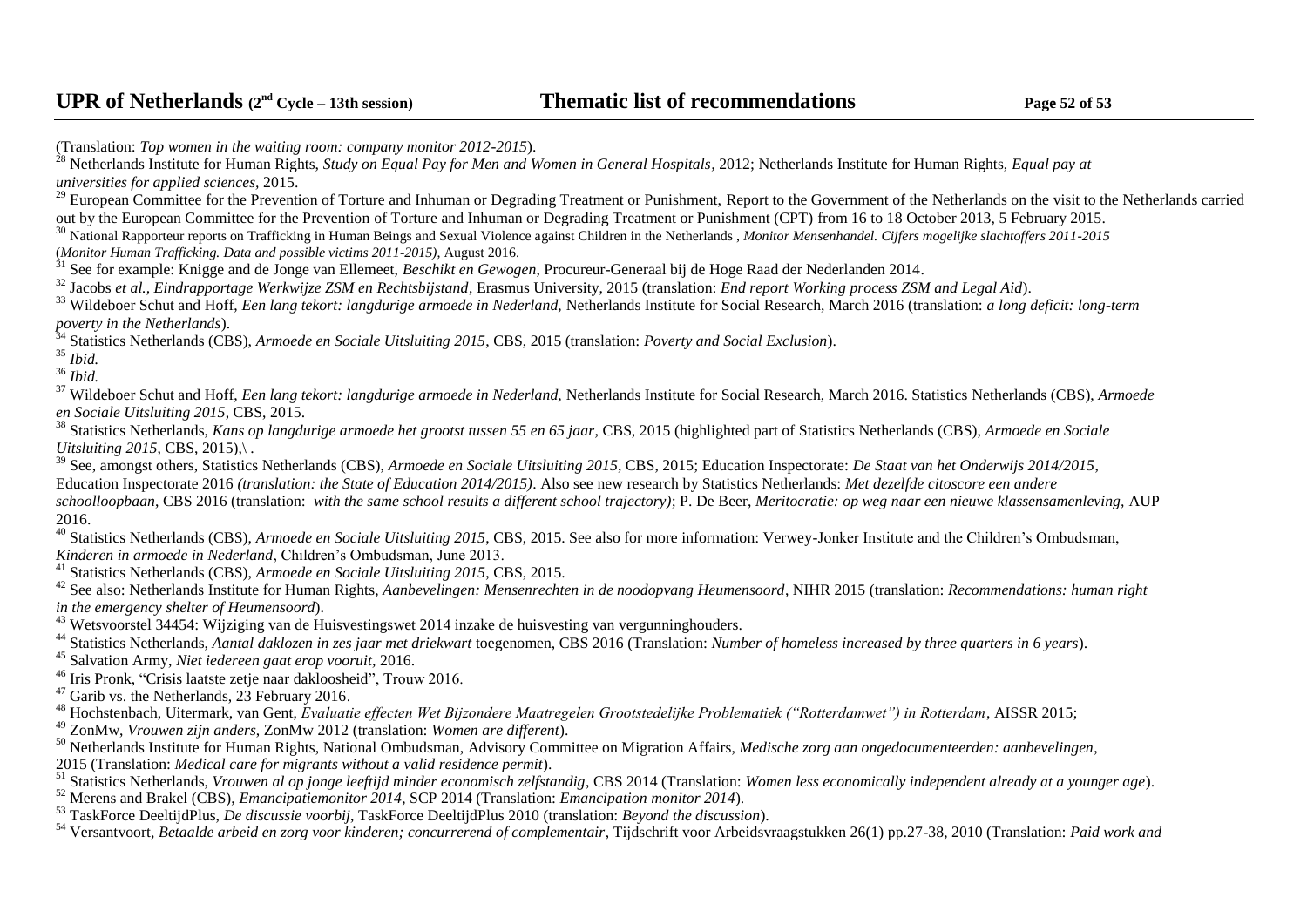(Translation: *Top women in the waiting room: company monitor 2012-2015*).

[28] Netherlands Institute for Human Rights, *Study on Equal Pay for Men and Women in General Hospitals*, 2012; Netherlands Institute for Human Rights, *Equal pay at universities for applied sciences*, 2015.

[29] European Committee for the Prevention of Torture and Inhuman or Degrading Treatment or Punishment, Report to the Government of the Netherlands on the visit to the Netherlands carried out by the European Committee for the Prevention of Torture and Inhuman or Degrading Treatment or Punishment (CPT) from 16 to 18 October 2013, 5 February 2015.

[30] National Rapporteur reports on Trafficking in Human Beings and Sexual Violence against Children in the Netherlands , *Monitor Mensenhandel. Cijfers mogelijke slachtoffers 2011-2015* (*Monitor Human Trafficking. Data and possible victims 2011-2015)*, August 2016.

[31] See for example: Knigge and de Jonge van Ellemeet, *Beschikt en Gewogen*, Procureur-Generaal bij de Hoge Raad der Nederlanden 2014.

[32] Jacobs *et al., Eindrapportage Werkwijze ZSM en Rechtsbijstand*, Erasmus University, 2015 (translation: *End report Working process ZSM and Legal Aid*).

[33] Wildeboer Schut and Hoff, *Een lang tekort: langdurige armoede in Nederland,* Netherlands Institute for Social Research, March 2016 (translation: *a long deficit: long-term poverty in the Netherlands*).

[34] Statistics Netherlands (CBS), *Armoede en Sociale Uitsluiting 2015*, CBS, 2015 (translation: *Poverty and Social Exclusion*).

[35] *Ibid.*

[36] *Ibid.*

[37] Wildeboer Schut and Hoff, *Een lang tekort: langdurige armoede in Nederland,* Netherlands Institute for Social Research, March 2016. Statistics Netherlands (CBS), *Armoede en Sociale Uitsluiting 2015*, CBS, 2015.

[38] Statistics Netherlands, *Kans op langdurige armoede het grootst tussen 55 en 65 jaar*, CBS, 2015 (highlighted part of Statistics Netherlands (CBS), *Armoede en Sociale Uitsluiting 2015*, CBS, 2015),\ .

[39] See, amongst others, Statistics Netherlands (CBS), *Armoede en Sociale Uitsluiting 2015*, CBS, 2015; Education Inspectorate: *De Staat van het Onderwijs 2014/2015*, Education Inspectorate 2016 *(translation: the State of Education 2014/2015)*. Also see new research by Statistics Netherlands: *Met dezelfde citoscore een andere schoolloopbaan*, CBS 2016 (translation: *with the same school results a different school trajectory)*; P. De Beer, *Meritocratie: op weg naar een nieuwe klassensamenleving,* AUP 2016.

[40] Statistics Netherlands (CBS), *Armoede en Sociale Uitsluiting 2015*, CBS, 2015. See also for more information: Verwey-Jonker Institute and the Children's Ombudsman, *Kinderen in armoede in Nederland*, Children's Ombudsman, June 2013.

[41] Statistics Netherlands (CBS), *Armoede en Sociale Uitsluiting 2015*, CBS, 2015.

[42] See also: Netherlands Institute for Human Rights, *Aanbevelingen: Mensenrechten in de noodopvang Heumensoord*, NIHR 2015 (translation: *Recommendations: human right in the emergency shelter of Heumensoord*).

[43] Wetsvoorstel 34454: Wijziging van de Huisvestingswet 2014 inzake de huisvesting van vergunninghouders.

[44] Statistics Netherlands, *Aantal daklozen in zes jaar met driekwart* toegenomen, CBS 2016 (Translation: *Number of homeless increased by three quarters in 6 years*).

[45] Salvation Army, *Niet iedereen gaat erop vooruit*, 2016.

[46] Iris Pronk, "Crisis laatste zetje naar dakloosheid", Trouw 2016.

[47] Garib vs. the Netherlands, 23 February 2016.

[48] Hochstenbach, Uitermark, van Gent, *Evaluatie effecten Wet Bijzondere Maatregelen Grootstedelijke Problematiek ("Rotterdamwet") in Rotterdam*, AISSR 2015;

[49] ZonMw, *Vrouwen zijn anders*, ZonMw 2012 (translation: *Women are different*).

[50] Netherlands Institute for Human Rights, National Ombudsman, Advisory Committee on Migration Affairs, *Medische zorg aan ongedocumenteerden: aanbevelingen*, 2015 (Translation: *Medical care for migrants without a valid residence permit*).

[51] Statistics Netherlands, *Vrouwen al op jonge leeftijd minder economisch zelfstandig*, CBS 2014 (Translation: *Women less economically independent already at a younger age*).

[52] Merens and Brakel (CBS), *Emancipatiemonitor 2014*, SCP 2014 (Translation: *Emancipation monitor 2014*).

[53] TaskForce DeeltijdPlus, *De discussie voorbij*, TaskForce DeeltijdPlus 2010 (translation: *Beyond the discussion*).

[54] Versantvoort, *Betaalde arbeid en zorg voor kinderen; concurrerend of complementair*, Tijdschrift voor Arbeidsvraagstukken 26(1) pp.27-38, 2010 (Translation: *Paid work and*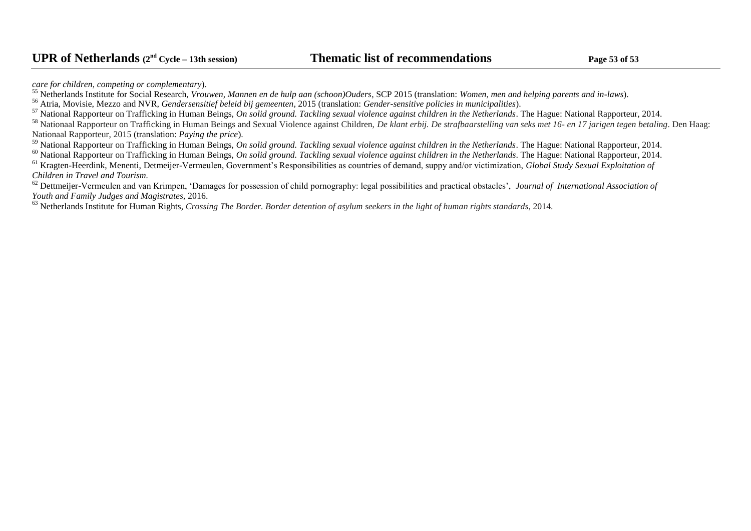*care for children, competing or complementary*).

[55] Netherlands Institute for Social Research, *Vrouwen, Mannen en de hulp aan (schoon)Ouders*, SCP 2015 (translation: *Women, men and helping parents and in-laws*).

[56] Atria, Movisie, Mezzo and NVR, *Gendersensitief beleid bij gemeenten*, 2015 (translation: *Gender-sensitive policies in municipalities*).

[57] National Rapporteur on Trafficking in Human Beings, *On solid ground. Tackling sexual violence against children in the Netherlands*. The Hague: National Rapporteur, 2014.

[58] Nationaal Rapporteur on Trafficking in Human Beings and Sexual Violence against Children, *De klant erbij. De strafbaarstelling van seks met 16- en 17 jarigen tegen betaling*. Den Haag: Nationaal Rapporteur, 2015 (translation: *Paying the price*).

[59] National Rapporteur on Trafficking in Human Beings, *On solid ground. Tackling sexual violence against children in the Netherlands*. The Hague: National Rapporteur, 2014.

[60] National Rapporteur on Trafficking in Human Beings, *On solid ground. Tackling sexual violence against children in the Netherlands*. The Hague: National Rapporteur, 2014.

[61] Kragten-Heerdink, Menenti, Detmeijer-Vermeulen, Government's Responsibilities as countries of demand, suppy and/or victimization, *Global Study Sexual Exploitation of Children in Travel and Tourism.*

[62] Dettmeijer-Vermeulen and van Krimpen, 'Damages for possession of child pornography: legal possibilities and practical obstacles', *Journal of International Association of Youth and Family Judges and Magistrates*, 2016.

[63] Netherlands Institute for Human Rights, *Crossing The Border. Border detention of asylum seekers in the light of human rights standards*, 2014.